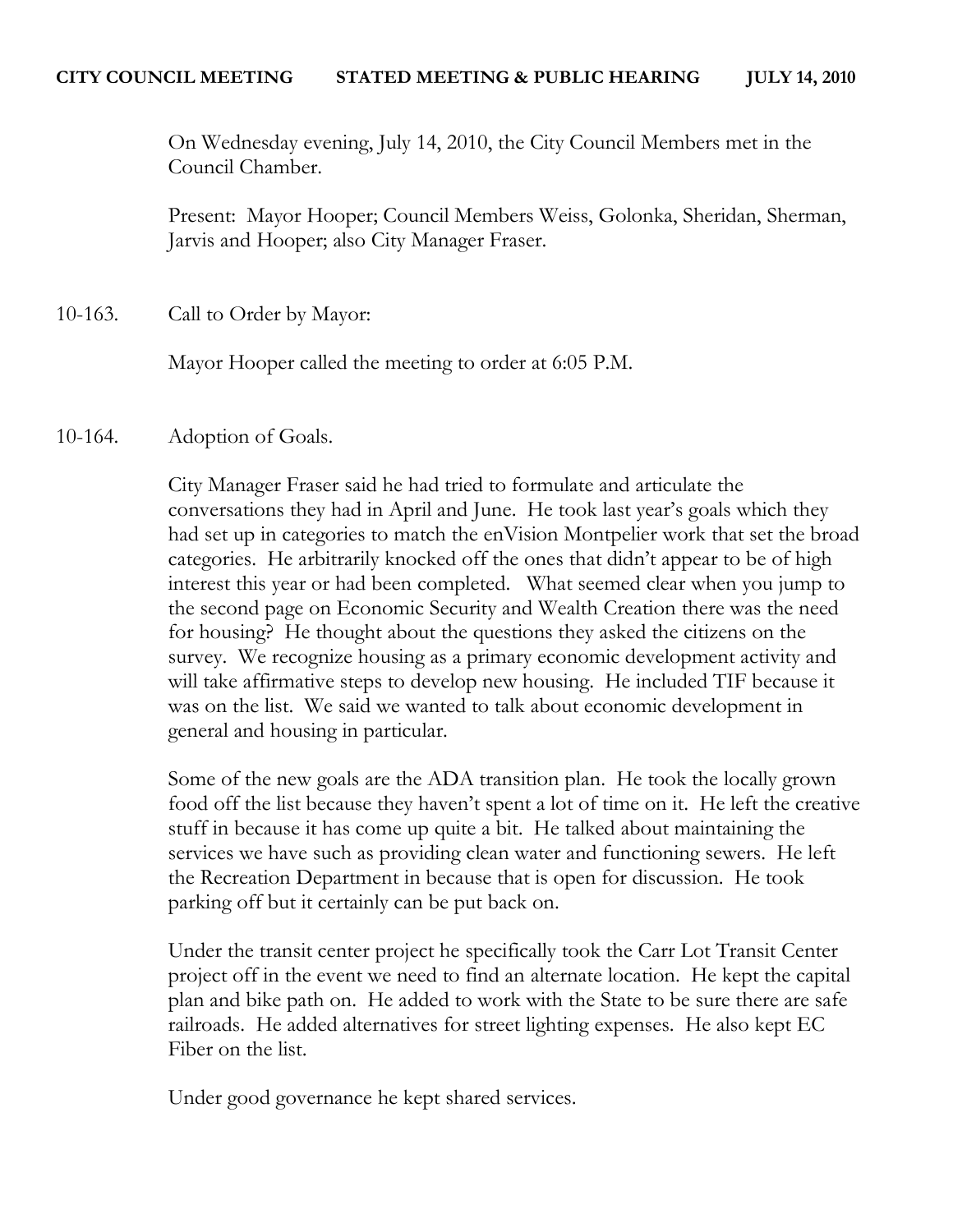**CITY COUNCIL MEETING STATED MEETING & PUBLIC HEARING JULY 14, 2010**

On Wednesday evening, July 14, 2010, the City Council Members met in the Council Chamber.

Present: Mayor Hooper; Council Members Weiss, Golonka, Sheridan, Sherman, Jarvis and Hooper; also City Manager Fraser.

10-163. Call to Order by Mayor:

Mayor Hooper called the meeting to order at 6:05 P.M.

10-164. Adoption of Goals.

City Manager Fraser said he had tried to formulate and articulate the conversations they had in April and June. He took last year's goals which they had set up in categories to match the enVision Montpelier work that set the broad categories. He arbitrarily knocked off the ones that didn't appear to be of high interest this year or had been completed. What seemed clear when you jump to the second page on Economic Security and Wealth Creation there was the need for housing? He thought about the questions they asked the citizens on the survey. We recognize housing as a primary economic development activity and will take affirmative steps to develop new housing. He included TIF because it was on the list. We said we wanted to talk about economic development in general and housing in particular.

Some of the new goals are the ADA transition plan. He took the locally grown food off the list because they haven't spent a lot of time on it. He left the creative stuff in because it has come up quite a bit. He talked about maintaining the services we have such as providing clean water and functioning sewers. He left the Recreation Department in because that is open for discussion. He took parking off but it certainly can be put back on.

Under the transit center project he specifically took the Carr Lot Transit Center project off in the event we need to find an alternate location. He kept the capital plan and bike path on. He added to work with the State to be sure there are safe railroads. He added alternatives for street lighting expenses. He also kept EC Fiber on the list.

Under good governance he kept shared services.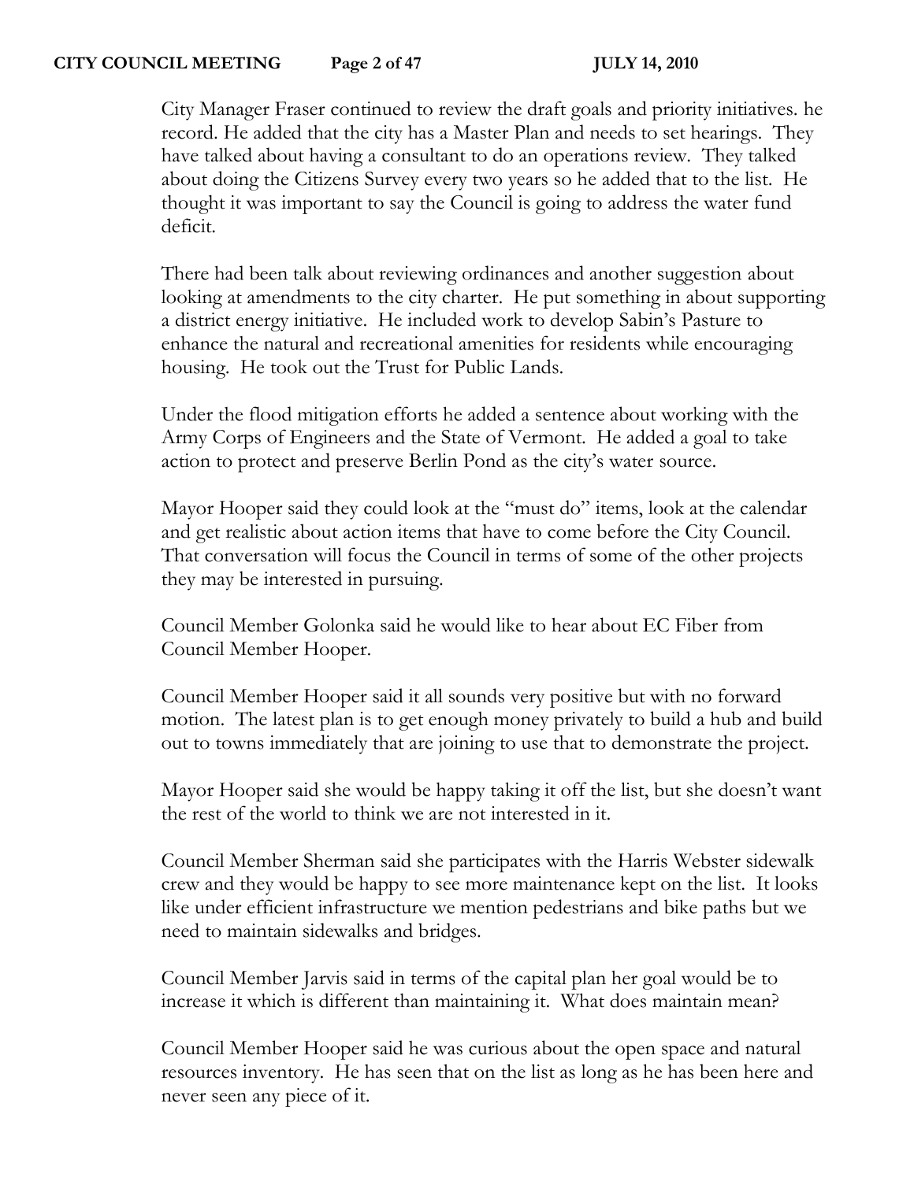City Manager Fraser continued to review the draft goals and priority initiatives. he record. He added that the city has a Master Plan and needs to set hearings. They have talked about having a consultant to do an operations review. They talked about doing the Citizens Survey every two years so he added that to the list. He thought it was important to say the Council is going to address the water fund deficit.

There had been talk about reviewing ordinances and another suggestion about looking at amendments to the city charter. He put something in about supporting a district energy initiative. He included work to develop Sabin's Pasture to enhance the natural and recreational amenities for residents while encouraging housing. He took out the Trust for Public Lands.

Under the flood mitigation efforts he added a sentence about working with the Army Corps of Engineers and the State of Vermont. He added a goal to take action to protect and preserve Berlin Pond as the city's water source.

Mayor Hooper said they could look at the "must do" items, look at the calendar and get realistic about action items that have to come before the City Council. That conversation will focus the Council in terms of some of the other projects they may be interested in pursuing.

Council Member Golonka said he would like to hear about EC Fiber from Council Member Hooper.

Council Member Hooper said it all sounds very positive but with no forward motion. The latest plan is to get enough money privately to build a hub and build out to towns immediately that are joining to use that to demonstrate the project.

Mayor Hooper said she would be happy taking it off the list, but she doesn't want the rest of the world to think we are not interested in it.

Council Member Sherman said she participates with the Harris Webster sidewalk crew and they would be happy to see more maintenance kept on the list. It looks like under efficient infrastructure we mention pedestrians and bike paths but we need to maintain sidewalks and bridges.

Council Member Jarvis said in terms of the capital plan her goal would be to increase it which is different than maintaining it. What does maintain mean?

Council Member Hooper said he was curious about the open space and natural resources inventory. He has seen that on the list as long as he has been here and never seen any piece of it.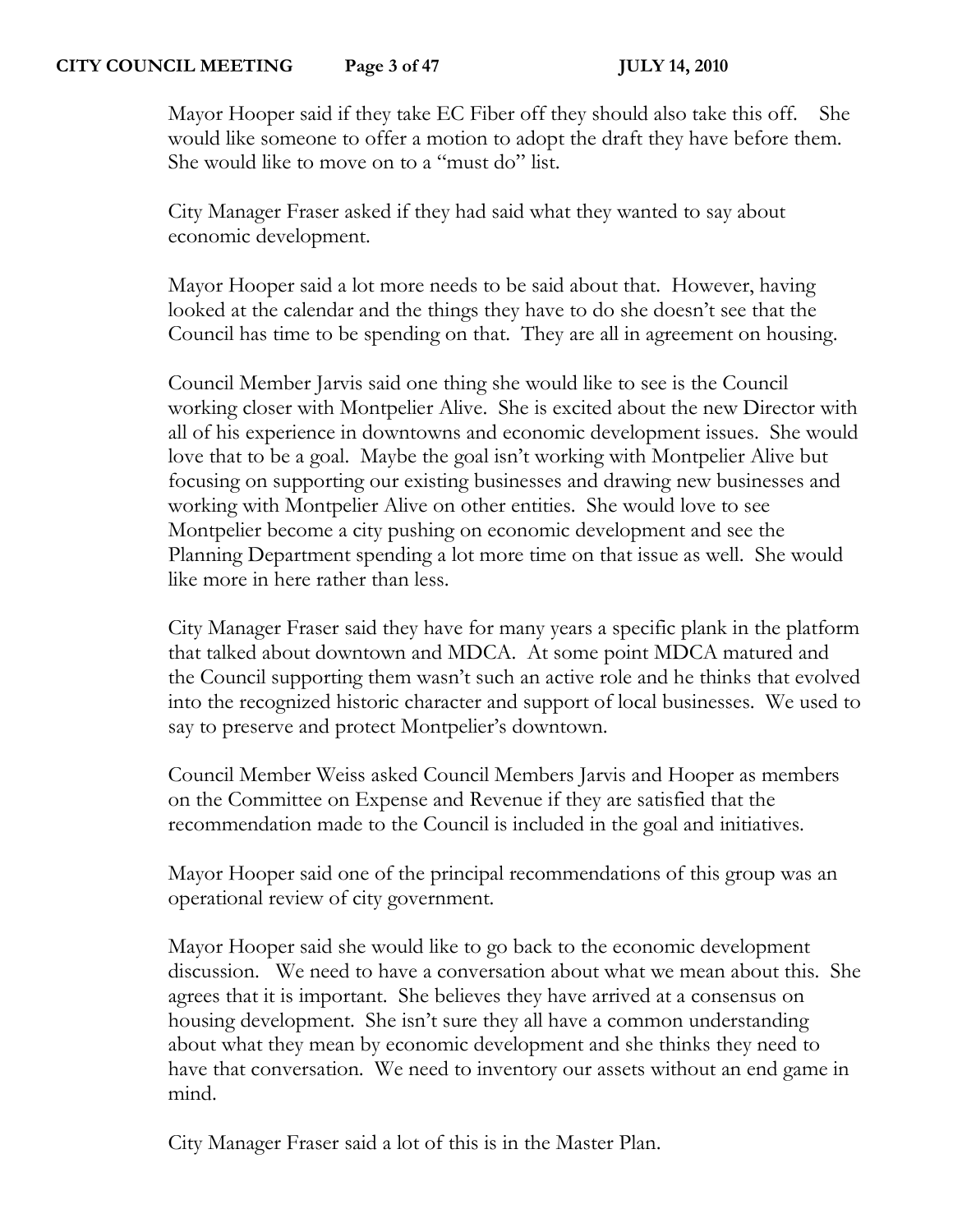Mayor Hooper said if they take EC Fiber off they should also take this off. She would like someone to offer a motion to adopt the draft they have before them. She would like to move on to a "must do" list.

City Manager Fraser asked if they had said what they wanted to say about economic development.

Mayor Hooper said a lot more needs to be said about that. However, having looked at the calendar and the things they have to do she doesn't see that the Council has time to be spending on that. They are all in agreement on housing.

Council Member Jarvis said one thing she would like to see is the Council working closer with Montpelier Alive. She is excited about the new Director with all of his experience in downtowns and economic development issues. She would love that to be a goal. Maybe the goal isn't working with Montpelier Alive but focusing on supporting our existing businesses and drawing new businesses and working with Montpelier Alive on other entities. She would love to see Montpelier become a city pushing on economic development and see the Planning Department spending a lot more time on that issue as well. She would like more in here rather than less.

City Manager Fraser said they have for many years a specific plank in the platform that talked about downtown and MDCA. At some point MDCA matured and the Council supporting them wasn't such an active role and he thinks that evolved into the recognized historic character and support of local businesses. We used to say to preserve and protect Montpelier's downtown.

Council Member Weiss asked Council Members Jarvis and Hooper as members on the Committee on Expense and Revenue if they are satisfied that the recommendation made to the Council is included in the goal and initiatives.

Mayor Hooper said one of the principal recommendations of this group was an operational review of city government.

Mayor Hooper said she would like to go back to the economic development discussion. We need to have a conversation about what we mean about this. She agrees that it is important. She believes they have arrived at a consensus on housing development. She isn't sure they all have a common understanding about what they mean by economic development and she thinks they need to have that conversation. We need to inventory our assets without an end game in mind.

City Manager Fraser said a lot of this is in the Master Plan.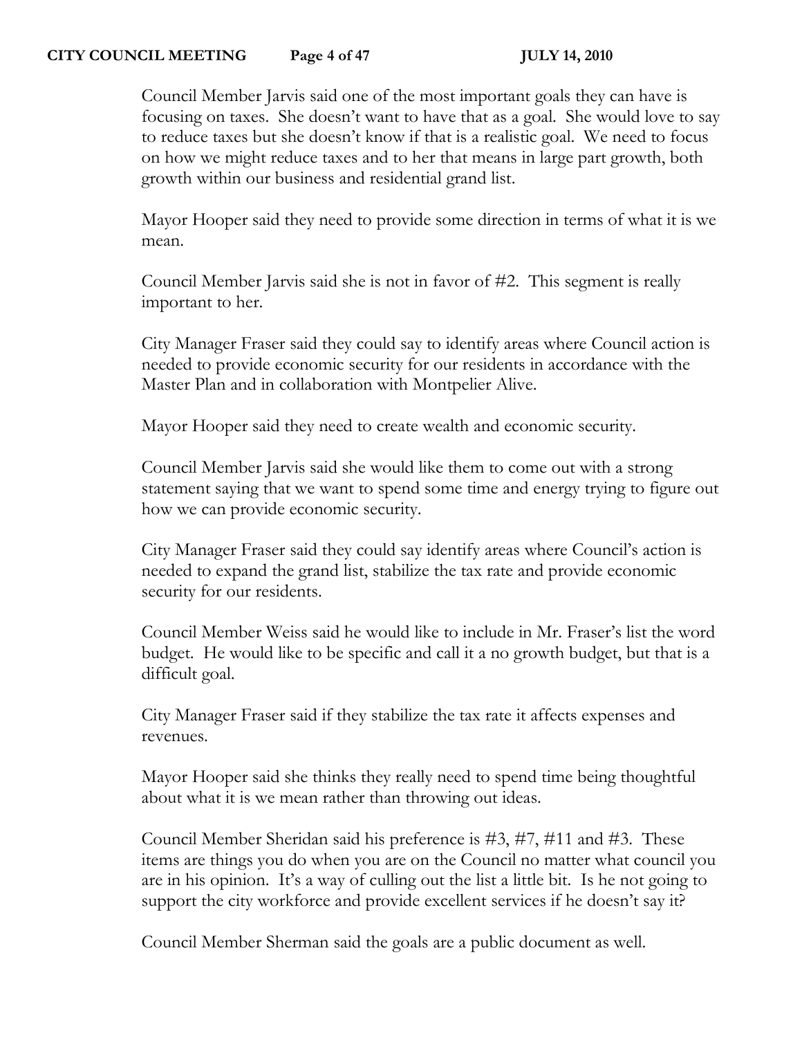Council Member Jarvis said one of the most important goals they can have is focusing on taxes. She doesn't want to have that as a goal. She would love to say to reduce taxes but she doesn't know if that is a realistic goal. We need to focus on how we might reduce taxes and to her that means in large part growth, both growth within our business and residential grand list.

Mayor Hooper said they need to provide some direction in terms of what it is we mean.

Council Member Jarvis said she is not in favor of #2. This segment is really important to her.

City Manager Fraser said they could say to identify areas where Council action is needed to provide economic security for our residents in accordance with the Master Plan and in collaboration with Montpelier Alive.

Mayor Hooper said they need to create wealth and economic security.

Council Member Jarvis said she would like them to come out with a strong statement saying that we want to spend some time and energy trying to figure out how we can provide economic security.

City Manager Fraser said they could say identify areas where Council's action is needed to expand the grand list, stabilize the tax rate and provide economic security for our residents.

Council Member Weiss said he would like to include in Mr. Fraser's list the word budget. He would like to be specific and call it a no growth budget, but that is a difficult goal.

City Manager Fraser said if they stabilize the tax rate it affects expenses and revenues.

Mayor Hooper said she thinks they really need to spend time being thoughtful about what it is we mean rather than throwing out ideas.

Council Member Sheridan said his preference is #3, #7, #11 and #3. These items are things you do when you are on the Council no matter what council you are in his opinion. It's a way of culling out the list a little bit. Is he not going to support the city workforce and provide excellent services if he doesn't say it?

Council Member Sherman said the goals are a public document as well.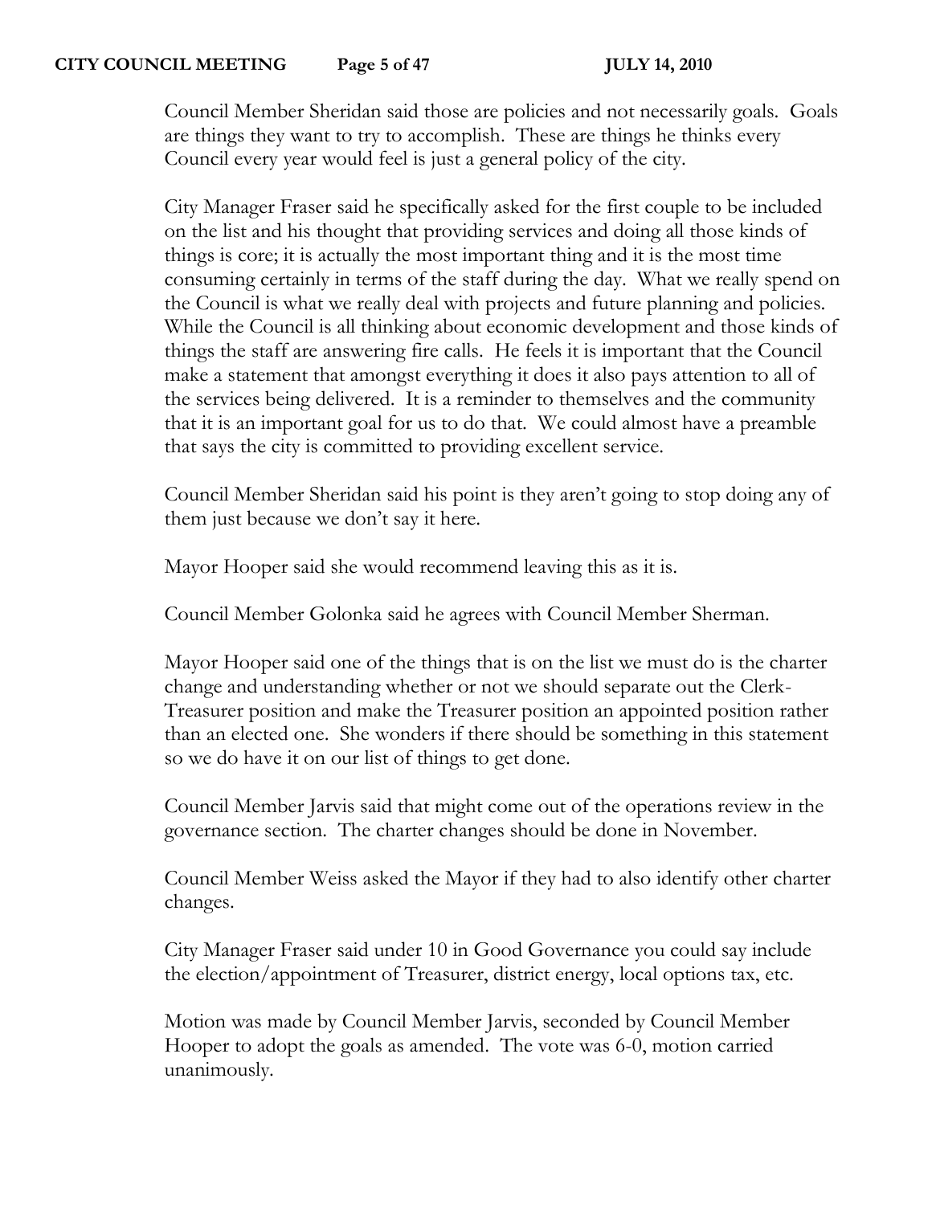Council Member Sheridan said those are policies and not necessarily goals. Goals are things they want to try to accomplish. These are things he thinks every Council every year would feel is just a general policy of the city.

City Manager Fraser said he specifically asked for the first couple to be included on the list and his thought that providing services and doing all those kinds of things is core; it is actually the most important thing and it is the most time consuming certainly in terms of the staff during the day. What we really spend on the Council is what we really deal with projects and future planning and policies. While the Council is all thinking about economic development and those kinds of things the staff are answering fire calls. He feels it is important that the Council make a statement that amongst everything it does it also pays attention to all of the services being delivered. It is a reminder to themselves and the community that it is an important goal for us to do that. We could almost have a preamble that says the city is committed to providing excellent service.

Council Member Sheridan said his point is they aren't going to stop doing any of them just because we don't say it here.

Mayor Hooper said she would recommend leaving this as it is.

Council Member Golonka said he agrees with Council Member Sherman.

Mayor Hooper said one of the things that is on the list we must do is the charter change and understanding whether or not we should separate out the Clerk-Treasurer position and make the Treasurer position an appointed position rather than an elected one. She wonders if there should be something in this statement so we do have it on our list of things to get done.

Council Member Jarvis said that might come out of the operations review in the governance section. The charter changes should be done in November.

Council Member Weiss asked the Mayor if they had to also identify other charter changes.

City Manager Fraser said under 10 in Good Governance you could say include the election/appointment of Treasurer, district energy, local options tax, etc.

Motion was made by Council Member Jarvis, seconded by Council Member Hooper to adopt the goals as amended. The vote was 6-0, motion carried unanimously.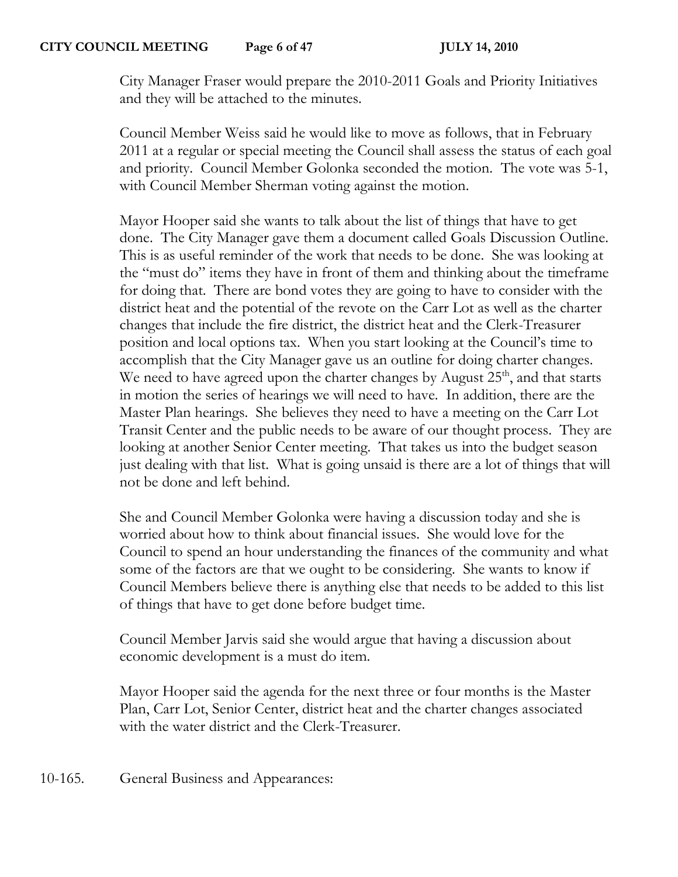City Manager Fraser would prepare the 2010-2011 Goals and Priority Initiatives and they will be attached to the minutes.

Council Member Weiss said he would like to move as follows, that in February 2011 at a regular or special meeting the Council shall assess the status of each goal and priority. Council Member Golonka seconded the motion. The vote was 5-1, with Council Member Sherman voting against the motion.

Mayor Hooper said she wants to talk about the list of things that have to get done. The City Manager gave them a document called Goals Discussion Outline. This is as useful reminder of the work that needs to be done. She was looking at the "must do" items they have in front of them and thinking about the timeframe for doing that. There are bond votes they are going to have to consider with the district heat and the potential of the revote on the Carr Lot as well as the charter changes that include the fire district, the district heat and the Clerk-Treasurer position and local options tax. When you start looking at the Council's time to accomplish that the City Manager gave us an outline for doing charter changes. We need to have agreed upon the charter changes by August 25th, and that starts in motion the series of hearings we will need to have. In addition, there are the Master Plan hearings. She believes they need to have a meeting on the Carr Lot Transit Center and the public needs to be aware of our thought process. They are looking at another Senior Center meeting. That takes us into the budget season just dealing with that list. What is going unsaid is there are a lot of things that will not be done and left behind.

She and Council Member Golonka were having a discussion today and she is worried about how to think about financial issues. She would love for the Council to spend an hour understanding the finances of the community and what some of the factors are that we ought to be considering. She wants to know if Council Members believe there is anything else that needs to be added to this list of things that have to get done before budget time.

Council Member Jarvis said she would argue that having a discussion about economic development is a must do item.

Mayor Hooper said the agenda for the next three or four months is the Master Plan, Carr Lot, Senior Center, district heat and the charter changes associated with the water district and the Clerk-Treasurer.

10-165. General Business and Appearances: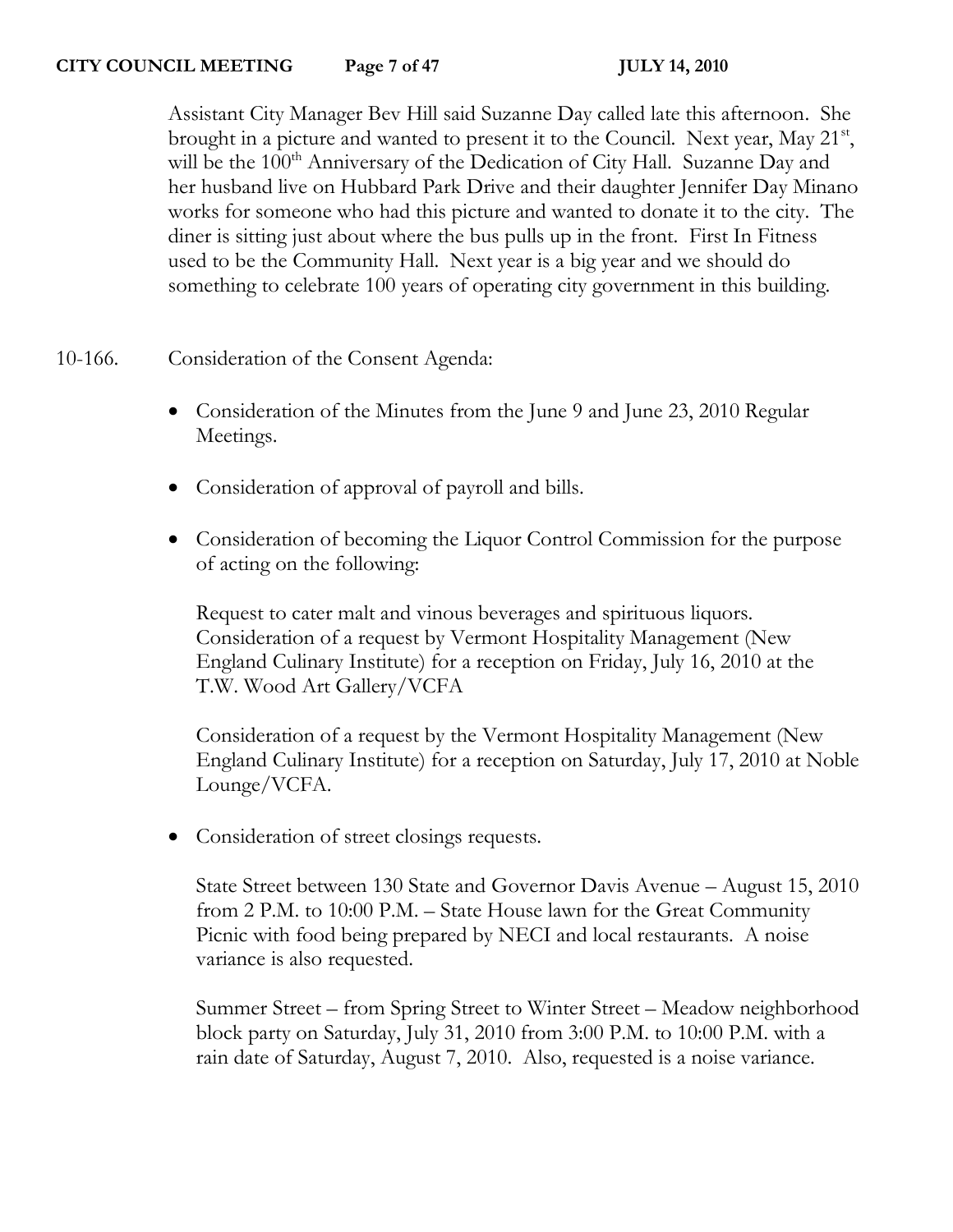Assistant City Manager Bev Hill said Suzanne Day called late this afternoon. She brought in a picture and wanted to present it to the Council. Next year, May 21st, will be the 100th Anniversary of the Dedication of City Hall. Suzanne Day and her husband live on Hubbard Park Drive and their daughter Jennifer Day Minano works for someone who had this picture and wanted to donate it to the city. The diner is sitting just about where the bus pulls up in the front. First In Fitness used to be the Community Hall. Next year is a big year and we should do something to celebrate 100 years of operating city government in this building.

10-166. Consideration of the Consent Agenda:

- Consideration of the Minutes from the June 9 and June 23, 2010 Regular Meetings.

- Consideration of approval of payroll and bills.

- Consideration of becoming the Liquor Control Commission for the purpose of acting on the following:

  Request to cater malt and vinous beverages and spirituous liquors. Consideration of a request by Vermont Hospitality Management (New England Culinary Institute) for a reception on Friday, July 16, 2010 at the T.W. Wood Art Gallery/VCFA

  Consideration of a request by the Vermont Hospitality Management (New England Culinary Institute) for a reception on Saturday, July 17, 2010 at Noble Lounge/VCFA.

- Consideration of street closings requests.

  State Street between 130 State and Governor Davis Avenue – August 15, 2010 from 2 P.M. to 10:00 P.M. – State House lawn for the Great Community Picnic with food being prepared by NECI and local restaurants. A noise variance is also requested.

  Summer Street – from Spring Street to Winter Street – Meadow neighborhood block party on Saturday, July 31, 2010 from 3:00 P.M. to 10:00 P.M. with a rain date of Saturday, August 7, 2010. Also, requested is a noise variance.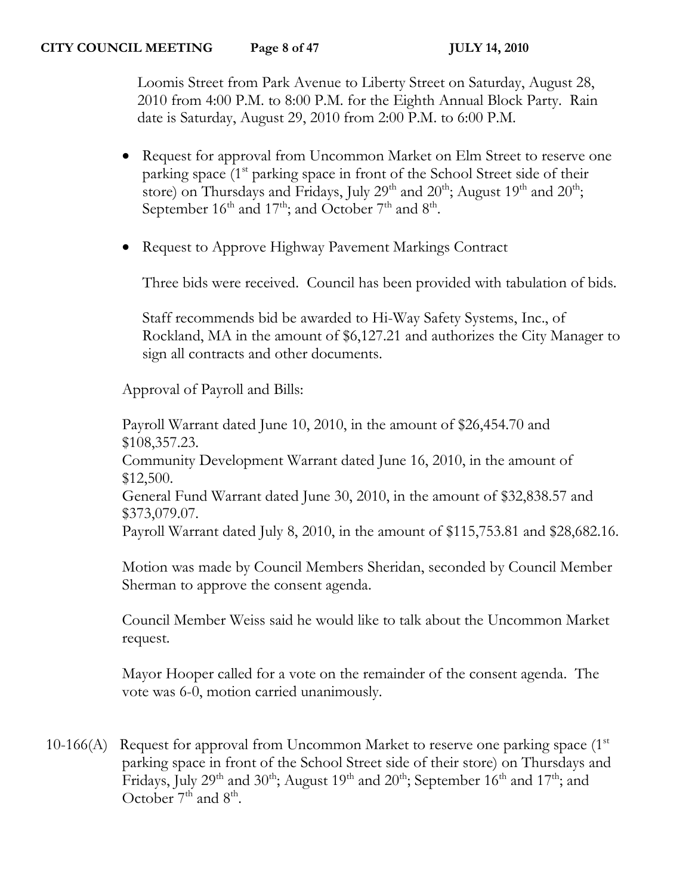Loomis Street from Park Avenue to Liberty Street on Saturday, August 28, 2010 from 4:00 P.M. to 8:00 P.M. for the Eighth Annual Block Party. Rain date is Saturday, August 29, 2010 from 2:00 P.M. to 6:00 P.M.

- Request for approval from Uncommon Market on Elm Street to reserve one parking space (1st parking space in front of the School Street side of their store) on Thursdays and Fridays, July 29th and 20th; August 19th and 20th; September 16th and 17th; and October 7th and 8th.

- Request to Approve Highway Pavement Markings Contract

  Three bids were received. Council has been provided with tabulation of bids.

  Staff recommends bid be awarded to Hi-Way Safety Systems, Inc., of Rockland, MA in the amount of $6,127.21 and authorizes the City Manager to sign all contracts and other documents.

Approval of Payroll and Bills:

Payroll Warrant dated June 10, 2010, in the amount of $26,454.70 and $108,357.23.
Community Development Warrant dated June 16, 2010, in the amount of $12,500.
General Fund Warrant dated June 30, 2010, in the amount of $32,838.57 and $373,079.07.
Payroll Warrant dated July 8, 2010, in the amount of $115,753.81 and $28,682.16.

Motion was made by Council Members Sheridan, seconded by Council Member Sherman to approve the consent agenda.

Council Member Weiss said he would like to talk about the Uncommon Market request.

Mayor Hooper called for a vote on the remainder of the consent agenda. The vote was 6-0, motion carried unanimously.

10-166(A) Request for approval from Uncommon Market to reserve one parking space (1st parking space in front of the School Street side of their store) on Thursdays and Fridays, July 29th and 30th; August 19th and 20th; September 16th and 17th; and October 7th and 8th.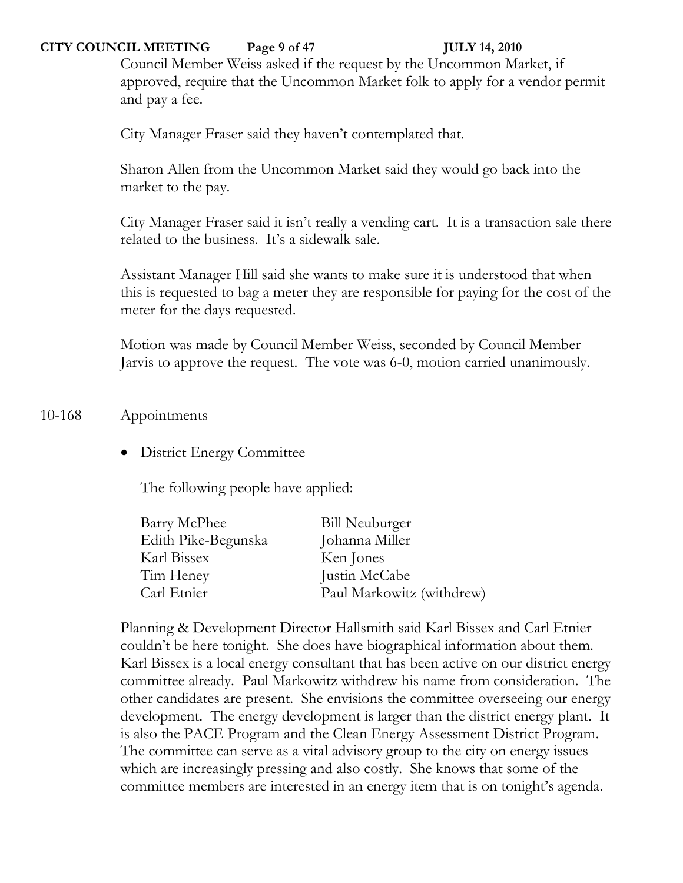Council Member Weiss asked if the request by the Uncommon Market, if approved, require that the Uncommon Market folk to apply for a vendor permit and pay a fee.

City Manager Fraser said they haven't contemplated that.

Sharon Allen from the Uncommon Market said they would go back into the market to the pay.

City Manager Fraser said it isn't really a vending cart. It is a transaction sale there related to the business. It's a sidewalk sale.

Assistant Manager Hill said she wants to make sure it is understood that when this is requested to bag a meter they are responsible for paying for the cost of the meter for the days requested.

Motion was made by Council Member Weiss, seconded by Council Member Jarvis to approve the request. The vote was 6-0, motion carried unanimously.

10-168 Appointments

- District Energy Committee

  The following people have applied:

| | |
|---|---|
| Barry McPhee | Bill Neuburger |
| Edith Pike-Begunska | Johanna Miller |
| Karl Bissex | Ken Jones |
| Tim Heney | Justin McCabe |
| Carl Etnier | Paul Markowitz (withdrew) |

Planning & Development Director Hallsmith said Karl Bissex and Carl Etnier couldn't be here tonight. She does have biographical information about them. Karl Bissex is a local energy consultant that has been active on our district energy committee already. Paul Markowitz withdrew his name from consideration. The other candidates are present. She envisions the committee overseeing our energy development. The energy development is larger than the district energy plant. It is also the PACE Program and the Clean Energy Assessment District Program. The committee can serve as a vital advisory group to the city on energy issues which are increasingly pressing and also costly. She knows that some of the committee members are interested in an energy item that is on tonight's agenda.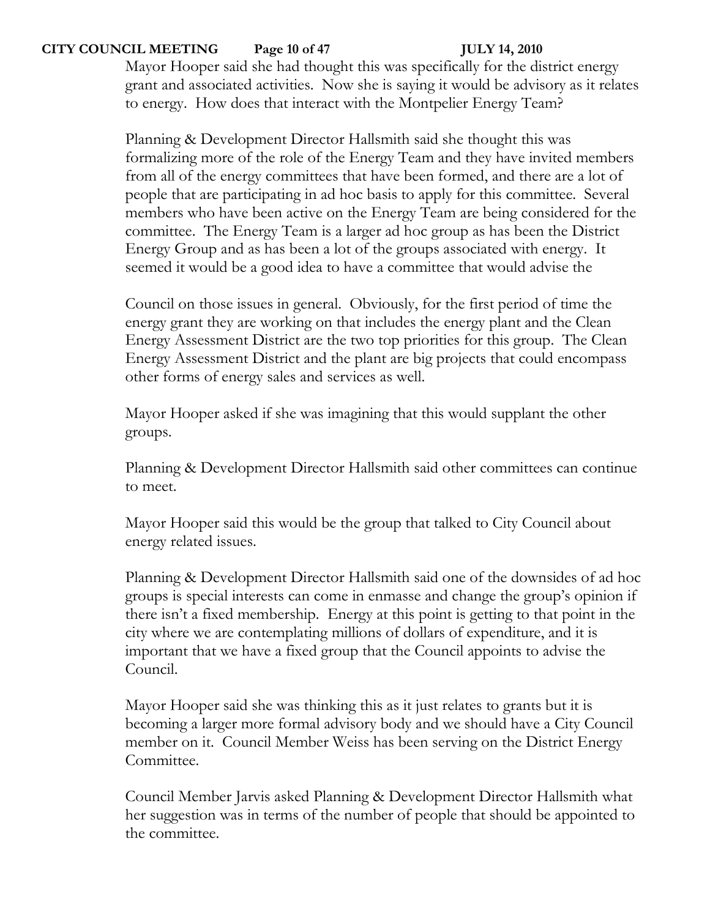Mayor Hooper said she had thought this was specifically for the district energy grant and associated activities. Now she is saying it would be advisory as it relates to energy. How does that interact with the Montpelier Energy Team?

Planning & Development Director Hallsmith said she thought this was formalizing more of the role of the Energy Team and they have invited members from all of the energy committees that have been formed, and there are a lot of people that are participating in ad hoc basis to apply for this committee. Several members who have been active on the Energy Team are being considered for the committee. The Energy Team is a larger ad hoc group as has been the District Energy Group and as has been a lot of the groups associated with energy. It seemed it would be a good idea to have a committee that would advise the

Council on those issues in general. Obviously, for the first period of time the energy grant they are working on that includes the energy plant and the Clean Energy Assessment District are the two top priorities for this group. The Clean Energy Assessment District and the plant are big projects that could encompass other forms of energy sales and services as well.

Mayor Hooper asked if she was imagining that this would supplant the other groups.

Planning & Development Director Hallsmith said other committees can continue to meet.

Mayor Hooper said this would be the group that talked to City Council about energy related issues.

Planning & Development Director Hallsmith said one of the downsides of ad hoc groups is special interests can come in enmasse and change the group's opinion if there isn't a fixed membership. Energy at this point is getting to that point in the city where we are contemplating millions of dollars of expenditure, and it is important that we have a fixed group that the Council appoints to advise the Council.

Mayor Hooper said she was thinking this as it just relates to grants but it is becoming a larger more formal advisory body and we should have a City Council member on it. Council Member Weiss has been serving on the District Energy Committee.

Council Member Jarvis asked Planning & Development Director Hallsmith what her suggestion was in terms of the number of people that should be appointed to the committee.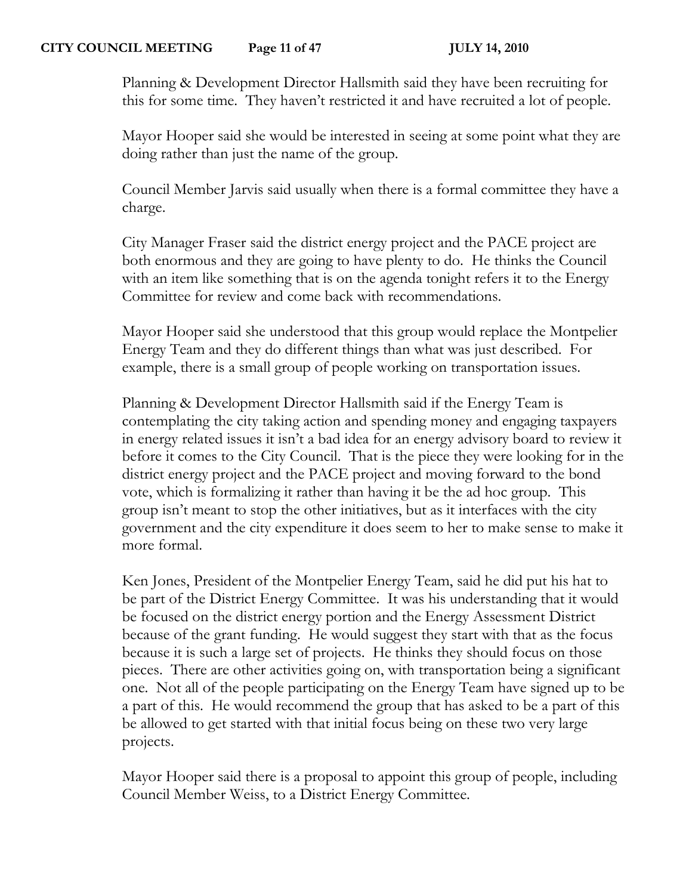Planning & Development Director Hallsmith said they have been recruiting for this for some time. They haven't restricted it and have recruited a lot of people.

Mayor Hooper said she would be interested in seeing at some point what they are doing rather than just the name of the group.

Council Member Jarvis said usually when there is a formal committee they have a charge.

City Manager Fraser said the district energy project and the PACE project are both enormous and they are going to have plenty to do. He thinks the Council with an item like something that is on the agenda tonight refers it to the Energy Committee for review and come back with recommendations.

Mayor Hooper said she understood that this group would replace the Montpelier Energy Team and they do different things than what was just described. For example, there is a small group of people working on transportation issues.

Planning & Development Director Hallsmith said if the Energy Team is contemplating the city taking action and spending money and engaging taxpayers in energy related issues it isn't a bad idea for an energy advisory board to review it before it comes to the City Council. That is the piece they were looking for in the district energy project and the PACE project and moving forward to the bond vote, which is formalizing it rather than having it be the ad hoc group. This group isn't meant to stop the other initiatives, but as it interfaces with the city government and the city expenditure it does seem to her to make sense to make it more formal.

Ken Jones, President of the Montpelier Energy Team, said he did put his hat to be part of the District Energy Committee. It was his understanding that it would be focused on the district energy portion and the Energy Assessment District because of the grant funding. He would suggest they start with that as the focus because it is such a large set of projects. He thinks they should focus on those pieces. There are other activities going on, with transportation being a significant one. Not all of the people participating on the Energy Team have signed up to be a part of this. He would recommend the group that has asked to be a part of this be allowed to get started with that initial focus being on these two very large projects.

Mayor Hooper said there is a proposal to appoint this group of people, including Council Member Weiss, to a District Energy Committee.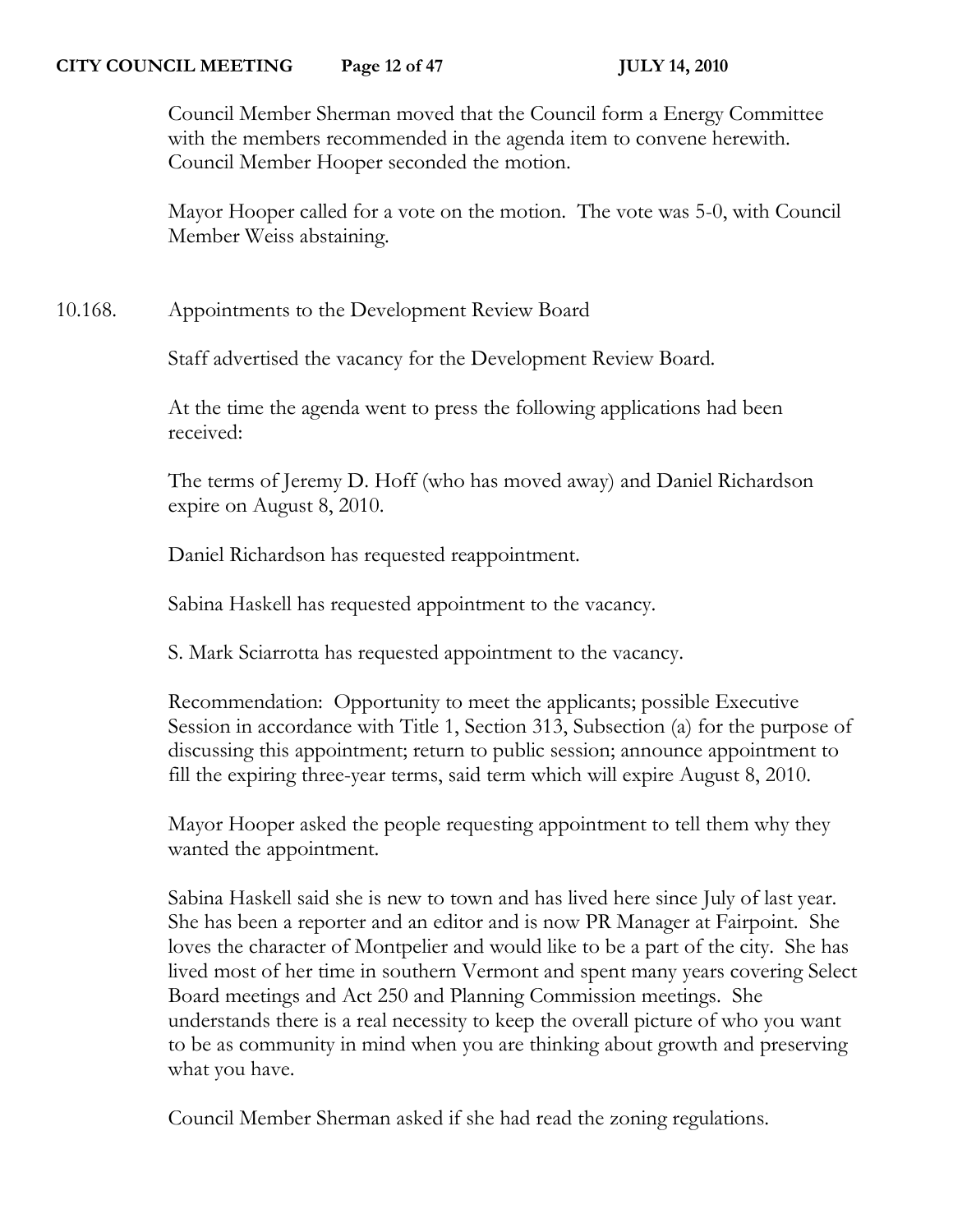Council Member Sherman moved that the Council form a Energy Committee with the members recommended in the agenda item to convene herewith. Council Member Hooper seconded the motion.

Mayor Hooper called for a vote on the motion. The vote was 5-0, with Council Member Weiss abstaining.

10.168. Appointments to the Development Review Board

Staff advertised the vacancy for the Development Review Board.

At the time the agenda went to press the following applications had been received:

The terms of Jeremy D. Hoff (who has moved away) and Daniel Richardson expire on August 8, 2010.

Daniel Richardson has requested reappointment.

Sabina Haskell has requested appointment to the vacancy.

S. Mark Sciarrotta has requested appointment to the vacancy.

Recommendation: Opportunity to meet the applicants; possible Executive Session in accordance with Title 1, Section 313, Subsection (a) for the purpose of discussing this appointment; return to public session; announce appointment to fill the expiring three-year terms, said term which will expire August 8, 2010.

Mayor Hooper asked the people requesting appointment to tell them why they wanted the appointment.

Sabina Haskell said she is new to town and has lived here since July of last year. She has been a reporter and an editor and is now PR Manager at Fairpoint. She loves the character of Montpelier and would like to be a part of the city. She has lived most of her time in southern Vermont and spent many years covering Select Board meetings and Act 250 and Planning Commission meetings. She understands there is a real necessity to keep the overall picture of who you want to be as community in mind when you are thinking about growth and preserving what you have.

Council Member Sherman asked if she had read the zoning regulations.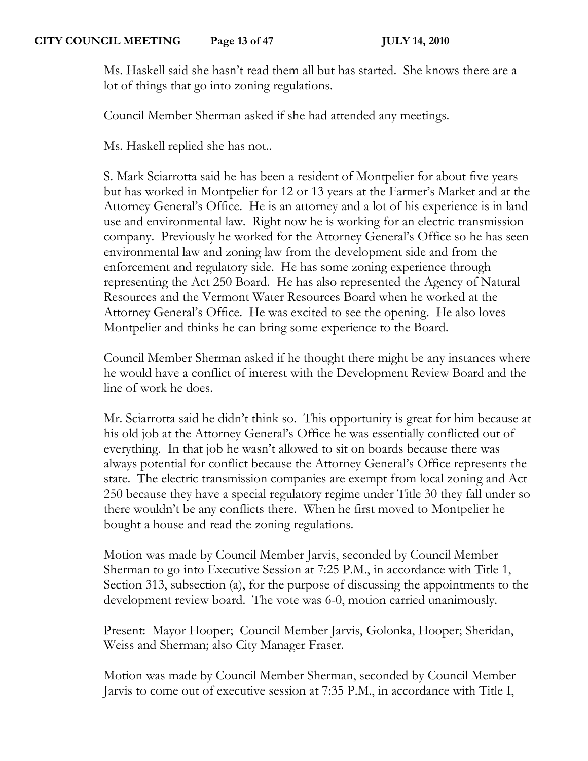Ms. Haskell said she hasn't read them all but has started. She knows there are a lot of things that go into zoning regulations.

Council Member Sherman asked if she had attended any meetings.

Ms. Haskell replied she has not..

S. Mark Sciarrotta said he has been a resident of Montpelier for about five years but has worked in Montpelier for 12 or 13 years at the Farmer's Market and at the Attorney General's Office. He is an attorney and a lot of his experience is in land use and environmental law. Right now he is working for an electric transmission company. Previously he worked for the Attorney General's Office so he has seen environmental law and zoning law from the development side and from the enforcement and regulatory side. He has some zoning experience through representing the Act 250 Board. He has also represented the Agency of Natural Resources and the Vermont Water Resources Board when he worked at the Attorney General's Office. He was excited to see the opening. He also loves Montpelier and thinks he can bring some experience to the Board.

Council Member Sherman asked if he thought there might be any instances where he would have a conflict of interest with the Development Review Board and the line of work he does.

Mr. Sciarrotta said he didn't think so. This opportunity is great for him because at his old job at the Attorney General's Office he was essentially conflicted out of everything. In that job he wasn't allowed to sit on boards because there was always potential for conflict because the Attorney General's Office represents the state. The electric transmission companies are exempt from local zoning and Act 250 because they have a special regulatory regime under Title 30 they fall under so there wouldn't be any conflicts there. When he first moved to Montpelier he bought a house and read the zoning regulations.

Motion was made by Council Member Jarvis, seconded by Council Member Sherman to go into Executive Session at 7:25 P.M., in accordance with Title 1, Section 313, subsection (a), for the purpose of discussing the appointments to the development review board. The vote was 6-0, motion carried unanimously.

Present: Mayor Hooper; Council Member Jarvis, Golonka, Hooper; Sheridan, Weiss and Sherman; also City Manager Fraser.

Motion was made by Council Member Sherman, seconded by Council Member Jarvis to come out of executive session at 7:35 P.M., in accordance with Title I,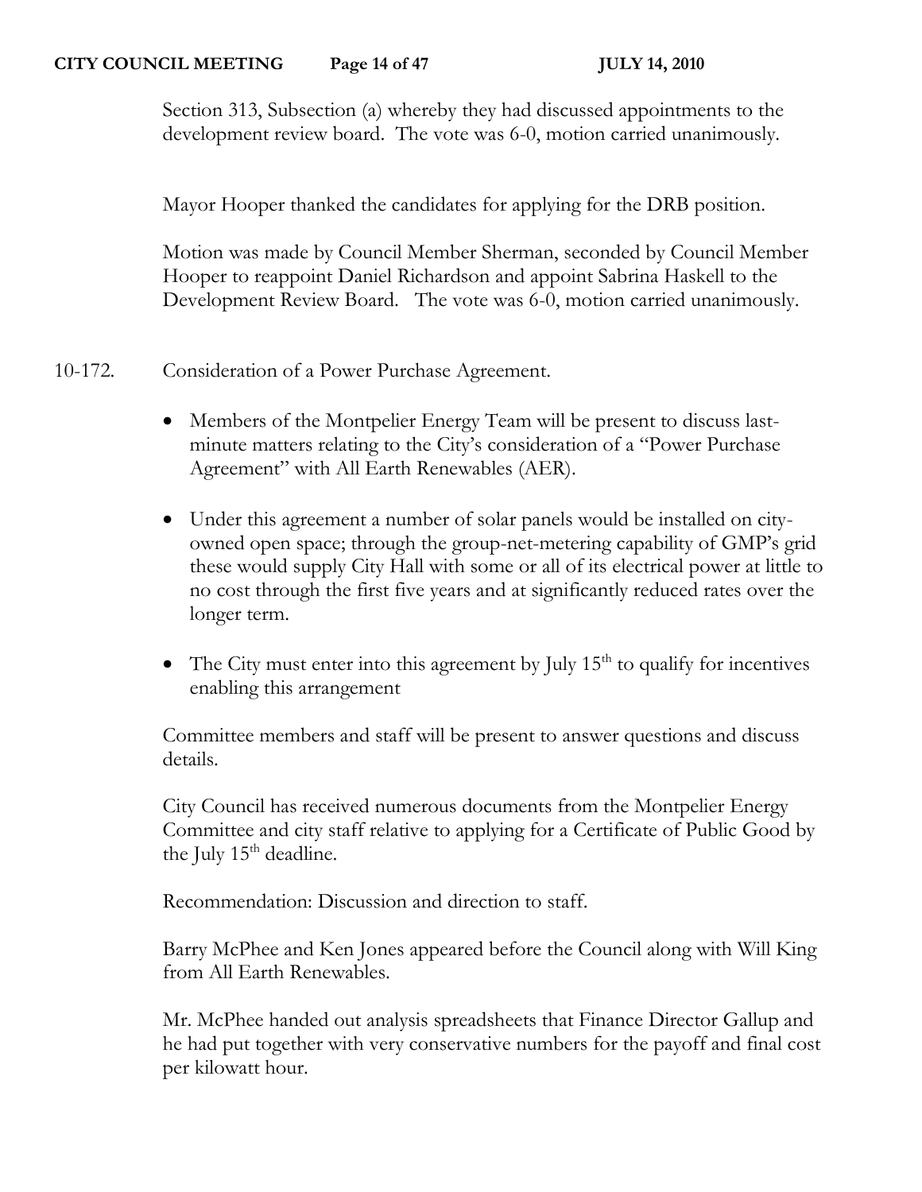Section 313, Subsection (a) whereby they had discussed appointments to the development review board. The vote was 6-0, motion carried unanimously.

Mayor Hooper thanked the candidates for applying for the DRB position.

Motion was made by Council Member Sherman, seconded by Council Member Hooper to reappoint Daniel Richardson and appoint Sabrina Haskell to the Development Review Board. The vote was 6-0, motion carried unanimously.

10-172. Consideration of a Power Purchase Agreement.

- Members of the Montpelier Energy Team will be present to discuss last-minute matters relating to the City's consideration of a "Power Purchase Agreement" with All Earth Renewables (AER).
- Under this agreement a number of solar panels would be installed on city-owned open space; through the group-net-metering capability of GMP's grid these would supply City Hall with some or all of its electrical power at little to no cost through the first five years and at significantly reduced rates over the longer term.
- The City must enter into this agreement by July 15th to qualify for incentives enabling this arrangement

Committee members and staff will be present to answer questions and discuss details.

City Council has received numerous documents from the Montpelier Energy Committee and city staff relative to applying for a Certificate of Public Good by the July 15th deadline.

Recommendation: Discussion and direction to staff.

Barry McPhee and Ken Jones appeared before the Council along with Will King from All Earth Renewables.

Mr. McPhee handed out analysis spreadsheets that Finance Director Gallup and he had put together with very conservative numbers for the payoff and final cost per kilowatt hour.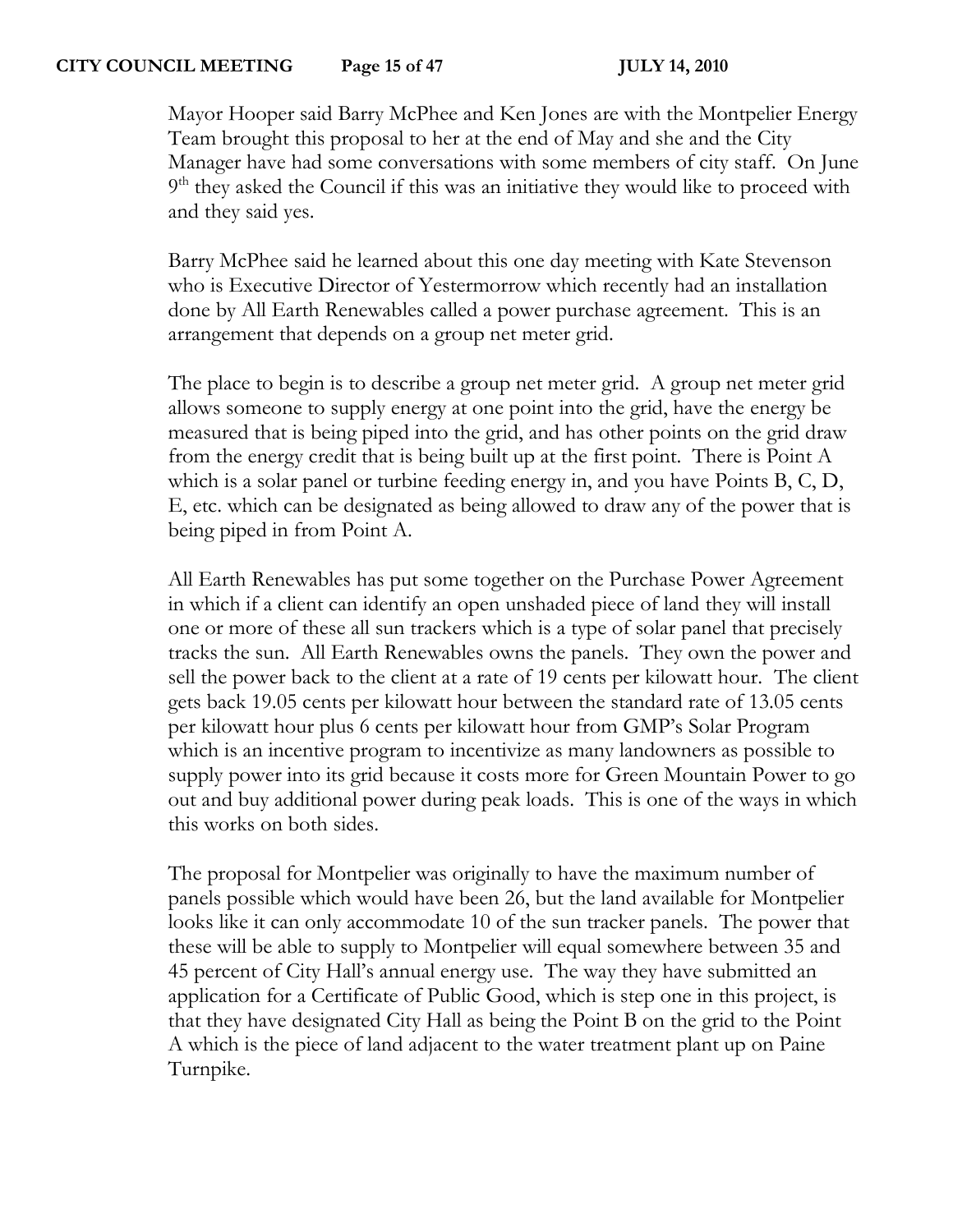Mayor Hooper said Barry McPhee and Ken Jones are with the Montpelier Energy Team brought this proposal to her at the end of May and she and the City Manager have had some conversations with some members of city staff. On June 9th they asked the Council if this was an initiative they would like to proceed with and they said yes.

Barry McPhee said he learned about this one day meeting with Kate Stevenson who is Executive Director of Yestermorrow which recently had an installation done by All Earth Renewables called a power purchase agreement. This is an arrangement that depends on a group net meter grid.

The place to begin is to describe a group net meter grid. A group net meter grid allows someone to supply energy at one point into the grid, have the energy be measured that is being piped into the grid, and has other points on the grid draw from the energy credit that is being built up at the first point. There is Point A which is a solar panel or turbine feeding energy in, and you have Points B, C, D, E, etc. which can be designated as being allowed to draw any of the power that is being piped in from Point A.

All Earth Renewables has put some together on the Purchase Power Agreement in which if a client can identify an open unshaded piece of land they will install one or more of these all sun trackers which is a type of solar panel that precisely tracks the sun. All Earth Renewables owns the panels. They own the power and sell the power back to the client at a rate of 19 cents per kilowatt hour. The client gets back 19.05 cents per kilowatt hour between the standard rate of 13.05 cents per kilowatt hour plus 6 cents per kilowatt hour from GMP's Solar Program which is an incentive program to incentivize as many landowners as possible to supply power into its grid because it costs more for Green Mountain Power to go out and buy additional power during peak loads. This is one of the ways in which this works on both sides.

The proposal for Montpelier was originally to have the maximum number of panels possible which would have been 26, but the land available for Montpelier looks like it can only accommodate 10 of the sun tracker panels. The power that these will be able to supply to Montpelier will equal somewhere between 35 and 45 percent of City Hall's annual energy use. The way they have submitted an application for a Certificate of Public Good, which is step one in this project, is that they have designated City Hall as being the Point B on the grid to the Point A which is the piece of land adjacent to the water treatment plant up on Paine Turnpike.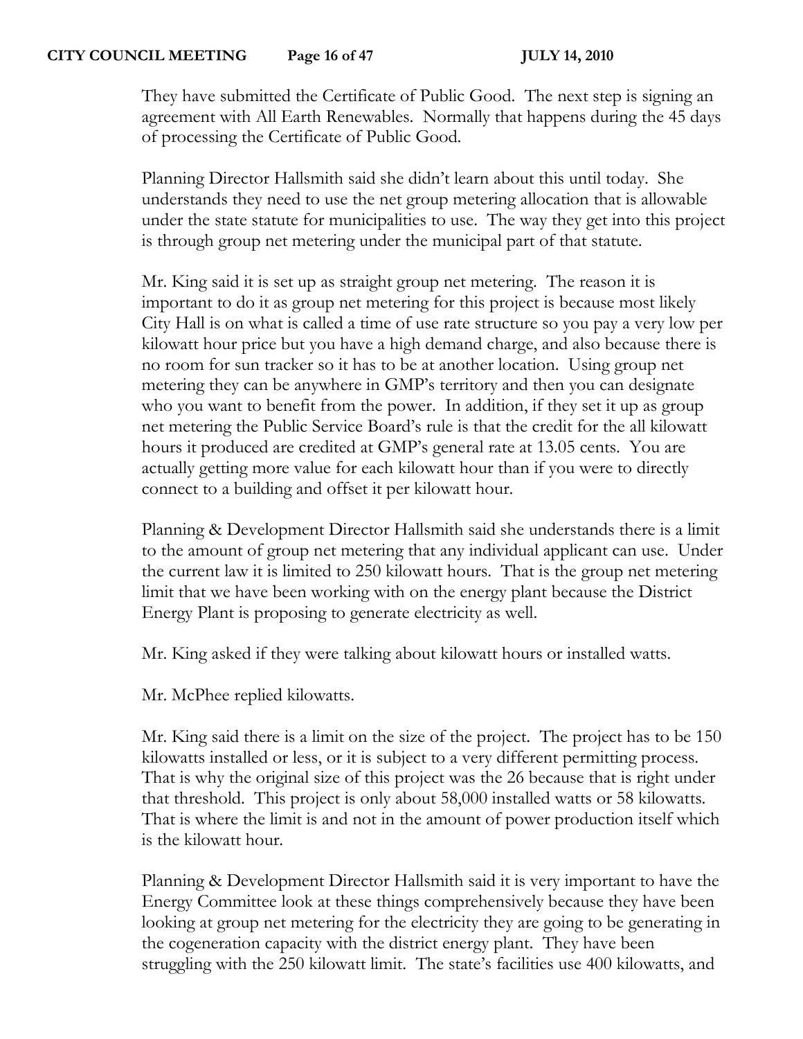They have submitted the Certificate of Public Good. The next step is signing an agreement with All Earth Renewables. Normally that happens during the 45 days of processing the Certificate of Public Good.

Planning Director Hallsmith said she didn't learn about this until today. She understands they need to use the net group metering allocation that is allowable under the state statute for municipalities to use. The way they get into this project is through group net metering under the municipal part of that statute.

Mr. King said it is set up as straight group net metering. The reason it is important to do it as group net metering for this project is because most likely City Hall is on what is called a time of use rate structure so you pay a very low per kilowatt hour price but you have a high demand charge, and also because there is no room for sun tracker so it has to be at another location. Using group net metering they can be anywhere in GMP's territory and then you can designate who you want to benefit from the power. In addition, if they set it up as group net metering the Public Service Board's rule is that the credit for the all kilowatt hours it produced are credited at GMP's general rate at 13.05 cents. You are actually getting more value for each kilowatt hour than if you were to directly connect to a building and offset it per kilowatt hour.

Planning & Development Director Hallsmith said she understands there is a limit to the amount of group net metering that any individual applicant can use. Under the current law it is limited to 250 kilowatt hours. That is the group net metering limit that we have been working with on the energy plant because the District Energy Plant is proposing to generate electricity as well.

Mr. King asked if they were talking about kilowatt hours or installed watts.

Mr. McPhee replied kilowatts.

Mr. King said there is a limit on the size of the project. The project has to be 150 kilowatts installed or less, or it is subject to a very different permitting process. That is why the original size of this project was the 26 because that is right under that threshold. This project is only about 58,000 installed watts or 58 kilowatts. That is where the limit is and not in the amount of power production itself which is the kilowatt hour.

Planning & Development Director Hallsmith said it is very important to have the Energy Committee look at these things comprehensively because they have been looking at group net metering for the electricity they are going to be generating in the cogeneration capacity with the district energy plant. They have been struggling with the 250 kilowatt limit. The state's facilities use 400 kilowatts, and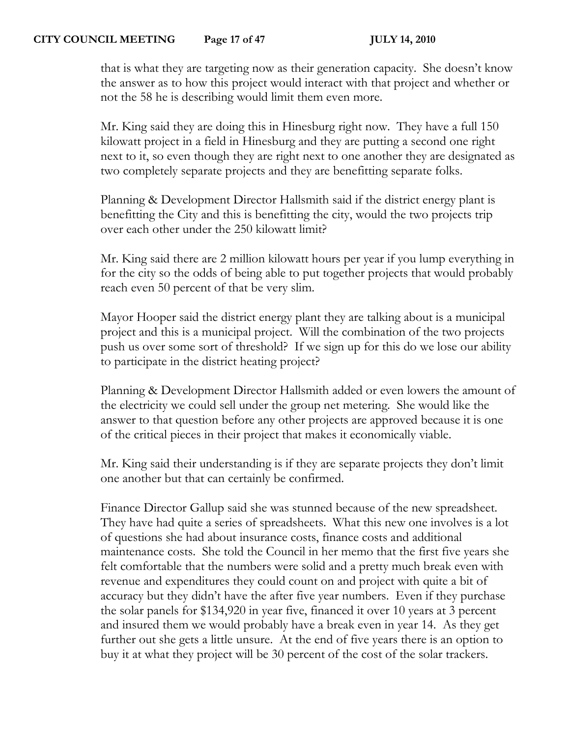that is what they are targeting now as their generation capacity. She doesn't know the answer as to how this project would interact with that project and whether or not the 58 he is describing would limit them even more.

Mr. King said they are doing this in Hinesburg right now. They have a full 150 kilowatt project in a field in Hinesburg and they are putting a second one right next to it, so even though they are right next to one another they are designated as two completely separate projects and they are benefitting separate folks.

Planning & Development Director Hallsmith said if the district energy plant is benefitting the City and this is benefitting the city, would the two projects trip over each other under the 250 kilowatt limit?

Mr. King said there are 2 million kilowatt hours per year if you lump everything in for the city so the odds of being able to put together projects that would probably reach even 50 percent of that be very slim.

Mayor Hooper said the district energy plant they are talking about is a municipal project and this is a municipal project. Will the combination of the two projects push us over some sort of threshold? If we sign up for this do we lose our ability to participate in the district heating project?

Planning & Development Director Hallsmith added or even lowers the amount of the electricity we could sell under the group net metering. She would like the answer to that question before any other projects are approved because it is one of the critical pieces in their project that makes it economically viable.

Mr. King said their understanding is if they are separate projects they don't limit one another but that can certainly be confirmed.

Finance Director Gallup said she was stunned because of the new spreadsheet. They have had quite a series of spreadsheets. What this new one involves is a lot of questions she had about insurance costs, finance costs and additional maintenance costs. She told the Council in her memo that the first five years she felt comfortable that the numbers were solid and a pretty much break even with revenue and expenditures they could count on and project with quite a bit of accuracy but they didn't have the after five year numbers. Even if they purchase the solar panels for $134,920 in year five, financed it over 10 years at 3 percent and insured them we would probably have a break even in year 14. As they get further out she gets a little unsure. At the end of five years there is an option to buy it at what they project will be 30 percent of the cost of the solar trackers.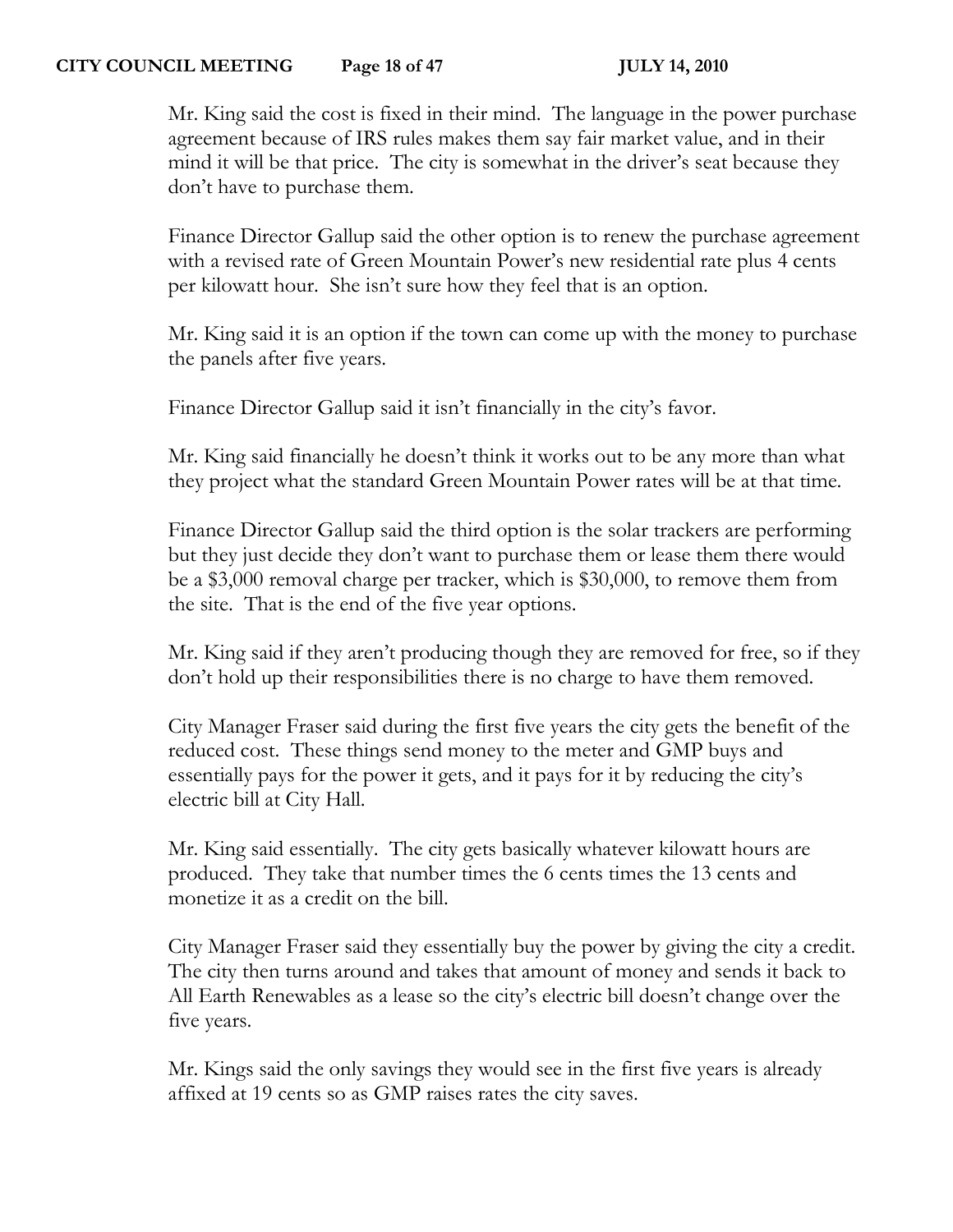Mr. King said the cost is fixed in their mind. The language in the power purchase agreement because of IRS rules makes them say fair market value, and in their mind it will be that price. The city is somewhat in the driver's seat because they don't have to purchase them.

Finance Director Gallup said the other option is to renew the purchase agreement with a revised rate of Green Mountain Power's new residential rate plus 4 cents per kilowatt hour. She isn't sure how they feel that is an option.

Mr. King said it is an option if the town can come up with the money to purchase the panels after five years.

Finance Director Gallup said it isn't financially in the city's favor.

Mr. King said financially he doesn't think it works out to be any more than what they project what the standard Green Mountain Power rates will be at that time.

Finance Director Gallup said the third option is the solar trackers are performing but they just decide they don't want to purchase them or lease them there would be a $3,000 removal charge per tracker, which is $30,000, to remove them from the site. That is the end of the five year options.

Mr. King said if they aren't producing though they are removed for free, so if they don't hold up their responsibilities there is no charge to have them removed.

City Manager Fraser said during the first five years the city gets the benefit of the reduced cost. These things send money to the meter and GMP buys and essentially pays for the power it gets, and it pays for it by reducing the city's electric bill at City Hall.

Mr. King said essentially. The city gets basically whatever kilowatt hours are produced. They take that number times the 6 cents times the 13 cents and monetize it as a credit on the bill.

City Manager Fraser said they essentially buy the power by giving the city a credit. The city then turns around and takes that amount of money and sends it back to All Earth Renewables as a lease so the city's electric bill doesn't change over the five years.

Mr. Kings said the only savings they would see in the first five years is already affixed at 19 cents so as GMP raises rates the city saves.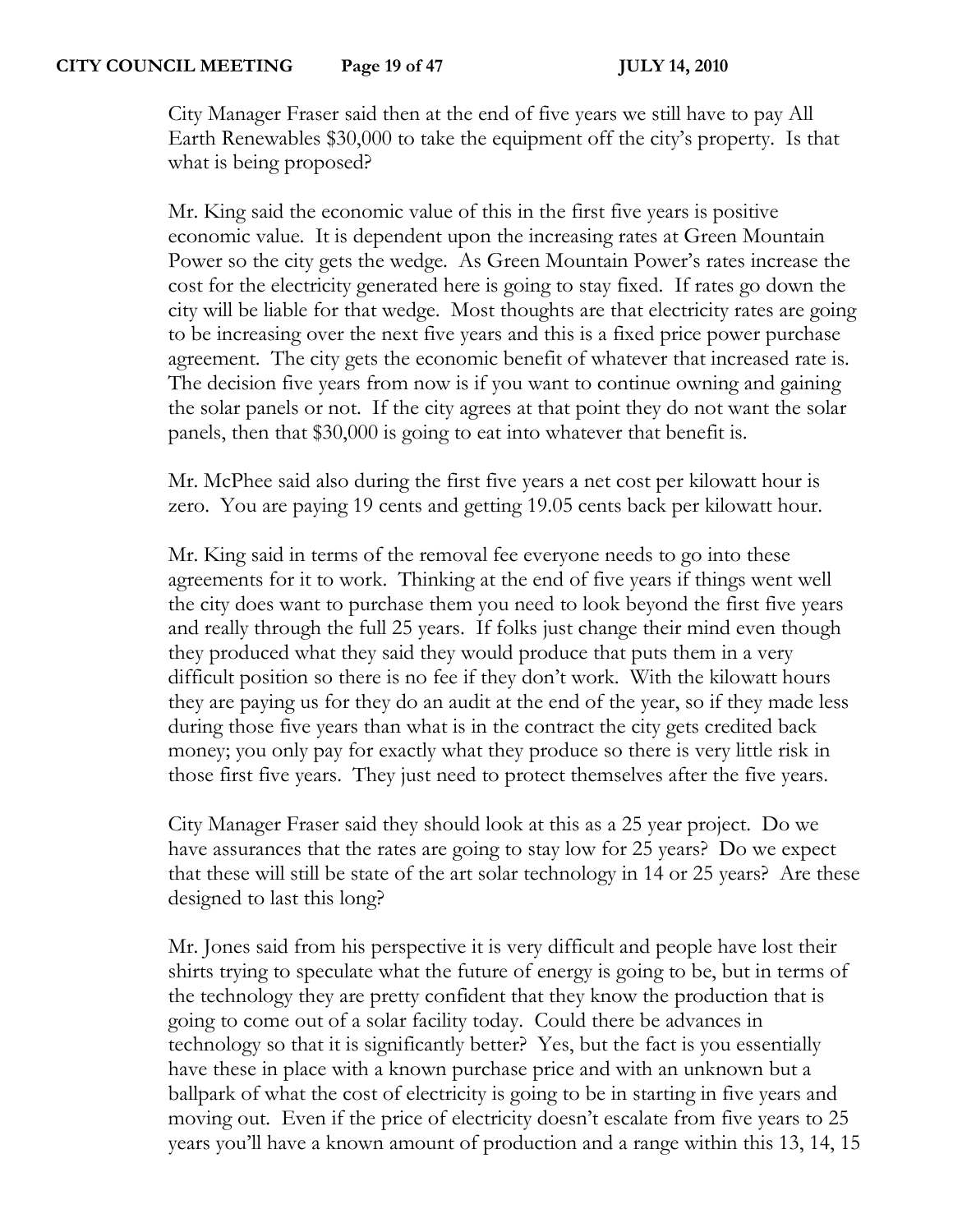City Manager Fraser said then at the end of five years we still have to pay All Earth Renewables $30,000 to take the equipment off the city's property. Is that what is being proposed?

Mr. King said the economic value of this in the first five years is positive economic value. It is dependent upon the increasing rates at Green Mountain Power so the city gets the wedge. As Green Mountain Power's rates increase the cost for the electricity generated here is going to stay fixed. If rates go down the city will be liable for that wedge. Most thoughts are that electricity rates are going to be increasing over the next five years and this is a fixed price power purchase agreement. The city gets the economic benefit of whatever that increased rate is. The decision five years from now is if you want to continue owning and gaining the solar panels or not. If the city agrees at that point they do not want the solar panels, then that $30,000 is going to eat into whatever that benefit is.

Mr. McPhee said also during the first five years a net cost per kilowatt hour is zero. You are paying 19 cents and getting 19.05 cents back per kilowatt hour.

Mr. King said in terms of the removal fee everyone needs to go into these agreements for it to work. Thinking at the end of five years if things went well the city does want to purchase them you need to look beyond the first five years and really through the full 25 years. If folks just change their mind even though they produced what they said they would produce that puts them in a very difficult position so there is no fee if they don't work. With the kilowatt hours they are paying us for they do an audit at the end of the year, so if they made less during those five years than what is in the contract the city gets credited back money; you only pay for exactly what they produce so there is very little risk in those first five years. They just need to protect themselves after the five years.

City Manager Fraser said they should look at this as a 25 year project. Do we have assurances that the rates are going to stay low for 25 years? Do we expect that these will still be state of the art solar technology in 14 or 25 years? Are these designed to last this long?

Mr. Jones said from his perspective it is very difficult and people have lost their shirts trying to speculate what the future of energy is going to be, but in terms of the technology they are pretty confident that they know the production that is going to come out of a solar facility today. Could there be advances in technology so that it is significantly better? Yes, but the fact is you essentially have these in place with a known purchase price and with an unknown but a ballpark of what the cost of electricity is going to be in starting in five years and moving out. Even if the price of electricity doesn't escalate from five years to 25 years you'll have a known amount of production and a range within this 13, 14, 15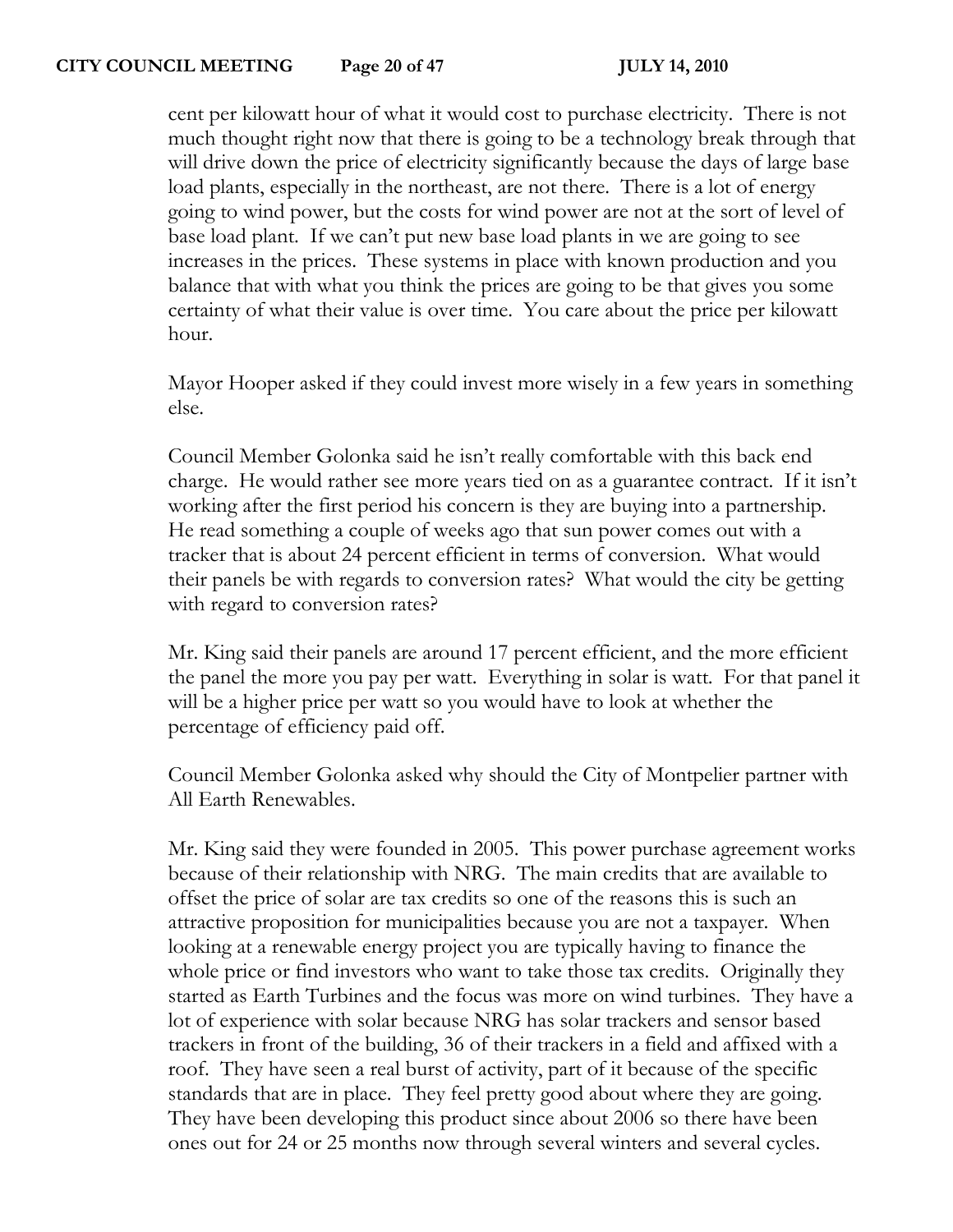cent per kilowatt hour of what it would cost to purchase electricity. There is not much thought right now that there is going to be a technology break through that will drive down the price of electricity significantly because the days of large base load plants, especially in the northeast, are not there. There is a lot of energy going to wind power, but the costs for wind power are not at the sort of level of base load plant. If we can't put new base load plants in we are going to see increases in the prices. These systems in place with known production and you balance that with what you think the prices are going to be that gives you some certainty of what their value is over time. You care about the price per kilowatt hour.

Mayor Hooper asked if they could invest more wisely in a few years in something else.

Council Member Golonka said he isn't really comfortable with this back end charge. He would rather see more years tied on as a guarantee contract. If it isn't working after the first period his concern is they are buying into a partnership. He read something a couple of weeks ago that sun power comes out with a tracker that is about 24 percent efficient in terms of conversion. What would their panels be with regards to conversion rates? What would the city be getting with regard to conversion rates?

Mr. King said their panels are around 17 percent efficient, and the more efficient the panel the more you pay per watt. Everything in solar is watt. For that panel it will be a higher price per watt so you would have to look at whether the percentage of efficiency paid off.

Council Member Golonka asked why should the City of Montpelier partner with All Earth Renewables.

Mr. King said they were founded in 2005. This power purchase agreement works because of their relationship with NRG. The main credits that are available to offset the price of solar are tax credits so one of the reasons this is such an attractive proposition for municipalities because you are not a taxpayer. When looking at a renewable energy project you are typically having to finance the whole price or find investors who want to take those tax credits. Originally they started as Earth Turbines and the focus was more on wind turbines. They have a lot of experience with solar because NRG has solar trackers and sensor based trackers in front of the building, 36 of their trackers in a field and affixed with a roof. They have seen a real burst of activity, part of it because of the specific standards that are in place. They feel pretty good about where they are going. They have been developing this product since about 2006 so there have been ones out for 24 or 25 months now through several winters and several cycles.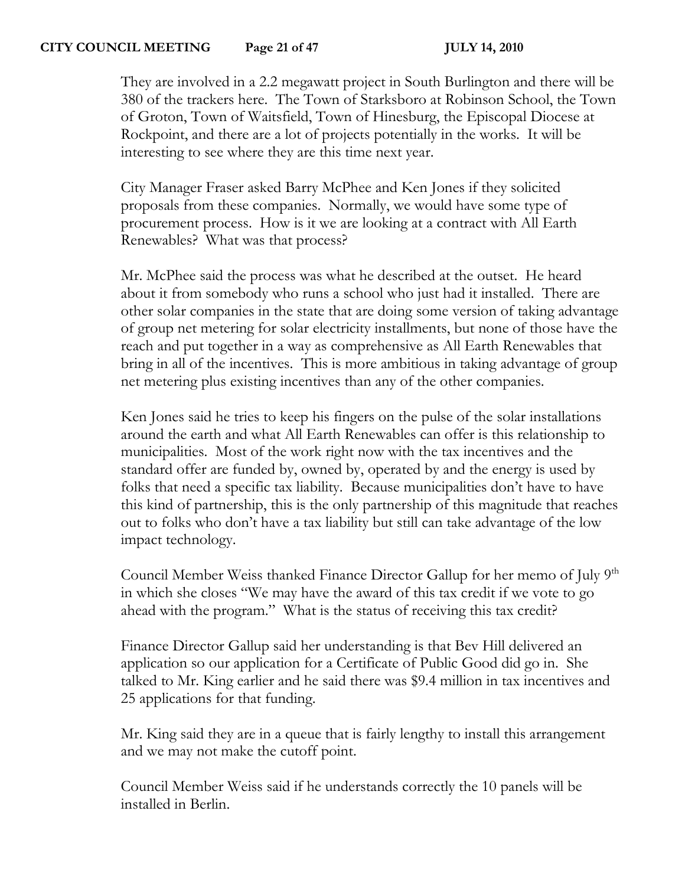They are involved in a 2.2 megawatt project in South Burlington and there will be 380 of the trackers here. The Town of Starksboro at Robinson School, the Town of Groton, Town of Waitsfield, Town of Hinesburg, the Episcopal Diocese at Rockpoint, and there are a lot of projects potentially in the works. It will be interesting to see where they are this time next year.

City Manager Fraser asked Barry McPhee and Ken Jones if they solicited proposals from these companies. Normally, we would have some type of procurement process. How is it we are looking at a contract with All Earth Renewables? What was that process?

Mr. McPhee said the process was what he described at the outset. He heard about it from somebody who runs a school who just had it installed. There are other solar companies in the state that are doing some version of taking advantage of group net metering for solar electricity installments, but none of those have the reach and put together in a way as comprehensive as All Earth Renewables that bring in all of the incentives. This is more ambitious in taking advantage of group net metering plus existing incentives than any of the other companies.

Ken Jones said he tries to keep his fingers on the pulse of the solar installations around the earth and what All Earth Renewables can offer is this relationship to municipalities. Most of the work right now with the tax incentives and the standard offer are funded by, owned by, operated by and the energy is used by folks that need a specific tax liability. Because municipalities don't have to have this kind of partnership, this is the only partnership of this magnitude that reaches out to folks who don't have a tax liability but still can take advantage of the low impact technology.

Council Member Weiss thanked Finance Director Gallup for her memo of July 9th in which she closes "We may have the award of this tax credit if we vote to go ahead with the program." What is the status of receiving this tax credit?

Finance Director Gallup said her understanding is that Bev Hill delivered an application so our application for a Certificate of Public Good did go in. She talked to Mr. King earlier and he said there was $9.4 million in tax incentives and 25 applications for that funding.

Mr. King said they are in a queue that is fairly lengthy to install this arrangement and we may not make the cutoff point.

Council Member Weiss said if he understands correctly the 10 panels will be installed in Berlin.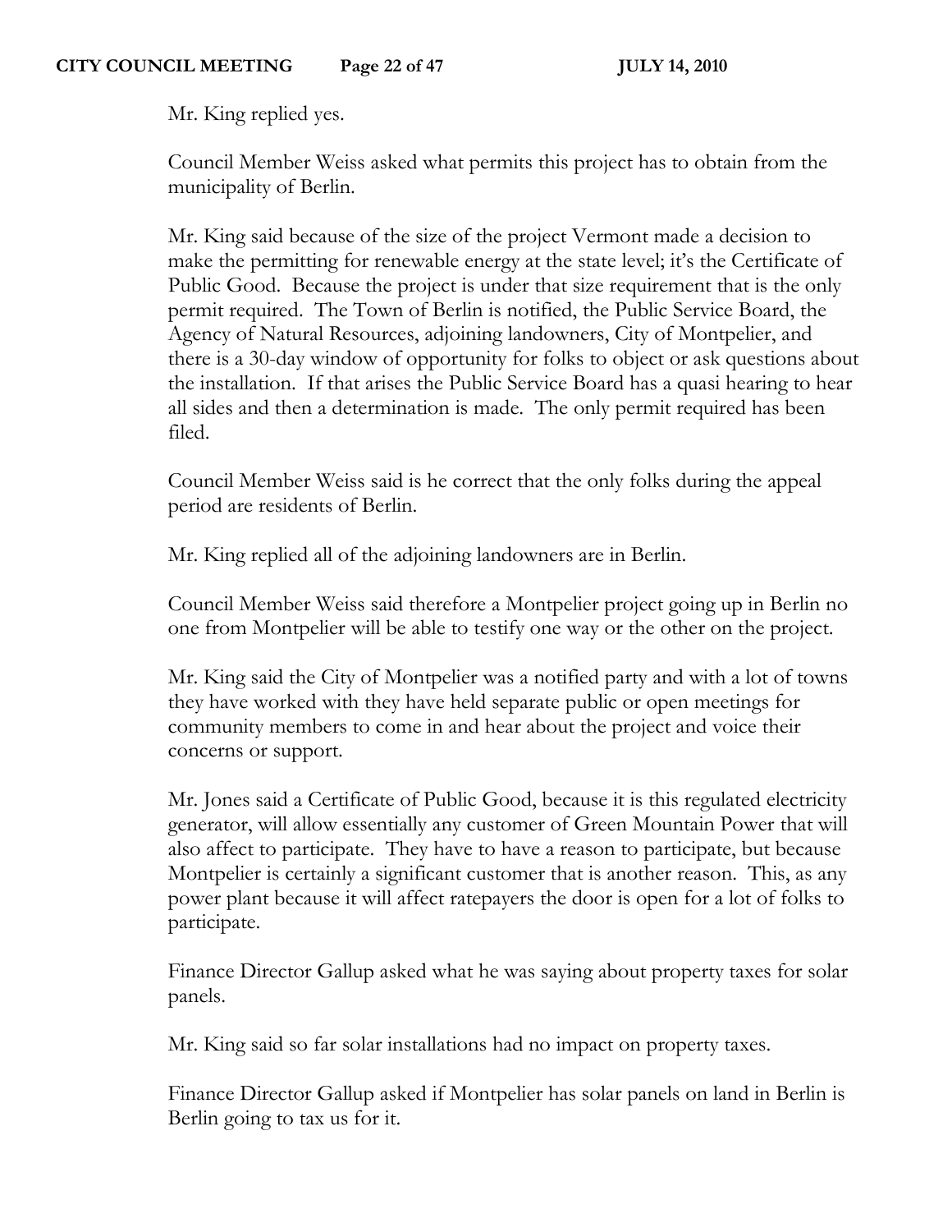Mr. King replied yes.

Council Member Weiss asked what permits this project has to obtain from the municipality of Berlin.

Mr. King said because of the size of the project Vermont made a decision to make the permitting for renewable energy at the state level; it's the Certificate of Public Good. Because the project is under that size requirement that is the only permit required. The Town of Berlin is notified, the Public Service Board, the Agency of Natural Resources, adjoining landowners, City of Montpelier, and there is a 30-day window of opportunity for folks to object or ask questions about the installation. If that arises the Public Service Board has a quasi hearing to hear all sides and then a determination is made. The only permit required has been filed.

Council Member Weiss said is he correct that the only folks during the appeal period are residents of Berlin.

Mr. King replied all of the adjoining landowners are in Berlin.

Council Member Weiss said therefore a Montpelier project going up in Berlin no one from Montpelier will be able to testify one way or the other on the project.

Mr. King said the City of Montpelier was a notified party and with a lot of towns they have worked with they have held separate public or open meetings for community members to come in and hear about the project and voice their concerns or support.

Mr. Jones said a Certificate of Public Good, because it is this regulated electricity generator, will allow essentially any customer of Green Mountain Power that will also affect to participate. They have to have a reason to participate, but because Montpelier is certainly a significant customer that is another reason. This, as any power plant because it will affect ratepayers the door is open for a lot of folks to participate.

Finance Director Gallup asked what he was saying about property taxes for solar panels.

Mr. King said so far solar installations had no impact on property taxes.

Finance Director Gallup asked if Montpelier has solar panels on land in Berlin is Berlin going to tax us for it.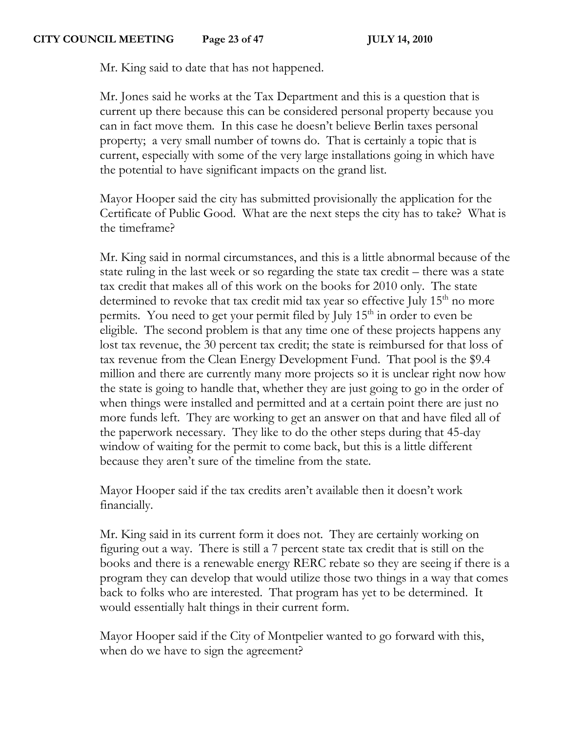Mr. King said to date that has not happened.

Mr. Jones said he works at the Tax Department and this is a question that is current up there because this can be considered personal property because you can in fact move them. In this case he doesn't believe Berlin taxes personal property; a very small number of towns do. That is certainly a topic that is current, especially with some of the very large installations going in which have the potential to have significant impacts on the grand list.

Mayor Hooper said the city has submitted provisionally the application for the Certificate of Public Good. What are the next steps the city has to take? What is the timeframe?

Mr. King said in normal circumstances, and this is a little abnormal because of the state ruling in the last week or so regarding the state tax credit – there was a state tax credit that makes all of this work on the books for 2010 only. The state determined to revoke that tax credit mid tax year so effective July 15th no more permits. You need to get your permit filed by July 15th in order to even be eligible. The second problem is that any time one of these projects happens any lost tax revenue, the 30 percent tax credit; the state is reimbursed for that loss of tax revenue from the Clean Energy Development Fund. That pool is the $9.4 million and there are currently many more projects so it is unclear right now how the state is going to handle that, whether they are just going to go in the order of when things were installed and permitted and at a certain point there are just no more funds left. They are working to get an answer on that and have filed all of the paperwork necessary. They like to do the other steps during that 45-day window of waiting for the permit to come back, but this is a little different because they aren't sure of the timeline from the state.

Mayor Hooper said if the tax credits aren't available then it doesn't work financially.

Mr. King said in its current form it does not. They are certainly working on figuring out a way. There is still a 7 percent state tax credit that is still on the books and there is a renewable energy RERC rebate so they are seeing if there is a program they can develop that would utilize those two things in a way that comes back to folks who are interested. That program has yet to be determined. It would essentially halt things in their current form.

Mayor Hooper said if the City of Montpelier wanted to go forward with this, when do we have to sign the agreement?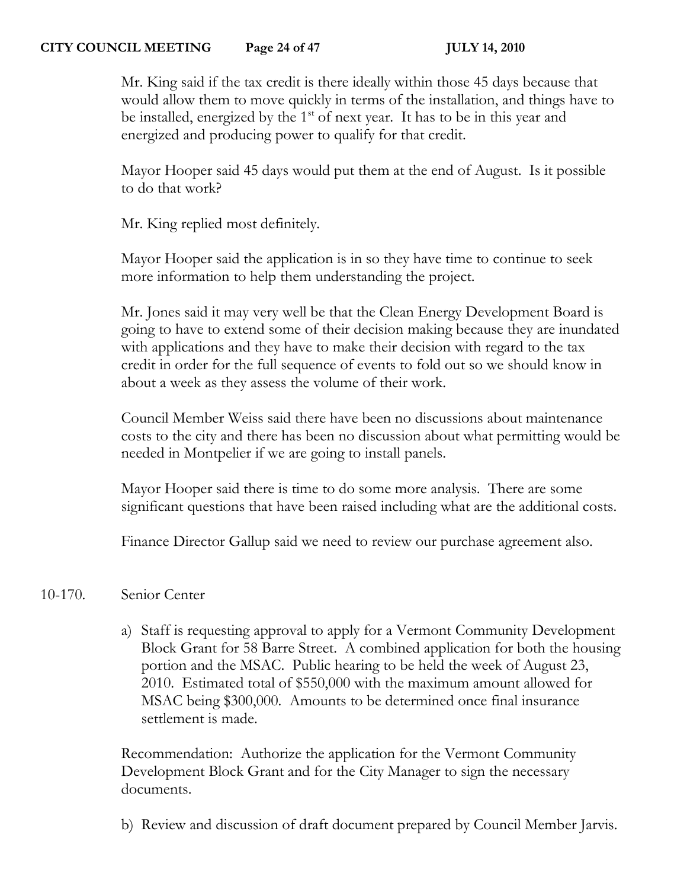Mr. King said if the tax credit is there ideally within those 45 days because that would allow them to move quickly in terms of the installation, and things have to be installed, energized by the 1st of next year. It has to be in this year and energized and producing power to qualify for that credit.

Mayor Hooper said 45 days would put them at the end of August. Is it possible to do that work?

Mr. King replied most definitely.

Mayor Hooper said the application is in so they have time to continue to seek more information to help them understanding the project.

Mr. Jones said it may very well be that the Clean Energy Development Board is going to have to extend some of their decision making because they are inundated with applications and they have to make their decision with regard to the tax credit in order for the full sequence of events to fold out so we should know in about a week as they assess the volume of their work.

Council Member Weiss said there have been no discussions about maintenance costs to the city and there has been no discussion about what permitting would be needed in Montpelier if we are going to install panels.

Mayor Hooper said there is time to do some more analysis. There are some significant questions that have been raised including what are the additional costs.

Finance Director Gallup said we need to review our purchase agreement also.

10-170. Senior Center

a) Staff is requesting approval to apply for a Vermont Community Development Block Grant for 58 Barre Street. A combined application for both the housing portion and the MSAC. Public hearing to be held the week of August 23, 2010. Estimated total of $550,000 with the maximum amount allowed for MSAC being $300,000. Amounts to be determined once final insurance settlement is made.

Recommendation: Authorize the application for the Vermont Community Development Block Grant and for the City Manager to sign the necessary documents.

b) Review and discussion of draft document prepared by Council Member Jarvis.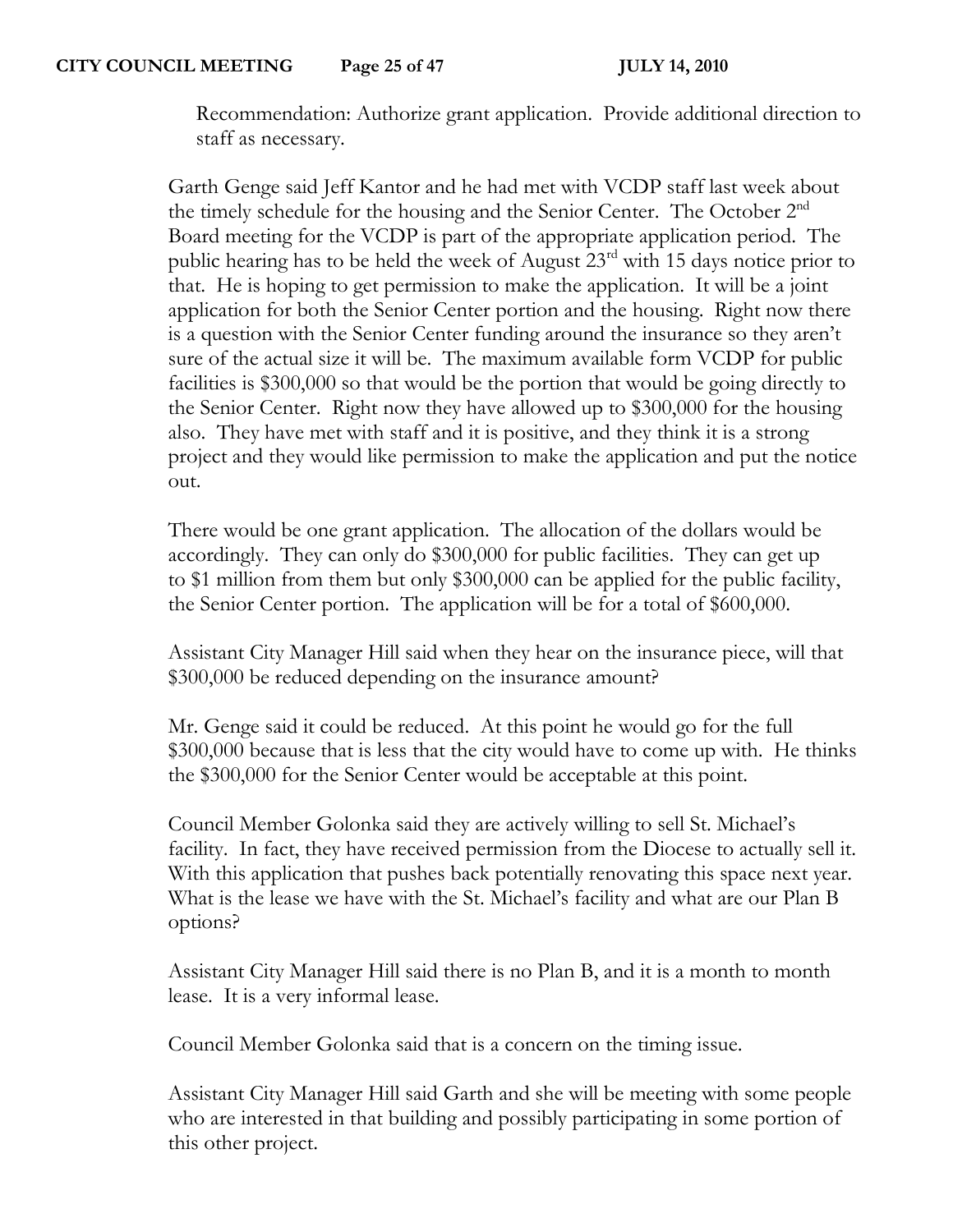Recommendation: Authorize grant application. Provide additional direction to staff as necessary.

Garth Genge said Jeff Kantor and he had met with VCDP staff last week about the timely schedule for the housing and the Senior Center. The October 2nd Board meeting for the VCDP is part of the appropriate application period. The public hearing has to be held the week of August 23rd with 15 days notice prior to that. He is hoping to get permission to make the application. It will be a joint application for both the Senior Center portion and the housing. Right now there is a question with the Senior Center funding around the insurance so they aren't sure of the actual size it will be. The maximum available form VCDP for public facilities is $300,000 so that would be the portion that would be going directly to the Senior Center. Right now they have allowed up to $300,000 for the housing also. They have met with staff and it is positive, and they think it is a strong project and they would like permission to make the application and put the notice out.

There would be one grant application. The allocation of the dollars would be accordingly. They can only do $300,000 for public facilities. They can get up to $1 million from them but only $300,000 can be applied for the public facility, the Senior Center portion. The application will be for a total of $600,000.

Assistant City Manager Hill said when they hear on the insurance piece, will that $300,000 be reduced depending on the insurance amount?

Mr. Genge said it could be reduced. At this point he would go for the full $300,000 because that is less that the city would have to come up with. He thinks the $300,000 for the Senior Center would be acceptable at this point.

Council Member Golonka said they are actively willing to sell St. Michael's facility. In fact, they have received permission from the Diocese to actually sell it. With this application that pushes back potentially renovating this space next year. What is the lease we have with the St. Michael's facility and what are our Plan B options?

Assistant City Manager Hill said there is no Plan B, and it is a month to month lease. It is a very informal lease.

Council Member Golonka said that is a concern on the timing issue.

Assistant City Manager Hill said Garth and she will be meeting with some people who are interested in that building and possibly participating in some portion of this other project.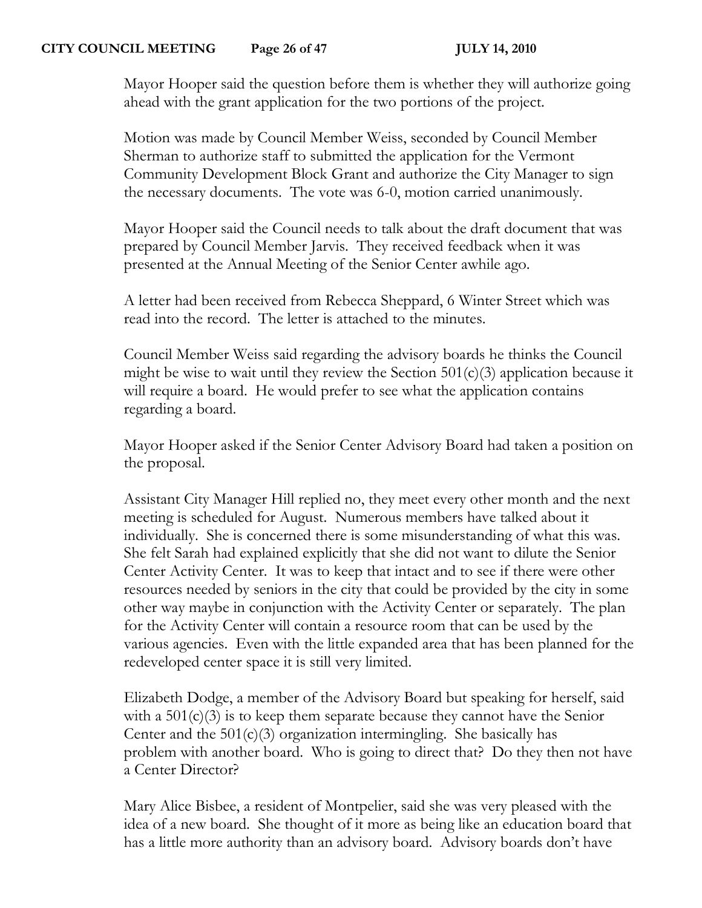Mayor Hooper said the question before them is whether they will authorize going ahead with the grant application for the two portions of the project.

Motion was made by Council Member Weiss, seconded by Council Member Sherman to authorize staff to submitted the application for the Vermont Community Development Block Grant and authorize the City Manager to sign the necessary documents. The vote was 6-0, motion carried unanimously.

Mayor Hooper said the Council needs to talk about the draft document that was prepared by Council Member Jarvis. They received feedback when it was presented at the Annual Meeting of the Senior Center awhile ago.

A letter had been received from Rebecca Sheppard, 6 Winter Street which was read into the record. The letter is attached to the minutes.

Council Member Weiss said regarding the advisory boards he thinks the Council might be wise to wait until they review the Section 501(c)(3) application because it will require a board. He would prefer to see what the application contains regarding a board.

Mayor Hooper asked if the Senior Center Advisory Board had taken a position on the proposal.

Assistant City Manager Hill replied no, they meet every other month and the next meeting is scheduled for August. Numerous members have talked about it individually. She is concerned there is some misunderstanding of what this was. She felt Sarah had explained explicitly that she did not want to dilute the Senior Center Activity Center. It was to keep that intact and to see if there were other resources needed by seniors in the city that could be provided by the city in some other way maybe in conjunction with the Activity Center or separately. The plan for the Activity Center will contain a resource room that can be used by the various agencies. Even with the little expanded area that has been planned for the redeveloped center space it is still very limited.

Elizabeth Dodge, a member of the Advisory Board but speaking for herself, said with a 501(c)(3) is to keep them separate because they cannot have the Senior Center and the 501(c)(3) organization intermingling. She basically has problem with another board. Who is going to direct that? Do they then not have a Center Director?

Mary Alice Bisbee, a resident of Montpelier, said she was very pleased with the idea of a new board. She thought of it more as being like an education board that has a little more authority than an advisory board. Advisory boards don't have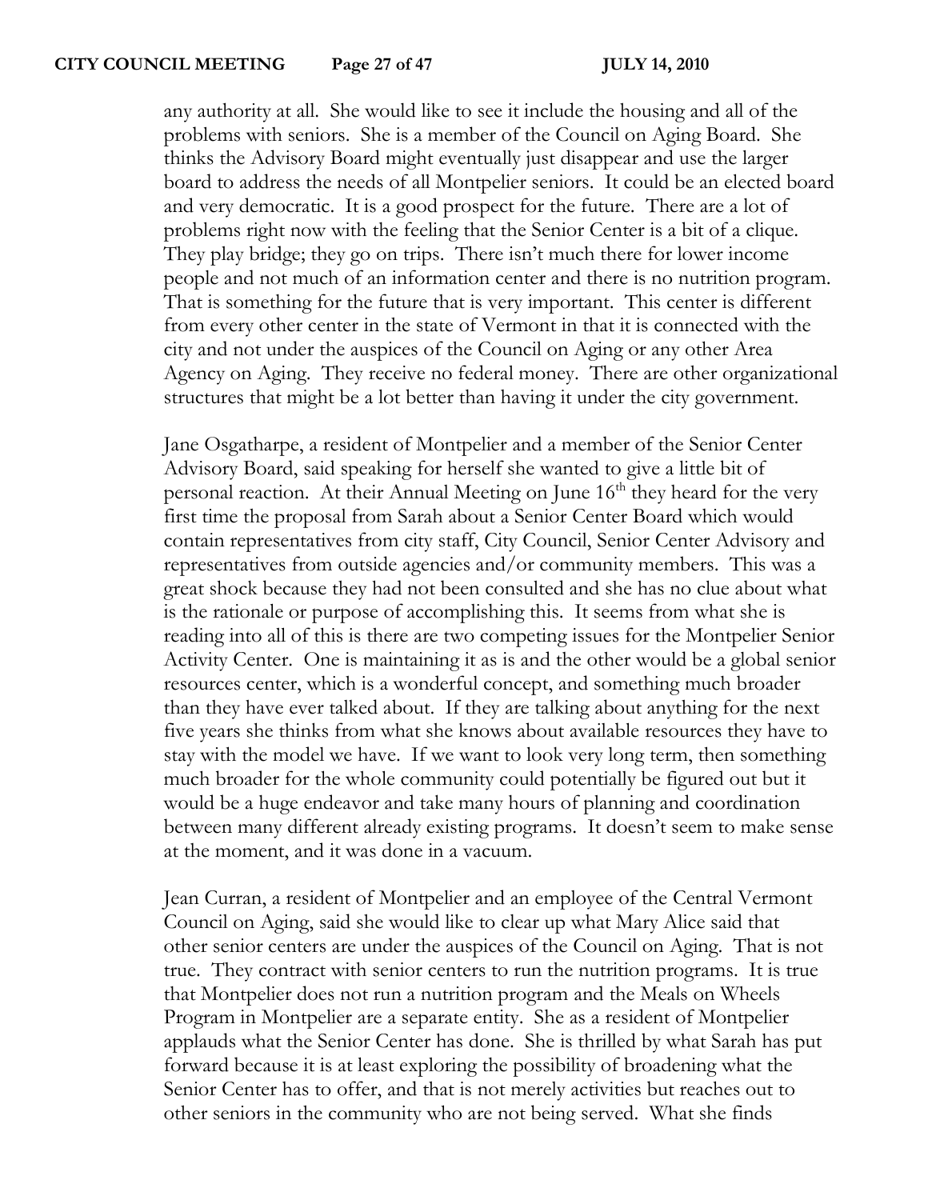any authority at all. She would like to see it include the housing and all of the problems with seniors. She is a member of the Council on Aging Board. She thinks the Advisory Board might eventually just disappear and use the larger board to address the needs of all Montpelier seniors. It could be an elected board and very democratic. It is a good prospect for the future. There are a lot of problems right now with the feeling that the Senior Center is a bit of a clique. They play bridge; they go on trips. There isn't much there for lower income people and not much of an information center and there is no nutrition program. That is something for the future that is very important. This center is different from every other center in the state of Vermont in that it is connected with the city and not under the auspices of the Council on Aging or any other Area Agency on Aging. They receive no federal money. There are other organizational structures that might be a lot better than having it under the city government.

Jane Osgatharpe, a resident of Montpelier and a member of the Senior Center Advisory Board, said speaking for herself she wanted to give a little bit of personal reaction. At their Annual Meeting on June 16th they heard for the very first time the proposal from Sarah about a Senior Center Board which would contain representatives from city staff, City Council, Senior Center Advisory and representatives from outside agencies and/or community members. This was a great shock because they had not been consulted and she has no clue about what is the rationale or purpose of accomplishing this. It seems from what she is reading into all of this is there are two competing issues for the Montpelier Senior Activity Center. One is maintaining it as is and the other would be a global senior resources center, which is a wonderful concept, and something much broader than they have ever talked about. If they are talking about anything for the next five years she thinks from what she knows about available resources they have to stay with the model we have. If we want to look very long term, then something much broader for the whole community could potentially be figured out but it would be a huge endeavor and take many hours of planning and coordination between many different already existing programs. It doesn't seem to make sense at the moment, and it was done in a vacuum.

Jean Curran, a resident of Montpelier and an employee of the Central Vermont Council on Aging, said she would like to clear up what Mary Alice said that other senior centers are under the auspices of the Council on Aging. That is not true. They contract with senior centers to run the nutrition programs. It is true that Montpelier does not run a nutrition program and the Meals on Wheels Program in Montpelier are a separate entity. She as a resident of Montpelier applauds what the Senior Center has done. She is thrilled by what Sarah has put forward because it is at least exploring the possibility of broadening what the Senior Center has to offer, and that is not merely activities but reaches out to other seniors in the community who are not being served. What she finds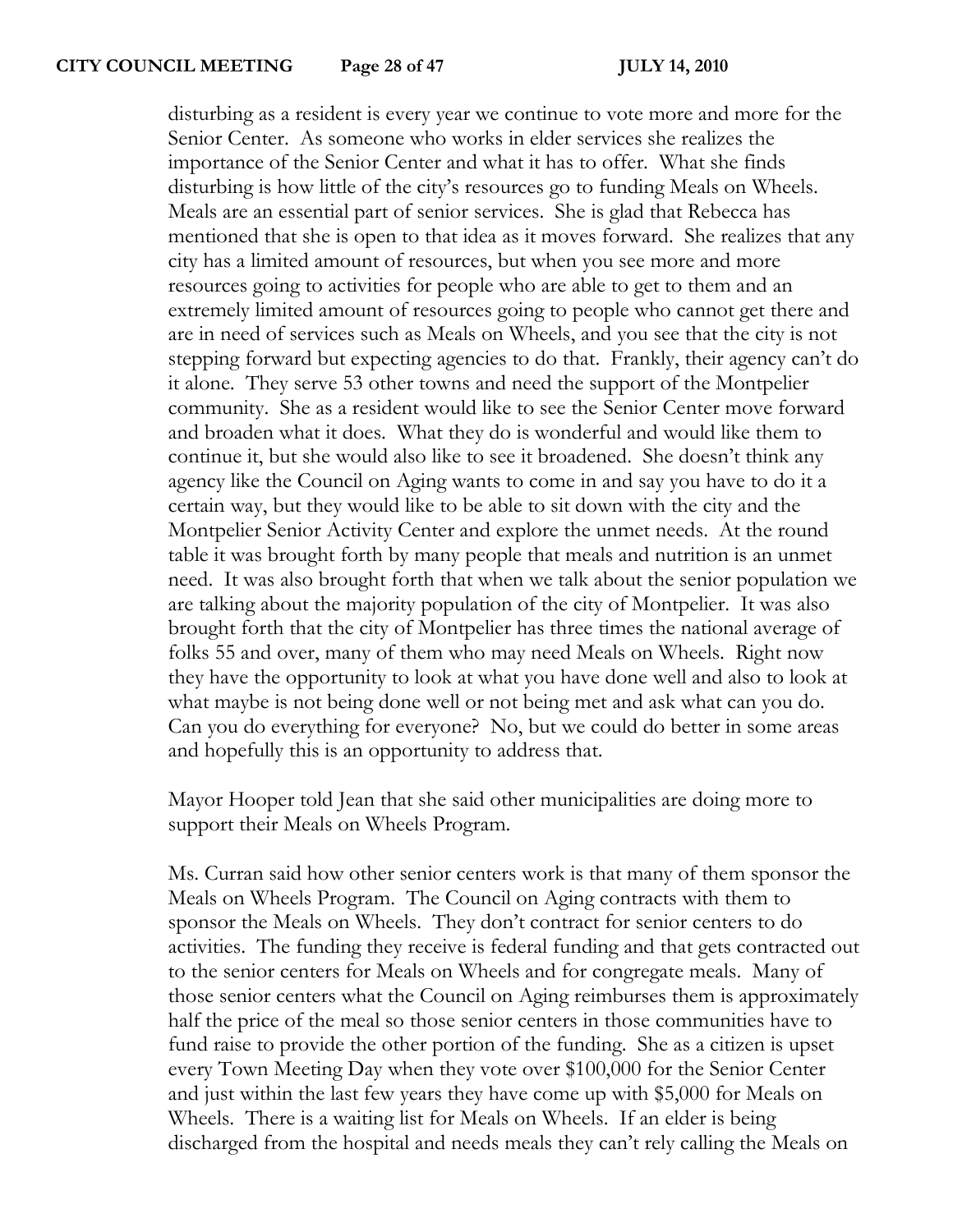disturbing as a resident is every year we continue to vote more and more for the Senior Center. As someone who works in elder services she realizes the importance of the Senior Center and what it has to offer. What she finds disturbing is how little of the city's resources go to funding Meals on Wheels. Meals are an essential part of senior services. She is glad that Rebecca has mentioned that she is open to that idea as it moves forward. She realizes that any city has a limited amount of resources, but when you see more and more resources going to activities for people who are able to get to them and an extremely limited amount of resources going to people who cannot get there and are in need of services such as Meals on Wheels, and you see that the city is not stepping forward but expecting agencies to do that. Frankly, their agency can't do it alone. They serve 53 other towns and need the support of the Montpelier community. She as a resident would like to see the Senior Center move forward and broaden what it does. What they do is wonderful and would like them to continue it, but she would also like to see it broadened. She doesn't think any agency like the Council on Aging wants to come in and say you have to do it a certain way, but they would like to be able to sit down with the city and the Montpelier Senior Activity Center and explore the unmet needs. At the round table it was brought forth by many people that meals and nutrition is an unmet need. It was also brought forth that when we talk about the senior population we are talking about the majority population of the city of Montpelier. It was also brought forth that the city of Montpelier has three times the national average of folks 55 and over, many of them who may need Meals on Wheels. Right now they have the opportunity to look at what you have done well and also to look at what maybe is not being done well or not being met and ask what can you do. Can you do everything for everyone? No, but we could do better in some areas and hopefully this is an opportunity to address that.

Mayor Hooper told Jean that she said other municipalities are doing more to support their Meals on Wheels Program.

Ms. Curran said how other senior centers work is that many of them sponsor the Meals on Wheels Program. The Council on Aging contracts with them to sponsor the Meals on Wheels. They don't contract for senior centers to do activities. The funding they receive is federal funding and that gets contracted out to the senior centers for Meals on Wheels and for congregate meals. Many of those senior centers what the Council on Aging reimburses them is approximately half the price of the meal so those senior centers in those communities have to fund raise to provide the other portion of the funding. She as a citizen is upset every Town Meeting Day when they vote over $100,000 for the Senior Center and just within the last few years they have come up with $5,000 for Meals on Wheels. There is a waiting list for Meals on Wheels. If an elder is being discharged from the hospital and needs meals they can't rely calling the Meals on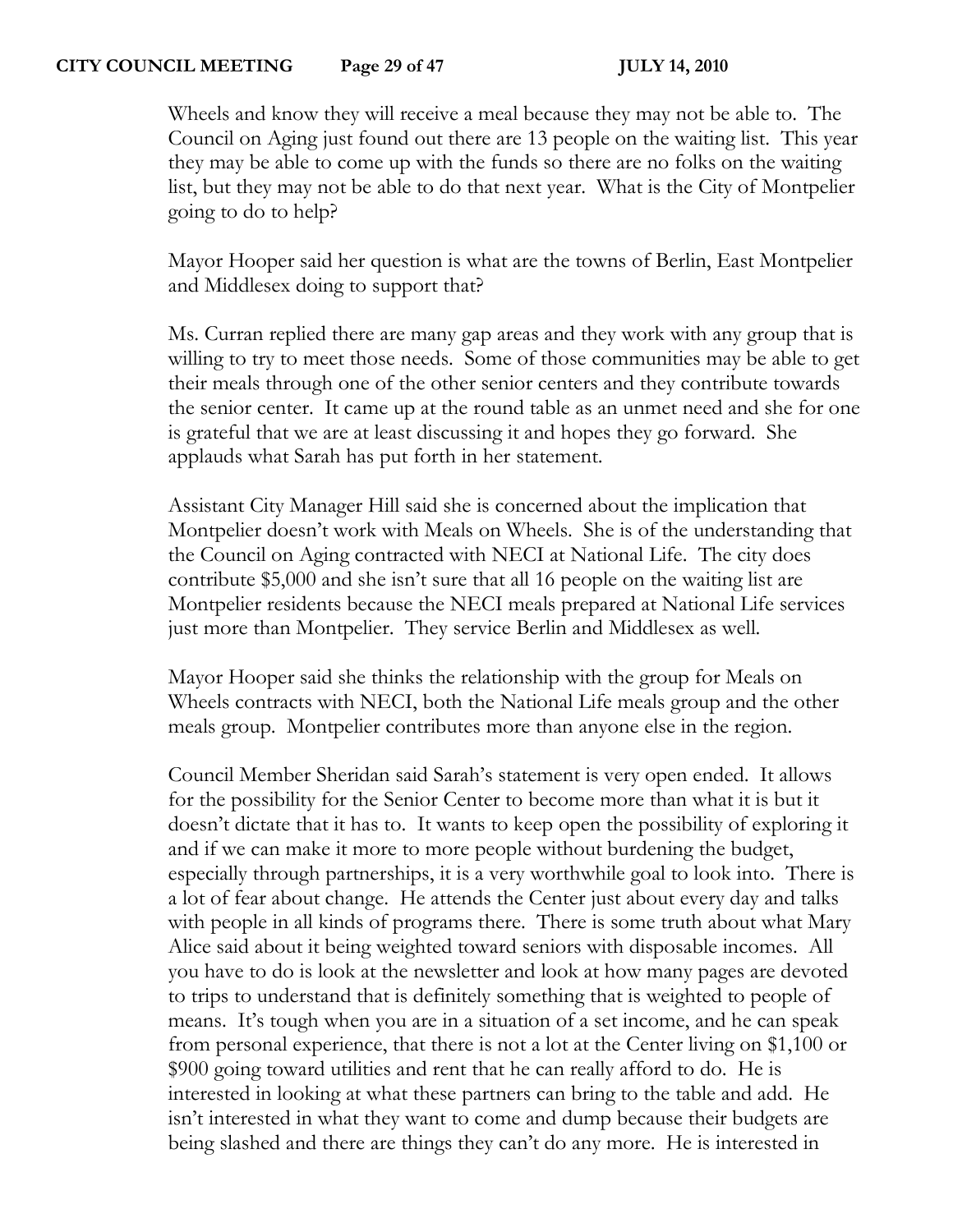Wheels and know they will receive a meal because they may not be able to. The Council on Aging just found out there are 13 people on the waiting list. This year they may be able to come up with the funds so there are no folks on the waiting list, but they may not be able to do that next year. What is the City of Montpelier going to do to help?

Mayor Hooper said her question is what are the towns of Berlin, East Montpelier and Middlesex doing to support that?

Ms. Curran replied there are many gap areas and they work with any group that is willing to try to meet those needs. Some of those communities may be able to get their meals through one of the other senior centers and they contribute towards the senior center. It came up at the round table as an unmet need and she for one is grateful that we are at least discussing it and hopes they go forward. She applauds what Sarah has put forth in her statement.

Assistant City Manager Hill said she is concerned about the implication that Montpelier doesn't work with Meals on Wheels. She is of the understanding that the Council on Aging contracted with NECI at National Life. The city does contribute $5,000 and she isn't sure that all 16 people on the waiting list are Montpelier residents because the NECI meals prepared at National Life services just more than Montpelier. They service Berlin and Middlesex as well.

Mayor Hooper said she thinks the relationship with the group for Meals on Wheels contracts with NECI, both the National Life meals group and the other meals group. Montpelier contributes more than anyone else in the region.

Council Member Sheridan said Sarah's statement is very open ended. It allows for the possibility for the Senior Center to become more than what it is but it doesn't dictate that it has to. It wants to keep open the possibility of exploring it and if we can make it more to more people without burdening the budget, especially through partnerships, it is a very worthwhile goal to look into. There is a lot of fear about change. He attends the Center just about every day and talks with people in all kinds of programs there. There is some truth about what Mary Alice said about it being weighted toward seniors with disposable incomes. All you have to do is look at the newsletter and look at how many pages are devoted to trips to understand that is definitely something that is weighted to people of means. It's tough when you are in a situation of a set income, and he can speak from personal experience, that there is not a lot at the Center living on $1,100 or $900 going toward utilities and rent that he can really afford to do. He is interested in looking at what these partners can bring to the table and add. He isn't interested in what they want to come and dump because their budgets are being slashed and there are things they can't do any more. He is interested in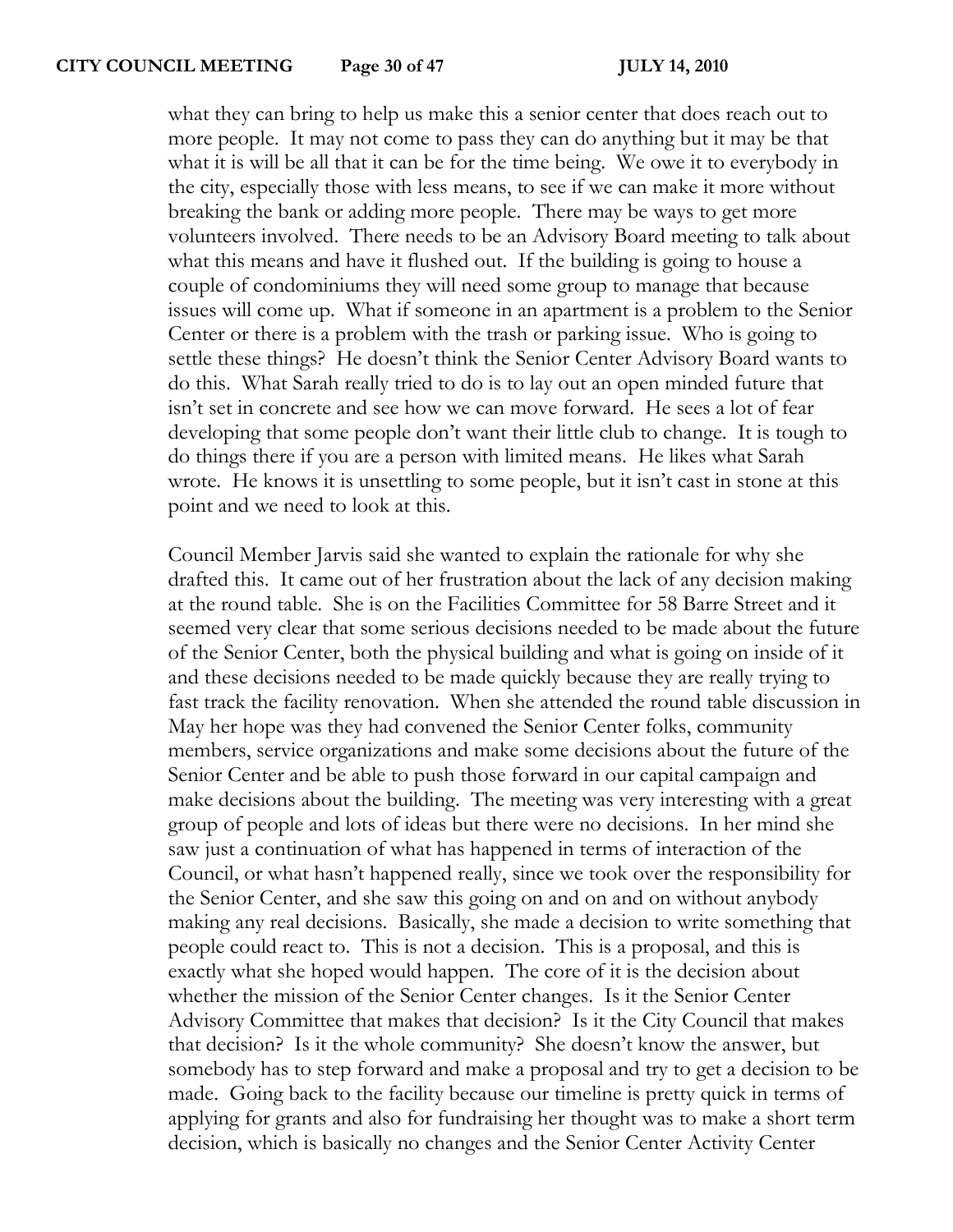what they can bring to help us make this a senior center that does reach out to more people. It may not come to pass they can do anything but it may be that what it is will be all that it can be for the time being. We owe it to everybody in the city, especially those with less means, to see if we can make it more without breaking the bank or adding more people. There may be ways to get more volunteers involved. There needs to be an Advisory Board meeting to talk about what this means and have it flushed out. If the building is going to house a couple of condominiums they will need some group to manage that because issues will come up. What if someone in an apartment is a problem to the Senior Center or there is a problem with the trash or parking issue. Who is going to settle these things? He doesn't think the Senior Center Advisory Board wants to do this. What Sarah really tried to do is to lay out an open minded future that isn't set in concrete and see how we can move forward. He sees a lot of fear developing that some people don't want their little club to change. It is tough to do things there if you are a person with limited means. He likes what Sarah wrote. He knows it is unsettling to some people, but it isn't cast in stone at this point and we need to look at this.

Council Member Jarvis said she wanted to explain the rationale for why she drafted this. It came out of her frustration about the lack of any decision making at the round table. She is on the Facilities Committee for 58 Barre Street and it seemed very clear that some serious decisions needed to be made about the future of the Senior Center, both the physical building and what is going on inside of it and these decisions needed to be made quickly because they are really trying to fast track the facility renovation. When she attended the round table discussion in May her hope was they had convened the Senior Center folks, community members, service organizations and make some decisions about the future of the Senior Center and be able to push those forward in our capital campaign and make decisions about the building. The meeting was very interesting with a great group of people and lots of ideas but there were no decisions. In her mind she saw just a continuation of what has happened in terms of interaction of the Council, or what hasn't happened really, since we took over the responsibility for the Senior Center, and she saw this going on and on and on without anybody making any real decisions. Basically, she made a decision to write something that people could react to. This is not a decision. This is a proposal, and this is exactly what she hoped would happen. The core of it is the decision about whether the mission of the Senior Center changes. Is it the Senior Center Advisory Committee that makes that decision? Is it the City Council that makes that decision? Is it the whole community? She doesn't know the answer, but somebody has to step forward and make a proposal and try to get a decision to be made. Going back to the facility because our timeline is pretty quick in terms of applying for grants and also for fundraising her thought was to make a short term decision, which is basically no changes and the Senior Center Activity Center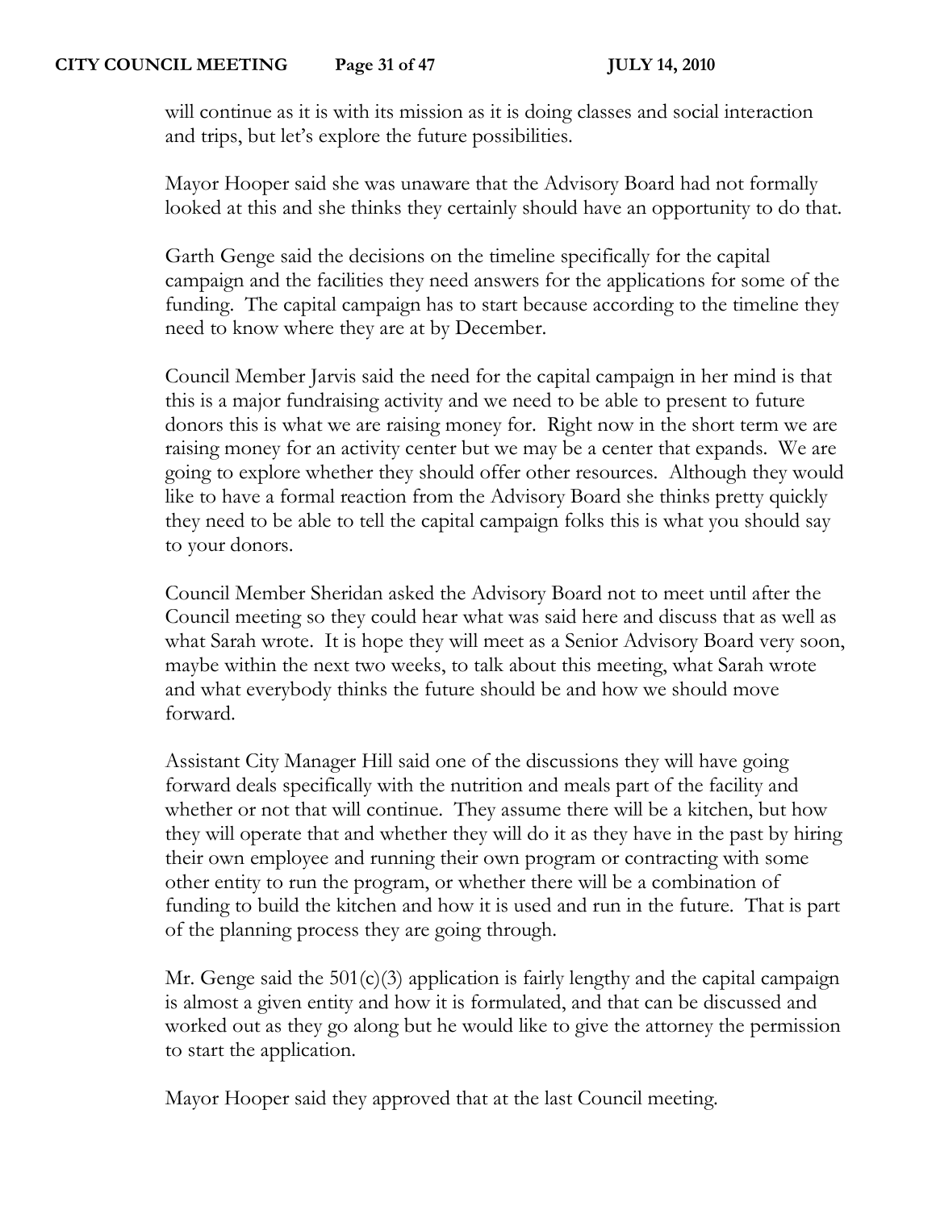will continue as it is with its mission as it is doing classes and social interaction and trips, but let's explore the future possibilities.

Mayor Hooper said she was unaware that the Advisory Board had not formally looked at this and she thinks they certainly should have an opportunity to do that.

Garth Genge said the decisions on the timeline specifically for the capital campaign and the facilities they need answers for the applications for some of the funding. The capital campaign has to start because according to the timeline they need to know where they are at by December.

Council Member Jarvis said the need for the capital campaign in her mind is that this is a major fundraising activity and we need to be able to present to future donors this is what we are raising money for. Right now in the short term we are raising money for an activity center but we may be a center that expands. We are going to explore whether they should offer other resources. Although they would like to have a formal reaction from the Advisory Board she thinks pretty quickly they need to be able to tell the capital campaign folks this is what you should say to your donors.

Council Member Sheridan asked the Advisory Board not to meet until after the Council meeting so they could hear what was said here and discuss that as well as what Sarah wrote. It is hope they will meet as a Senior Advisory Board very soon, maybe within the next two weeks, to talk about this meeting, what Sarah wrote and what everybody thinks the future should be and how we should move forward.

Assistant City Manager Hill said one of the discussions they will have going forward deals specifically with the nutrition and meals part of the facility and whether or not that will continue. They assume there will be a kitchen, but how they will operate that and whether they will do it as they have in the past by hiring their own employee and running their own program or contracting with some other entity to run the program, or whether there will be a combination of funding to build the kitchen and how it is used and run in the future. That is part of the planning process they are going through.

Mr. Genge said the 501(c)(3) application is fairly lengthy and the capital campaign is almost a given entity and how it is formulated, and that can be discussed and worked out as they go along but he would like to give the attorney the permission to start the application.

Mayor Hooper said they approved that at the last Council meeting.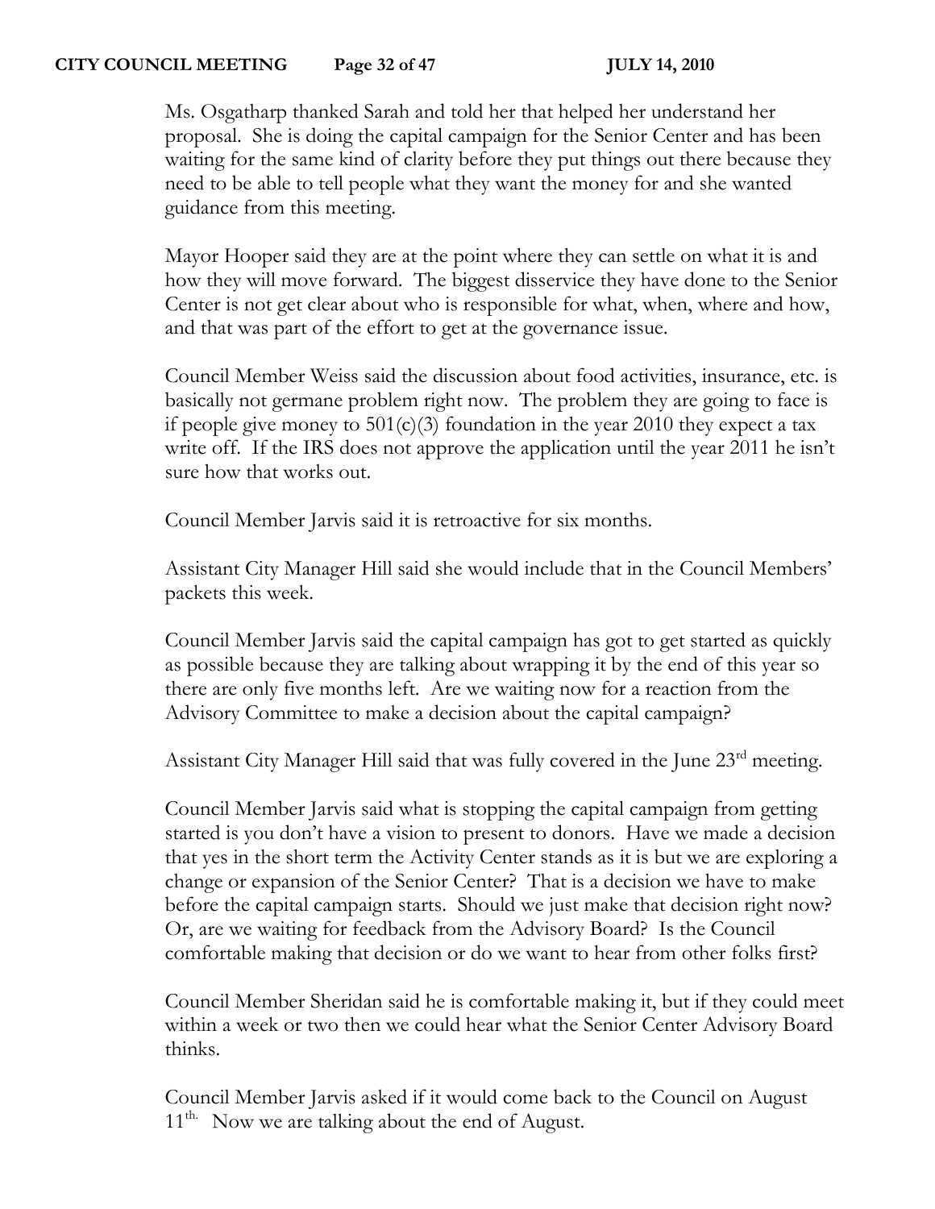Ms. Osgatharp thanked Sarah and told her that helped her understand her proposal. She is doing the capital campaign for the Senior Center and has been waiting for the same kind of clarity before they put things out there because they need to be able to tell people what they want the money for and she wanted guidance from this meeting.

Mayor Hooper said they are at the point where they can settle on what it is and how they will move forward. The biggest disservice they have done to the Senior Center is not get clear about who is responsible for what, when, where and how, and that was part of the effort to get at the governance issue.

Council Member Weiss said the discussion about food activities, insurance, etc. is basically not germane problem right now. The problem they are going to face is if people give money to 501(c)(3) foundation in the year 2010 they expect a tax write off. If the IRS does not approve the application until the year 2011 he isn't sure how that works out.

Council Member Jarvis said it is retroactive for six months.

Assistant City Manager Hill said she would include that in the Council Members' packets this week.

Council Member Jarvis said the capital campaign has got to get started as quickly as possible because they are talking about wrapping it by the end of this year so there are only five months left. Are we waiting now for a reaction from the Advisory Committee to make a decision about the capital campaign?

Assistant City Manager Hill said that was fully covered in the June 23rd meeting.

Council Member Jarvis said what is stopping the capital campaign from getting started is you don't have a vision to present to donors. Have we made a decision that yes in the short term the Activity Center stands as it is but we are exploring a change or expansion of the Senior Center? That is a decision we have to make before the capital campaign starts. Should we just make that decision right now? Or, are we waiting for feedback from the Advisory Board? Is the Council comfortable making that decision or do we want to hear from other folks first?

Council Member Sheridan said he is comfortable making it, but if they could meet within a week or two then we could hear what the Senior Center Advisory Board thinks.

Council Member Jarvis asked if it would come back to the Council on August 11th. Now we are talking about the end of August.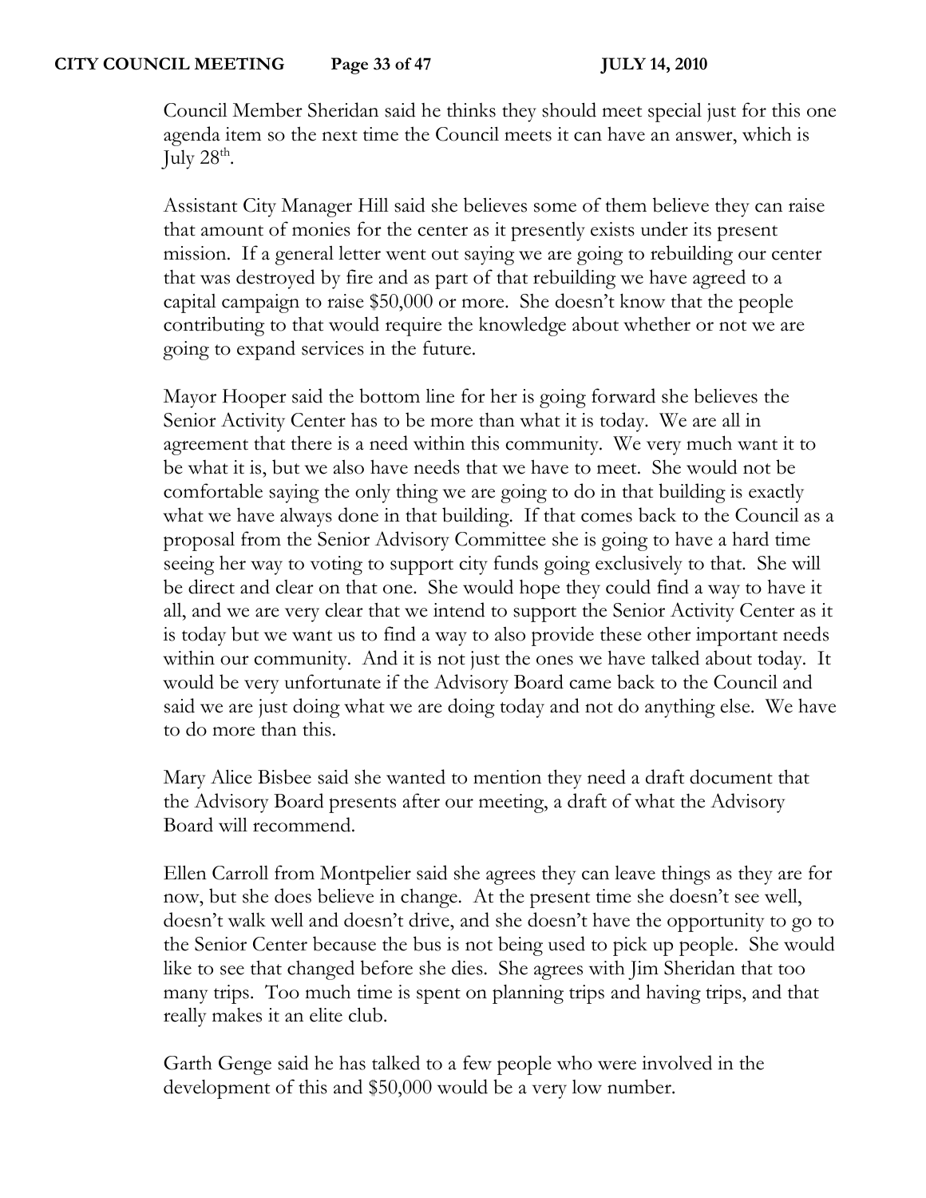Council Member Sheridan said he thinks they should meet special just for this one agenda item so the next time the Council meets it can have an answer, which is July 28th.

Assistant City Manager Hill said she believes some of them believe they can raise that amount of monies for the center as it presently exists under its present mission. If a general letter went out saying we are going to rebuilding our center that was destroyed by fire and as part of that rebuilding we have agreed to a capital campaign to raise $50,000 or more. She doesn't know that the people contributing to that would require the knowledge about whether or not we are going to expand services in the future.

Mayor Hooper said the bottom line for her is going forward she believes the Senior Activity Center has to be more than what it is today. We are all in agreement that there is a need within this community. We very much want it to be what it is, but we also have needs that we have to meet. She would not be comfortable saying the only thing we are going to do in that building is exactly what we have always done in that building. If that comes back to the Council as a proposal from the Senior Advisory Committee she is going to have a hard time seeing her way to voting to support city funds going exclusively to that. She will be direct and clear on that one. She would hope they could find a way to have it all, and we are very clear that we intend to support the Senior Activity Center as it is today but we want us to find a way to also provide these other important needs within our community. And it is not just the ones we have talked about today. It would be very unfortunate if the Advisory Board came back to the Council and said we are just doing what we are doing today and not do anything else. We have to do more than this.

Mary Alice Bisbee said she wanted to mention they need a draft document that the Advisory Board presents after our meeting, a draft of what the Advisory Board will recommend.

Ellen Carroll from Montpelier said she agrees they can leave things as they are for now, but she does believe in change. At the present time she doesn't see well, doesn't walk well and doesn't drive, and she doesn't have the opportunity to go to the Senior Center because the bus is not being used to pick up people. She would like to see that changed before she dies. She agrees with Jim Sheridan that too many trips. Too much time is spent on planning trips and having trips, and that really makes it an elite club.

Garth Genge said he has talked to a few people who were involved in the development of this and $50,000 would be a very low number.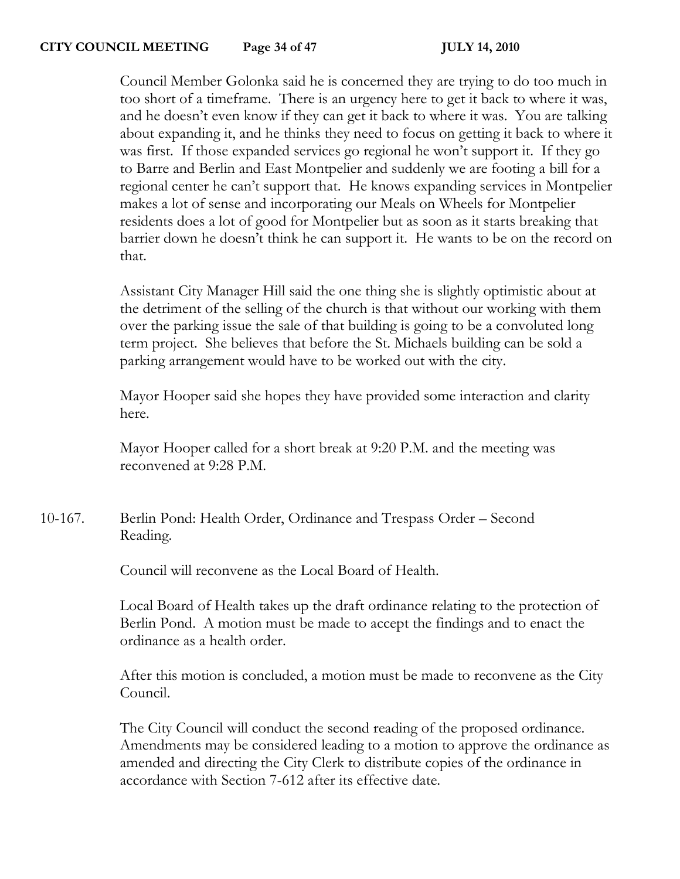Council Member Golonka said he is concerned they are trying to do too much in too short of a timeframe. There is an urgency here to get it back to where it was, and he doesn't even know if they can get it back to where it was. You are talking about expanding it, and he thinks they need to focus on getting it back to where it was first. If those expanded services go regional he won't support it. If they go to Barre and Berlin and East Montpelier and suddenly we are footing a bill for a regional center he can't support that. He knows expanding services in Montpelier makes a lot of sense and incorporating our Meals on Wheels for Montpelier residents does a lot of good for Montpelier but as soon as it starts breaking that barrier down he doesn't think he can support it. He wants to be on the record on that.

Assistant City Manager Hill said the one thing she is slightly optimistic about at the detriment of the selling of the church is that without our working with them over the parking issue the sale of that building is going to be a convoluted long term project. She believes that before the St. Michaels building can be sold a parking arrangement would have to be worked out with the city.

Mayor Hooper said she hopes they have provided some interaction and clarity here.

Mayor Hooper called for a short break at 9:20 P.M. and the meeting was reconvened at 9:28 P.M.

10-167. Berlin Pond: Health Order, Ordinance and Trespass Order – Second Reading.

Council will reconvene as the Local Board of Health.

Local Board of Health takes up the draft ordinance relating to the protection of Berlin Pond. A motion must be made to accept the findings and to enact the ordinance as a health order.

After this motion is concluded, a motion must be made to reconvene as the City Council.

The City Council will conduct the second reading of the proposed ordinance. Amendments may be considered leading to a motion to approve the ordinance as amended and directing the City Clerk to distribute copies of the ordinance in accordance with Section 7-612 after its effective date.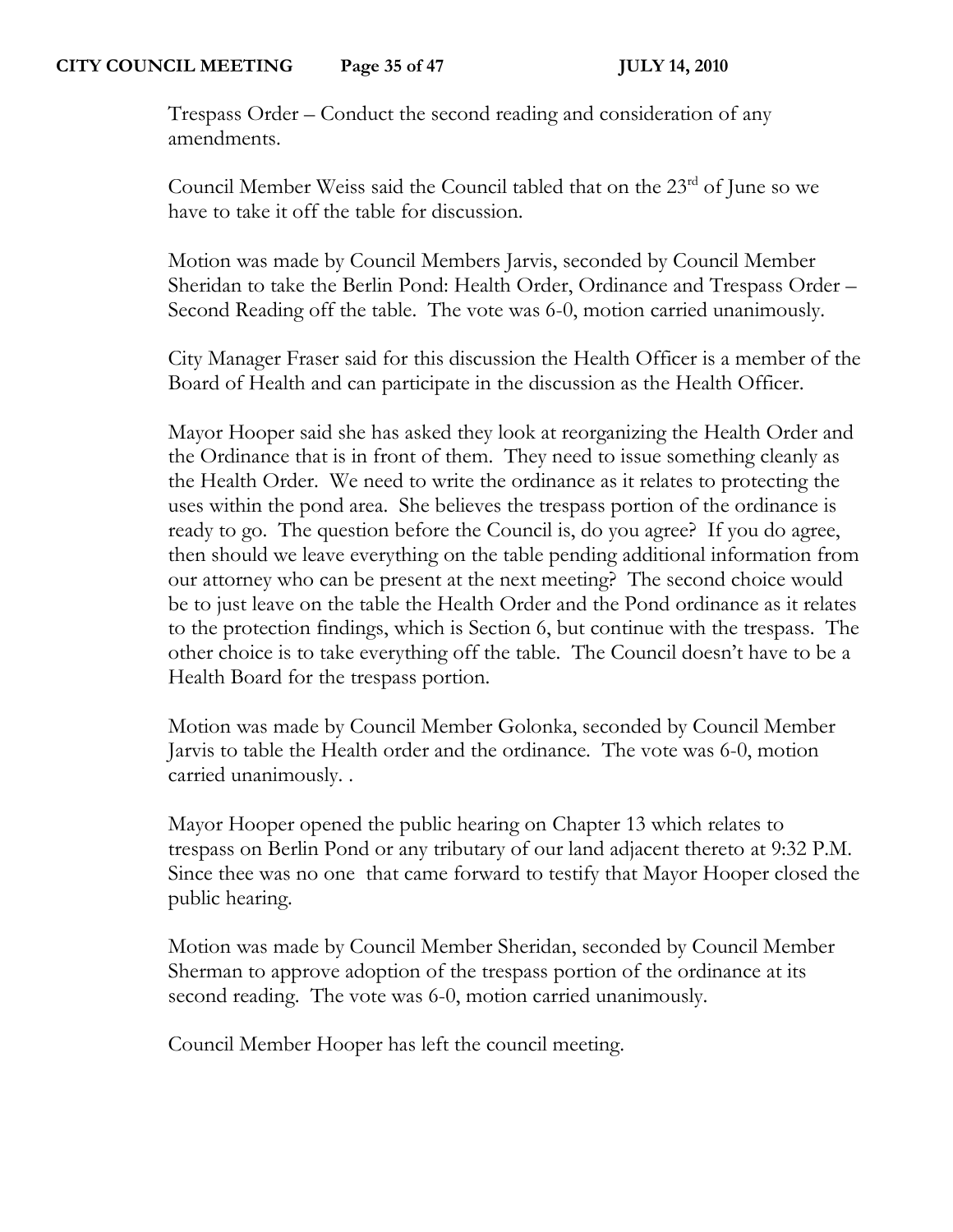Trespass Order – Conduct the second reading and consideration of any amendments.

Council Member Weiss said the Council tabled that on the 23rd of June so we have to take it off the table for discussion.

Motion was made by Council Members Jarvis, seconded by Council Member Sheridan to take the Berlin Pond: Health Order, Ordinance and Trespass Order – Second Reading off the table. The vote was 6-0, motion carried unanimously.

City Manager Fraser said for this discussion the Health Officer is a member of the Board of Health and can participate in the discussion as the Health Officer.

Mayor Hooper said she has asked they look at reorganizing the Health Order and the Ordinance that is in front of them. They need to issue something cleanly as the Health Order. We need to write the ordinance as it relates to protecting the uses within the pond area. She believes the trespass portion of the ordinance is ready to go. The question before the Council is, do you agree? If you do agree, then should we leave everything on the table pending additional information from our attorney who can be present at the next meeting? The second choice would be to just leave on the table the Health Order and the Pond ordinance as it relates to the protection findings, which is Section 6, but continue with the trespass. The other choice is to take everything off the table. The Council doesn't have to be a Health Board for the trespass portion.

Motion was made by Council Member Golonka, seconded by Council Member Jarvis to table the Health order and the ordinance. The vote was 6-0, motion carried unanimously. .

Mayor Hooper opened the public hearing on Chapter 13 which relates to trespass on Berlin Pond or any tributary of our land adjacent thereto at 9:32 P.M. Since thee was no one that came forward to testify that Mayor Hooper closed the public hearing.

Motion was made by Council Member Sheridan, seconded by Council Member Sherman to approve adoption of the trespass portion of the ordinance at its second reading. The vote was 6-0, motion carried unanimously.

Council Member Hooper has left the council meeting.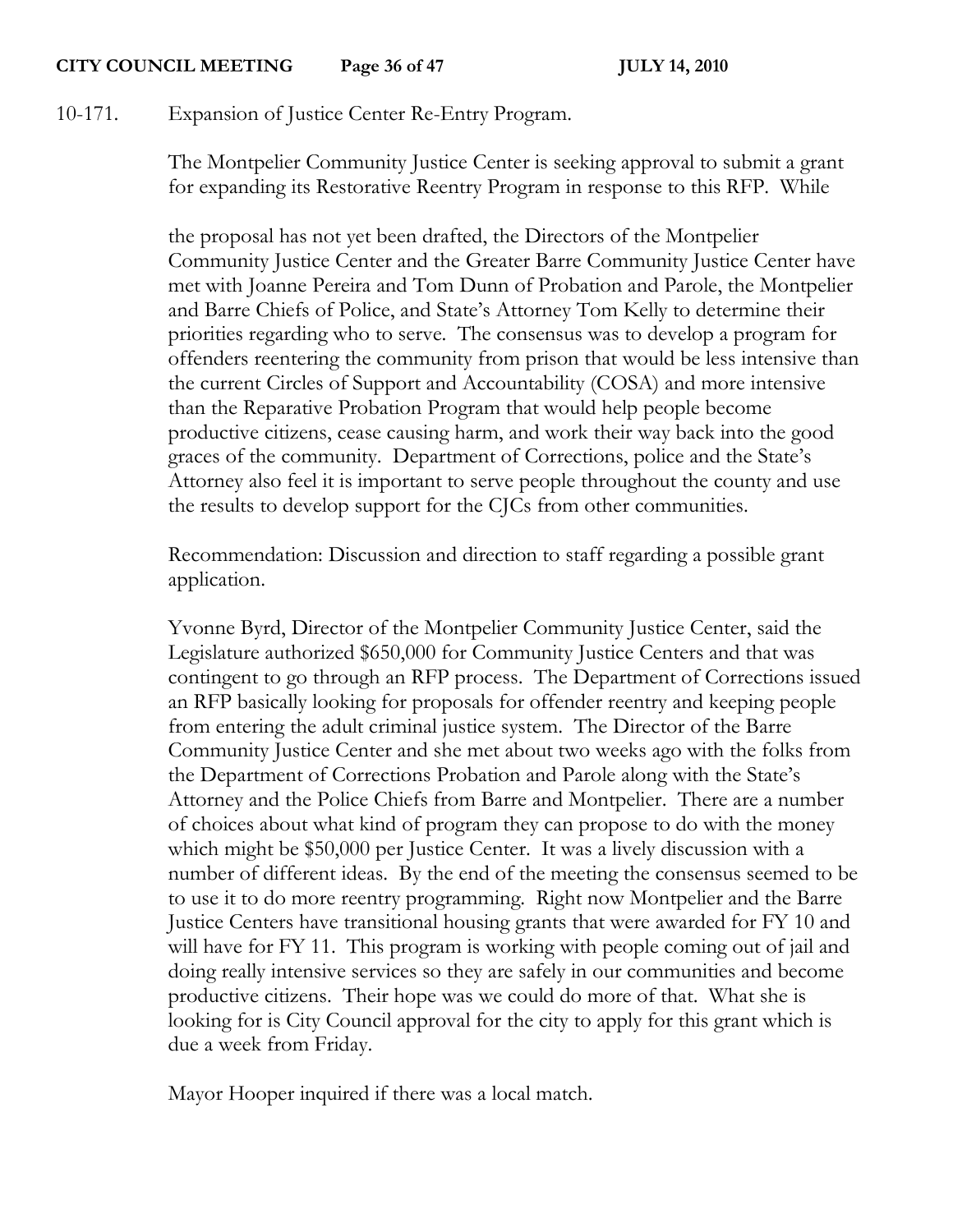10-171. Expansion of Justice Center Re-Entry Program.

The Montpelier Community Justice Center is seeking approval to submit a grant for expanding its Restorative Reentry Program in response to this RFP. While

the proposal has not yet been drafted, the Directors of the Montpelier Community Justice Center and the Greater Barre Community Justice Center have met with Joanne Pereira and Tom Dunn of Probation and Parole, the Montpelier and Barre Chiefs of Police, and State's Attorney Tom Kelly to determine their priorities regarding who to serve. The consensus was to develop a program for offenders reentering the community from prison that would be less intensive than the current Circles of Support and Accountability (COSA) and more intensive than the Reparative Probation Program that would help people become productive citizens, cease causing harm, and work their way back into the good graces of the community. Department of Corrections, police and the State's Attorney also feel it is important to serve people throughout the county and use the results to develop support for the CJCs from other communities.

Recommendation: Discussion and direction to staff regarding a possible grant application.

Yvonne Byrd, Director of the Montpelier Community Justice Center, said the Legislature authorized $650,000 for Community Justice Centers and that was contingent to go through an RFP process. The Department of Corrections issued an RFP basically looking for proposals for offender reentry and keeping people from entering the adult criminal justice system. The Director of the Barre Community Justice Center and she met about two weeks ago with the folks from the Department of Corrections Probation and Parole along with the State's Attorney and the Police Chiefs from Barre and Montpelier. There are a number of choices about what kind of program they can propose to do with the money which might be $50,000 per Justice Center. It was a lively discussion with a number of different ideas. By the end of the meeting the consensus seemed to be to use it to do more reentry programming. Right now Montpelier and the Barre Justice Centers have transitional housing grants that were awarded for FY 10 and will have for FY 11. This program is working with people coming out of jail and doing really intensive services so they are safely in our communities and become productive citizens. Their hope was we could do more of that. What she is looking for is City Council approval for the city to apply for this grant which is due a week from Friday.

Mayor Hooper inquired if there was a local match.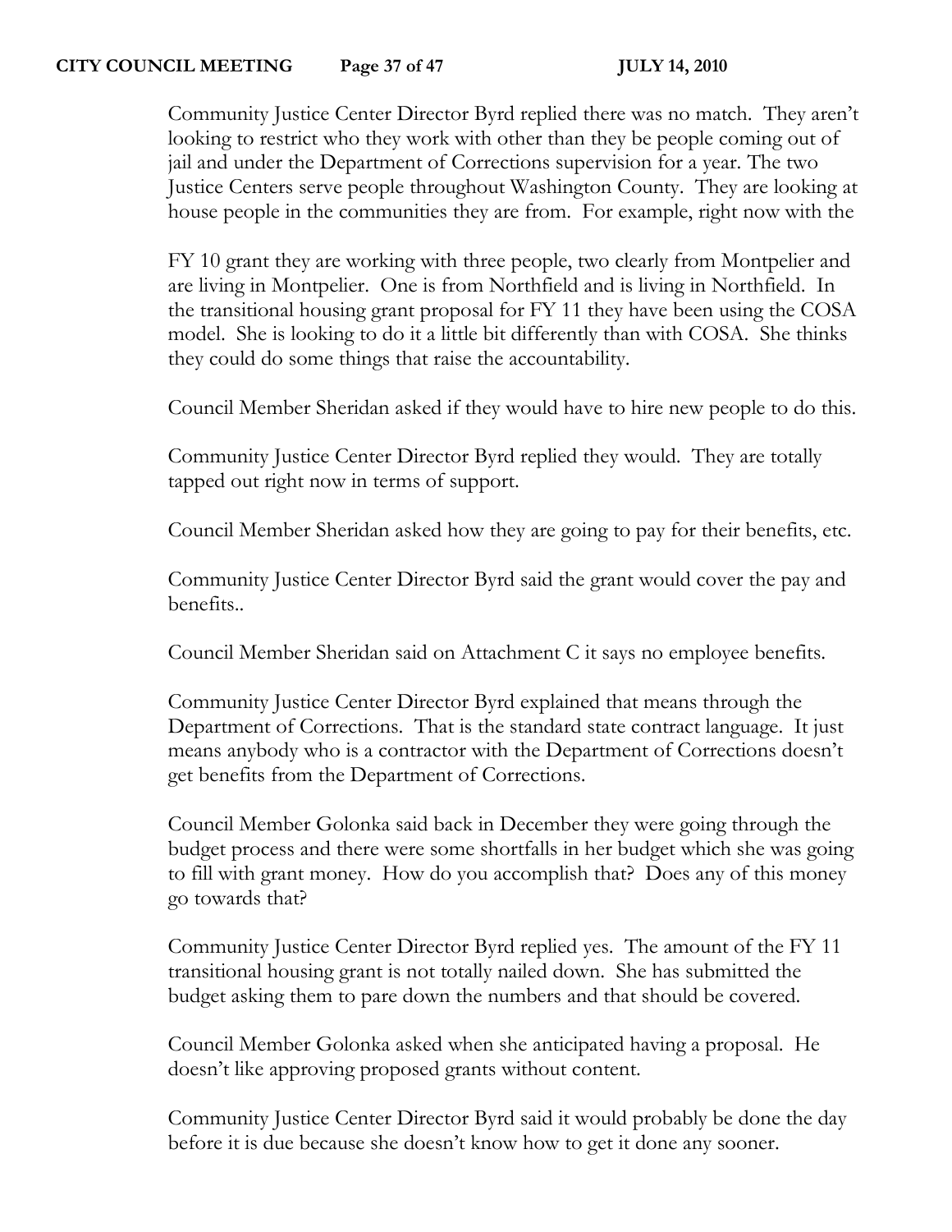Community Justice Center Director Byrd replied there was no match. They aren't looking to restrict who they work with other than they be people coming out of jail and under the Department of Corrections supervision for a year. The two Justice Centers serve people throughout Washington County. They are looking at house people in the communities they are from. For example, right now with the FY 10 grant they are working with three people, two clearly from Montpelier and are living in Montpelier. One is from Northfield and is living in Northfield. In the transitional housing grant proposal for FY 11 they have been using the COSA model. She is looking to do it a little bit differently than with COSA. She thinks they could do some things that raise the accountability.

Council Member Sheridan asked if they would have to hire new people to do this.

Community Justice Center Director Byrd replied they would. They are totally tapped out right now in terms of support.

Council Member Sheridan asked how they are going to pay for their benefits, etc.

Community Justice Center Director Byrd said the grant would cover the pay and benefits..

Council Member Sheridan said on Attachment C it says no employee benefits.

Community Justice Center Director Byrd explained that means through the Department of Corrections. That is the standard state contract language. It just means anybody who is a contractor with the Department of Corrections doesn't get benefits from the Department of Corrections.

Council Member Golonka said back in December they were going through the budget process and there were some shortfalls in her budget which she was going to fill with grant money. How do you accomplish that? Does any of this money go towards that?

Community Justice Center Director Byrd replied yes. The amount of the FY 11 transitional housing grant is not totally nailed down. She has submitted the budget asking them to pare down the numbers and that should be covered.

Council Member Golonka asked when she anticipated having a proposal. He doesn't like approving proposed grants without content.

Community Justice Center Director Byrd said it would probably be done the day before it is due because she doesn't know how to get it done any sooner.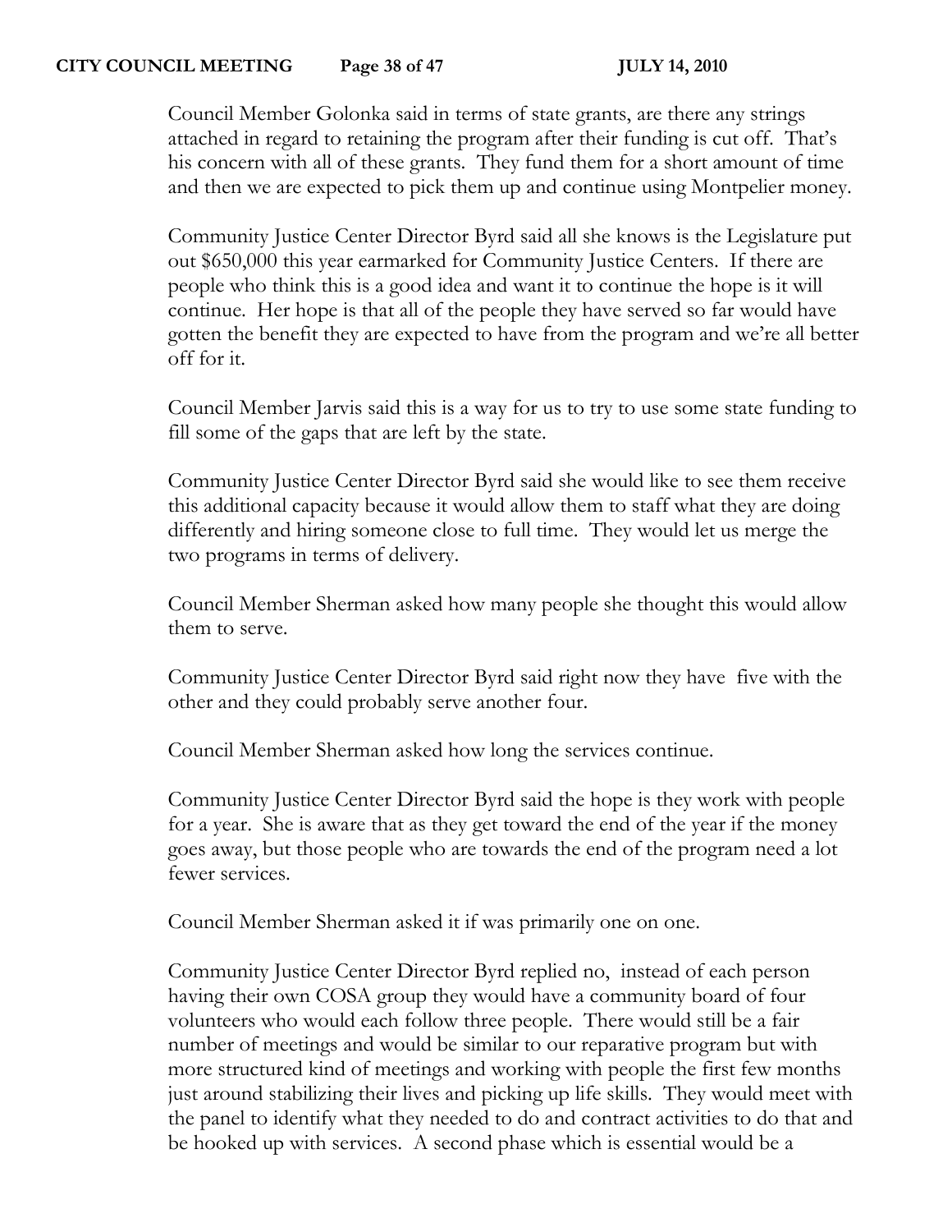Council Member Golonka said in terms of state grants, are there any strings attached in regard to retaining the program after their funding is cut off. That's his concern with all of these grants. They fund them for a short amount of time and then we are expected to pick them up and continue using Montpelier money.

Community Justice Center Director Byrd said all she knows is the Legislature put out $650,000 this year earmarked for Community Justice Centers. If there are people who think this is a good idea and want it to continue the hope is it will continue. Her hope is that all of the people they have served so far would have gotten the benefit they are expected to have from the program and we're all better off for it.

Council Member Jarvis said this is a way for us to try to use some state funding to fill some of the gaps that are left by the state.

Community Justice Center Director Byrd said she would like to see them receive this additional capacity because it would allow them to staff what they are doing differently and hiring someone close to full time. They would let us merge the two programs in terms of delivery.

Council Member Sherman asked how many people she thought this would allow them to serve.

Community Justice Center Director Byrd said right now they have five with the other and they could probably serve another four.

Council Member Sherman asked how long the services continue.

Community Justice Center Director Byrd said the hope is they work with people for a year. She is aware that as they get toward the end of the year if the money goes away, but those people who are towards the end of the program need a lot fewer services.

Council Member Sherman asked it if was primarily one on one.

Community Justice Center Director Byrd replied no, instead of each person having their own COSA group they would have a community board of four volunteers who would each follow three people. There would still be a fair number of meetings and would be similar to our reparative program but with more structured kind of meetings and working with people the first few months just around stabilizing their lives and picking up life skills. They would meet with the panel to identify what they needed to do and contract activities to do that and be hooked up with services. A second phase which is essential would be a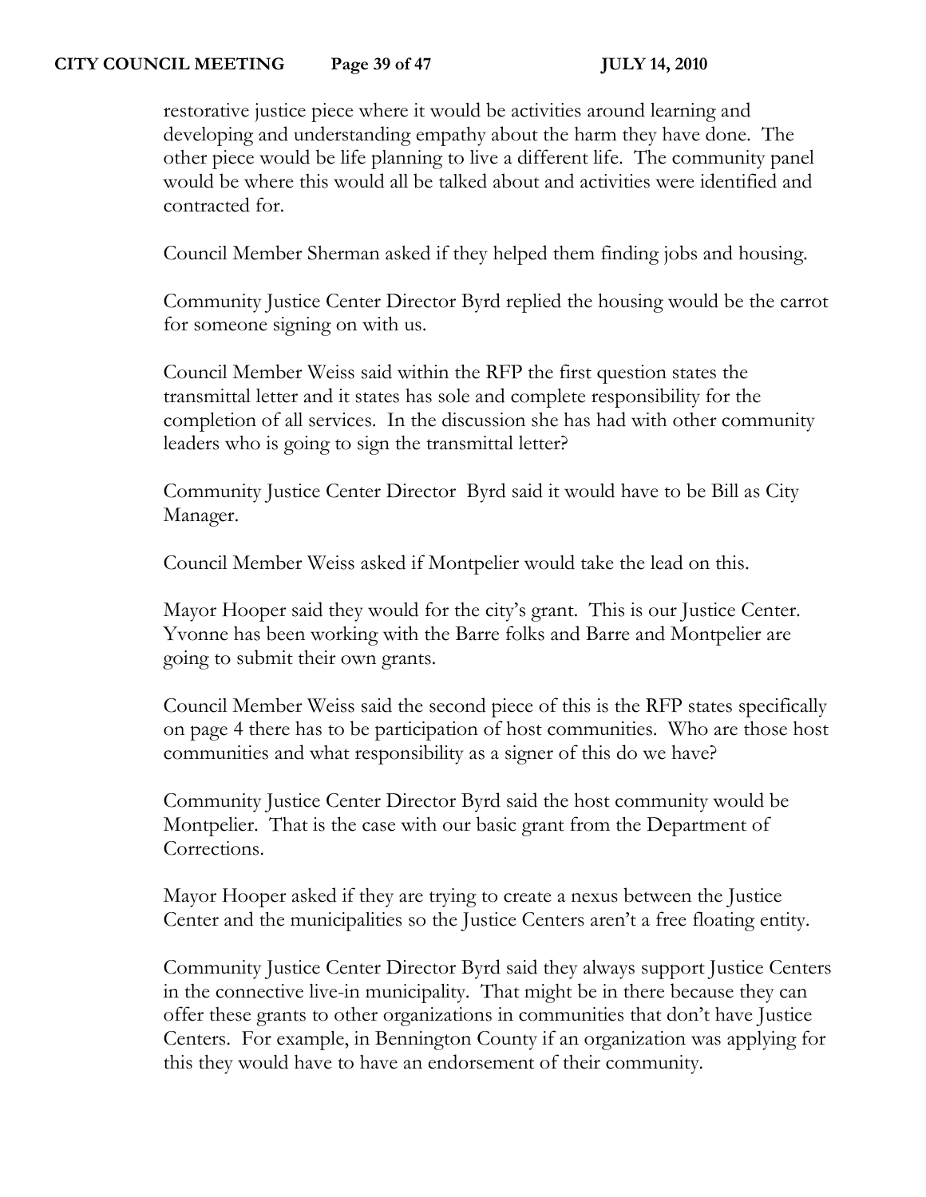restorative justice piece where it would be activities around learning and developing and understanding empathy about the harm they have done. The other piece would be life planning to live a different life. The community panel would be where this would all be talked about and activities were identified and contracted for.

Council Member Sherman asked if they helped them finding jobs and housing.

Community Justice Center Director Byrd replied the housing would be the carrot for someone signing on with us.

Council Member Weiss said within the RFP the first question states the transmittal letter and it states has sole and complete responsibility for the completion of all services. In the discussion she has had with other community leaders who is going to sign the transmittal letter?

Community Justice Center Director Byrd said it would have to be Bill as City Manager.

Council Member Weiss asked if Montpelier would take the lead on this.

Mayor Hooper said they would for the city's grant. This is our Justice Center. Yvonne has been working with the Barre folks and Barre and Montpelier are going to submit their own grants.

Council Member Weiss said the second piece of this is the RFP states specifically on page 4 there has to be participation of host communities. Who are those host communities and what responsibility as a signer of this do we have?

Community Justice Center Director Byrd said the host community would be Montpelier. That is the case with our basic grant from the Department of Corrections.

Mayor Hooper asked if they are trying to create a nexus between the Justice Center and the municipalities so the Justice Centers aren't a free floating entity.

Community Justice Center Director Byrd said they always support Justice Centers in the connective live-in municipality. That might be in there because they can offer these grants to other organizations in communities that don't have Justice Centers. For example, in Bennington County if an organization was applying for this they would have to have an endorsement of their community.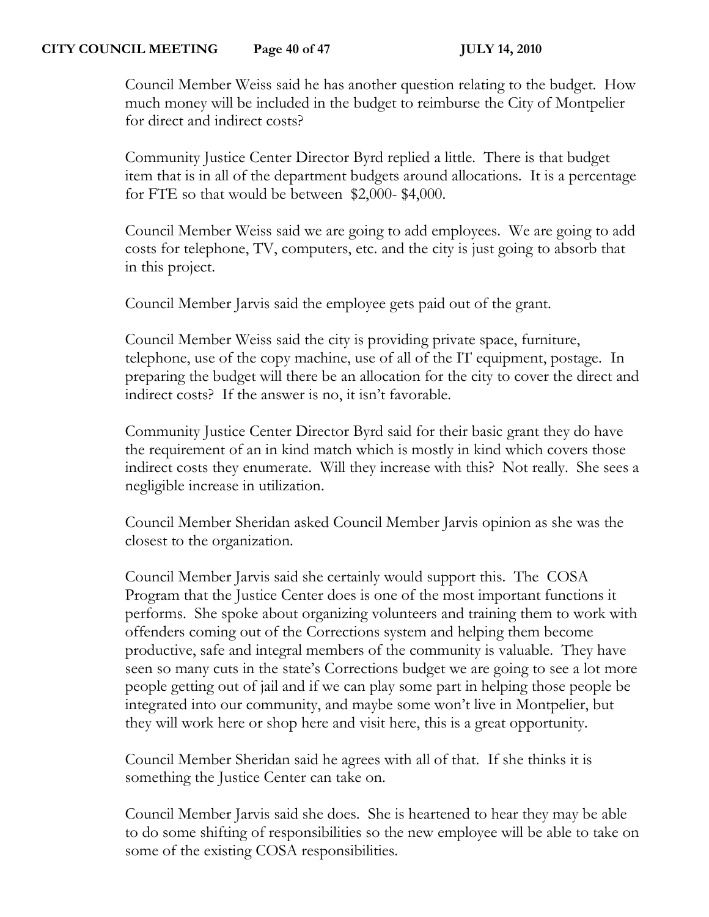Council Member Weiss said he has another question relating to the budget. How much money will be included in the budget to reimburse the City of Montpelier for direct and indirect costs?

Community Justice Center Director Byrd replied a little. There is that budget item that is in all of the department budgets around allocations. It is a percentage for FTE so that would be between $2,000- $4,000.

Council Member Weiss said we are going to add employees. We are going to add costs for telephone, TV, computers, etc. and the city is just going to absorb that in this project.

Council Member Jarvis said the employee gets paid out of the grant.

Council Member Weiss said the city is providing private space, furniture, telephone, use of the copy machine, use of all of the IT equipment, postage. In preparing the budget will there be an allocation for the city to cover the direct and indirect costs? If the answer is no, it isn't favorable.

Community Justice Center Director Byrd said for their basic grant they do have the requirement of an in kind match which is mostly in kind which covers those indirect costs they enumerate. Will they increase with this? Not really. She sees a negligible increase in utilization.

Council Member Sheridan asked Council Member Jarvis opinion as she was the closest to the organization.

Council Member Jarvis said she certainly would support this. The COSA Program that the Justice Center does is one of the most important functions it performs. She spoke about organizing volunteers and training them to work with offenders coming out of the Corrections system and helping them become productive, safe and integral members of the community is valuable. They have seen so many cuts in the state's Corrections budget we are going to see a lot more people getting out of jail and if we can play some part in helping those people be integrated into our community, and maybe some won't live in Montpelier, but they will work here or shop here and visit here, this is a great opportunity.

Council Member Sheridan said he agrees with all of that. If she thinks it is something the Justice Center can take on.

Council Member Jarvis said she does. She is heartened to hear they may be able to do some shifting of responsibilities so the new employee will be able to take on some of the existing COSA responsibilities.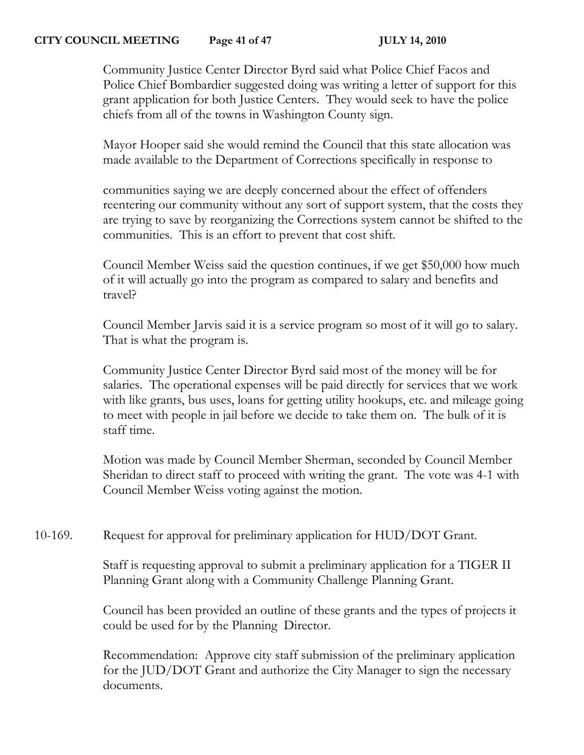Community Justice Center Director Byrd said what Police Chief Facos and Police Chief Bombardier suggested doing was writing a letter of support for this grant application for both Justice Centers. They would seek to have the police chiefs from all of the towns in Washington County sign.

Mayor Hooper said she would remind the Council that this state allocation was made available to the Department of Corrections specifically in response to

communities saying we are deeply concerned about the effect of offenders reentering our community without any sort of support system, that the costs they are trying to save by reorganizing the Corrections system cannot be shifted to the communities. This is an effort to prevent that cost shift.

Council Member Weiss said the question continues, if we get $50,000 how much of it will actually go into the program as compared to salary and benefits and travel?

Council Member Jarvis said it is a service program so most of it will go to salary. That is what the program is.

Community Justice Center Director Byrd said most of the money will be for salaries. The operational expenses will be paid directly for services that we work with like grants, bus uses, loans for getting utility hookups, etc. and mileage going to meet with people in jail before we decide to take them on. The bulk of it is staff time.

Motion was made by Council Member Sherman, seconded by Council Member Sheridan to direct staff to proceed with writing the grant. The vote was 4-1 with Council Member Weiss voting against the motion.

10-169. Request for approval for preliminary application for HUD/DOT Grant.

Staff is requesting approval to submit a preliminary application for a TIGER II Planning Grant along with a Community Challenge Planning Grant.

Council has been provided an outline of these grants and the types of projects it could be used for by the Planning Director.

Recommendation: Approve city staff submission of the preliminary application for the JUD/DOT Grant and authorize the City Manager to sign the necessary documents.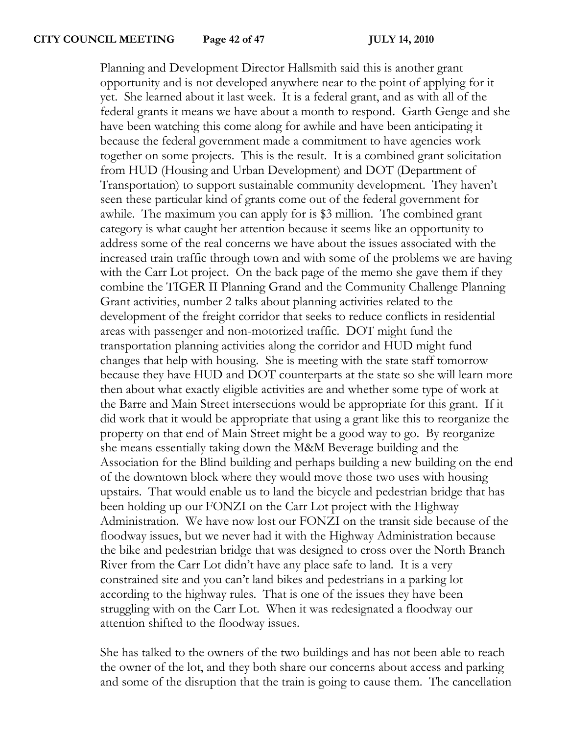Planning and Development Director Hallsmith said this is another grant opportunity and is not developed anywhere near to the point of applying for it yet. She learned about it last week. It is a federal grant, and as with all of the federal grants it means we have about a month to respond. Garth Genge and she have been watching this come along for awhile and have been anticipating it because the federal government made a commitment to have agencies work together on some projects. This is the result. It is a combined grant solicitation from HUD (Housing and Urban Development) and DOT (Department of Transportation) to support sustainable community development. They haven't seen these particular kind of grants come out of the federal government for awhile. The maximum you can apply for is $3 million. The combined grant category is what caught her attention because it seems like an opportunity to address some of the real concerns we have about the issues associated with the increased train traffic through town and with some of the problems we are having with the Carr Lot project. On the back page of the memo she gave them if they combine the TIGER II Planning Grand and the Community Challenge Planning Grant activities, number 2 talks about planning activities related to the development of the freight corridor that seeks to reduce conflicts in residential areas with passenger and non-motorized traffic. DOT might fund the transportation planning activities along the corridor and HUD might fund changes that help with housing. She is meeting with the state staff tomorrow because they have HUD and DOT counterparts at the state so she will learn more then about what exactly eligible activities are and whether some type of work at the Barre and Main Street intersections would be appropriate for this grant. If it did work that it would be appropriate that using a grant like this to reorganize the property on that end of Main Street might be a good way to go. By reorganize she means essentially taking down the M&M Beverage building and the Association for the Blind building and perhaps building a new building on the end of the downtown block where they would move those two uses with housing upstairs. That would enable us to land the bicycle and pedestrian bridge that has been holding up our FONZI on the Carr Lot project with the Highway Administration. We have now lost our FONZI on the transit side because of the floodway issues, but we never had it with the Highway Administration because the bike and pedestrian bridge that was designed to cross over the North Branch River from the Carr Lot didn't have any place safe to land. It is a very constrained site and you can't land bikes and pedestrians in a parking lot according to the highway rules. That is one of the issues they have been struggling with on the Carr Lot. When it was redesignated a floodway our attention shifted to the floodway issues.

She has talked to the owners of the two buildings and has not been able to reach the owner of the lot, and they both share our concerns about access and parking and some of the disruption that the train is going to cause them. The cancellation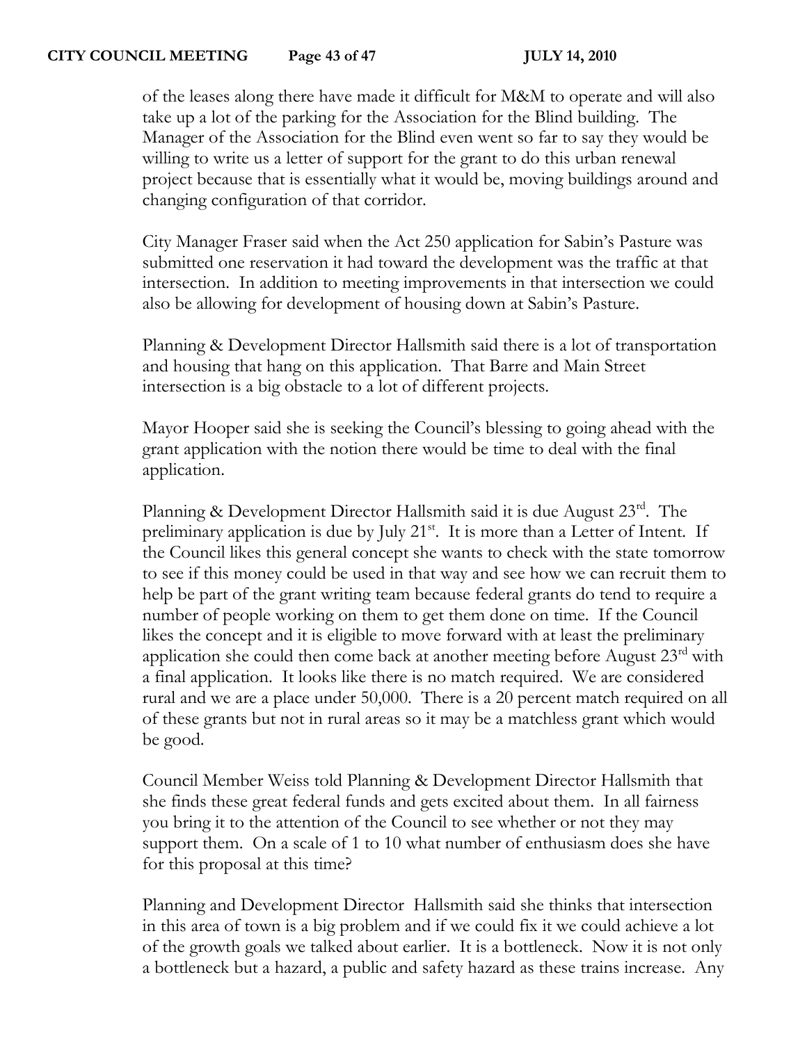of the leases along there have made it difficult for M&M to operate and will also take up a lot of the parking for the Association for the Blind building. The Manager of the Association for the Blind even went so far to say they would be willing to write us a letter of support for the grant to do this urban renewal project because that is essentially what it would be, moving buildings around and changing configuration of that corridor.

City Manager Fraser said when the Act 250 application for Sabin's Pasture was submitted one reservation it had toward the development was the traffic at that intersection. In addition to meeting improvements in that intersection we could also be allowing for development of housing down at Sabin's Pasture.

Planning & Development Director Hallsmith said there is a lot of transportation and housing that hang on this application. That Barre and Main Street intersection is a big obstacle to a lot of different projects.

Mayor Hooper said she is seeking the Council's blessing to going ahead with the grant application with the notion there would be time to deal with the final application.

Planning & Development Director Hallsmith said it is due August 23rd. The preliminary application is due by July 21st. It is more than a Letter of Intent. If the Council likes this general concept she wants to check with the state tomorrow to see if this money could be used in that way and see how we can recruit them to help be part of the grant writing team because federal grants do tend to require a number of people working on them to get them done on time. If the Council likes the concept and it is eligible to move forward with at least the preliminary application she could then come back at another meeting before August 23rd with a final application. It looks like there is no match required. We are considered rural and we are a place under 50,000. There is a 20 percent match required on all of these grants but not in rural areas so it may be a matchless grant which would be good.

Council Member Weiss told Planning & Development Director Hallsmith that she finds these great federal funds and gets excited about them. In all fairness you bring it to the attention of the Council to see whether or not they may support them. On a scale of 1 to 10 what number of enthusiasm does she have for this proposal at this time?

Planning and Development Director Hallsmith said she thinks that intersection in this area of town is a big problem and if we could fix it we could achieve a lot of the growth goals we talked about earlier. It is a bottleneck. Now it is not only a bottleneck but a hazard, a public and safety hazard as these trains increase. Any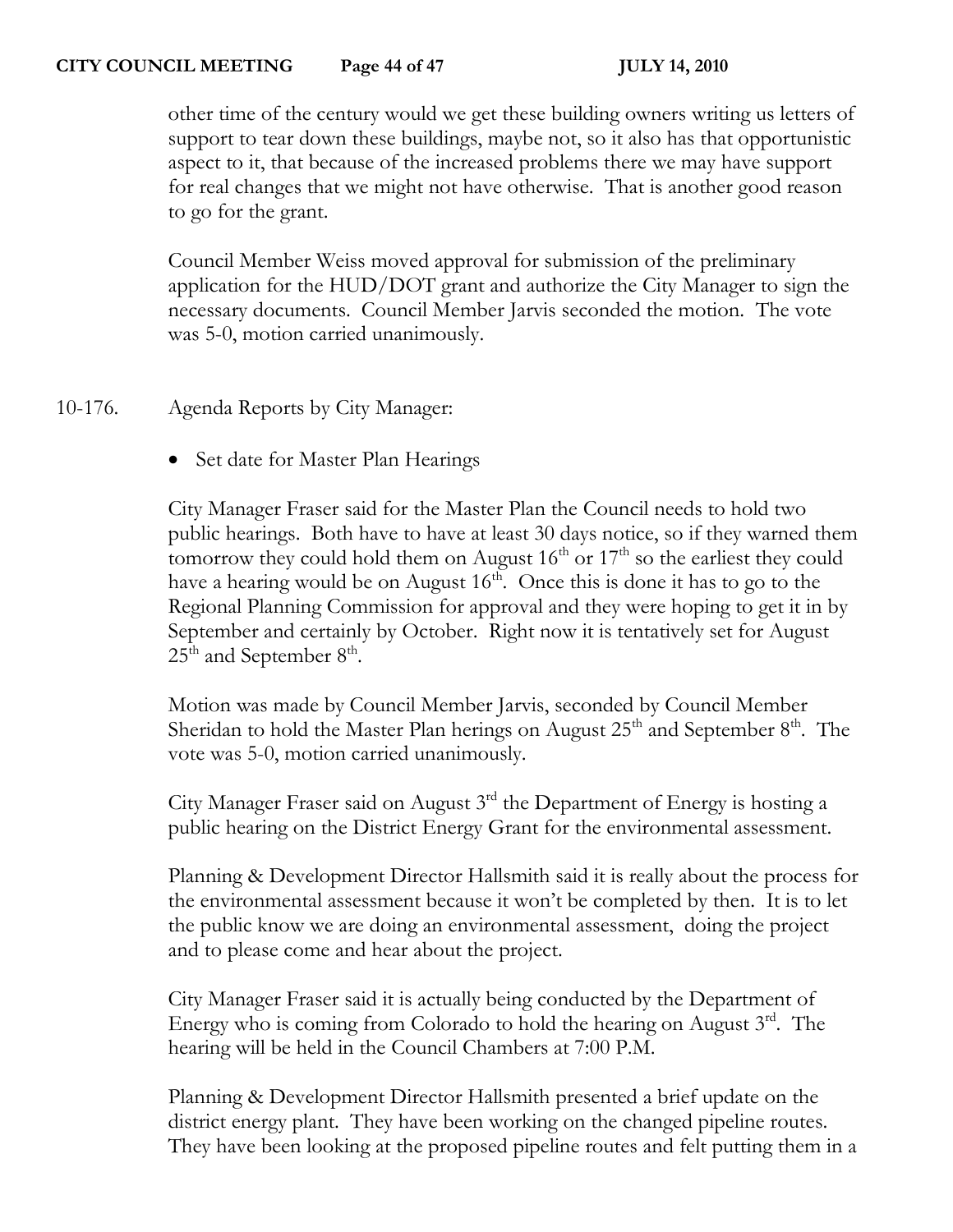other time of the century would we get these building owners writing us letters of support to tear down these buildings, maybe not, so it also has that opportunistic aspect to it, that because of the increased problems there we may have support for real changes that we might not have otherwise. That is another good reason to go for the grant.

Council Member Weiss moved approval for submission of the preliminary application for the HUD/DOT grant and authorize the City Manager to sign the necessary documents. Council Member Jarvis seconded the motion. The vote was 5-0, motion carried unanimously.

10-176. Agenda Reports by City Manager:

- Set date for Master Plan Hearings

City Manager Fraser said for the Master Plan the Council needs to hold two public hearings. Both have to have at least 30 days notice, so if they warned them tomorrow they could hold them on August 16th or 17th so the earliest they could have a hearing would be on August 16th. Once this is done it has to go to the Regional Planning Commission for approval and they were hoping to get it in by September and certainly by October. Right now it is tentatively set for August 25th and September 8th.

Motion was made by Council Member Jarvis, seconded by Council Member Sheridan to hold the Master Plan herings on August 25th and September 8th. The vote was 5-0, motion carried unanimously.

City Manager Fraser said on August 3rd the Department of Energy is hosting a public hearing on the District Energy Grant for the environmental assessment.

Planning & Development Director Hallsmith said it is really about the process for the environmental assessment because it won't be completed by then. It is to let the public know we are doing an environmental assessment, doing the project and to please come and hear about the project.

City Manager Fraser said it is actually being conducted by the Department of Energy who is coming from Colorado to hold the hearing on August 3rd. The hearing will be held in the Council Chambers at 7:00 P.M.

Planning & Development Director Hallsmith presented a brief update on the district energy plant. They have been working on the changed pipeline routes. They have been looking at the proposed pipeline routes and felt putting them in a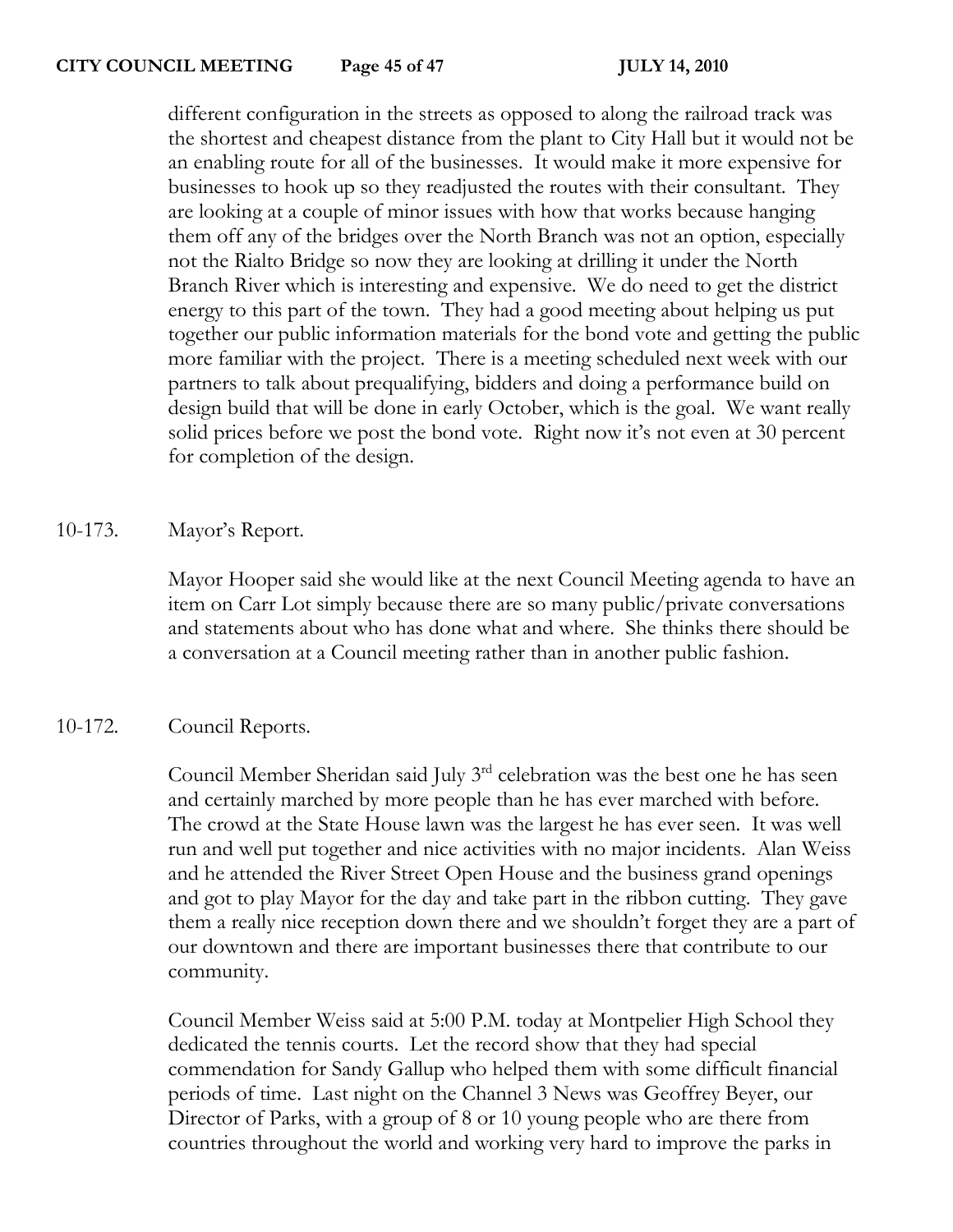different configuration in the streets as opposed to along the railroad track was the shortest and cheapest distance from the plant to City Hall but it would not be an enabling route for all of the businesses. It would make it more expensive for businesses to hook up so they readjusted the routes with their consultant. They are looking at a couple of minor issues with how that works because hanging them off any of the bridges over the North Branch was not an option, especially not the Rialto Bridge so now they are looking at drilling it under the North Branch River which is interesting and expensive. We do need to get the district energy to this part of the town. They had a good meeting about helping us put together our public information materials for the bond vote and getting the public more familiar with the project. There is a meeting scheduled next week with our partners to talk about prequalifying, bidders and doing a performance build on design build that will be done in early October, which is the goal. We want really solid prices before we post the bond vote. Right now it's not even at 30 percent for completion of the design.

10-173. Mayor's Report.

Mayor Hooper said she would like at the next Council Meeting agenda to have an item on Carr Lot simply because there are so many public/private conversations and statements about who has done what and where. She thinks there should be a conversation at a Council meeting rather than in another public fashion.

10-172. Council Reports.

Council Member Sheridan said July 3rd celebration was the best one he has seen and certainly marched by more people than he has ever marched with before. The crowd at the State House lawn was the largest he has ever seen. It was well run and well put together and nice activities with no major incidents. Alan Weiss and he attended the River Street Open House and the business grand openings and got to play Mayor for the day and take part in the ribbon cutting. They gave them a really nice reception down there and we shouldn't forget they are a part of our downtown and there are important businesses there that contribute to our community.

Council Member Weiss said at 5:00 P.M. today at Montpelier High School they dedicated the tennis courts. Let the record show that they had special commendation for Sandy Gallup who helped them with some difficult financial periods of time. Last night on the Channel 3 News was Geoffrey Beyer, our Director of Parks, with a group of 8 or 10 young people who are there from countries throughout the world and working very hard to improve the parks in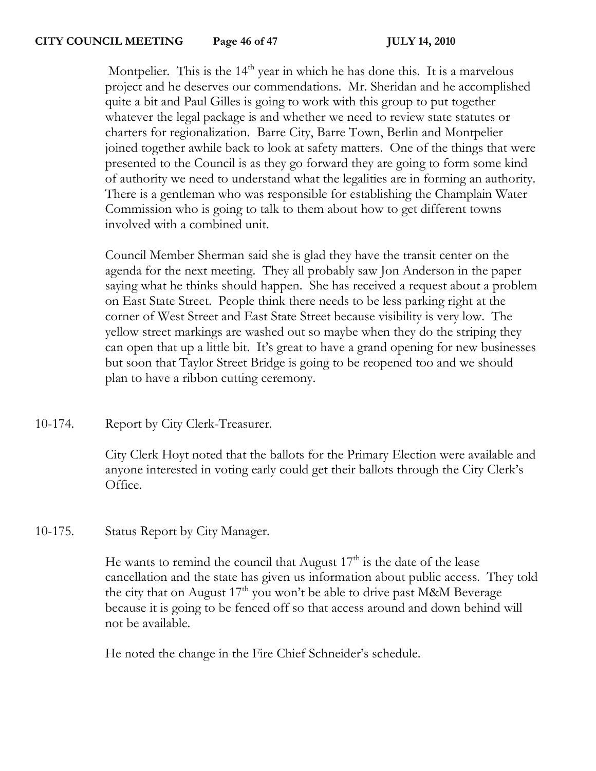Montpelier. This is the 14th year in which he has done this. It is a marvelous project and he deserves our commendations. Mr. Sheridan and he accomplished quite a bit and Paul Gilles is going to work with this group to put together whatever the legal package is and whether we need to review state statutes or charters for regionalization. Barre City, Barre Town, Berlin and Montpelier joined together awhile back to look at safety matters. One of the things that were presented to the Council is as they go forward they are going to form some kind of authority we need to understand what the legalities are in forming an authority. There is a gentleman who was responsible for establishing the Champlain Water Commission who is going to talk to them about how to get different towns involved with a combined unit.

Council Member Sherman said she is glad they have the transit center on the agenda for the next meeting. They all probably saw Jon Anderson in the paper saying what he thinks should happen. She has received a request about a problem on East State Street. People think there needs to be less parking right at the corner of West Street and East State Street because visibility is very low. The yellow street markings are washed out so maybe when they do the striping they can open that up a little bit. It's great to have a grand opening for new businesses but soon that Taylor Street Bridge is going to be reopened too and we should plan to have a ribbon cutting ceremony.

10-174. Report by City Clerk-Treasurer.

City Clerk Hoyt noted that the ballots for the Primary Election were available and anyone interested in voting early could get their ballots through the City Clerk's Office.

10-175. Status Report by City Manager.

He wants to remind the council that August 17th is the date of the lease cancellation and the state has given us information about public access. They told the city that on August 17th you won't be able to drive past M&M Beverage because it is going to be fenced off so that access around and down behind will not be available.

He noted the change in the Fire Chief Schneider's schedule.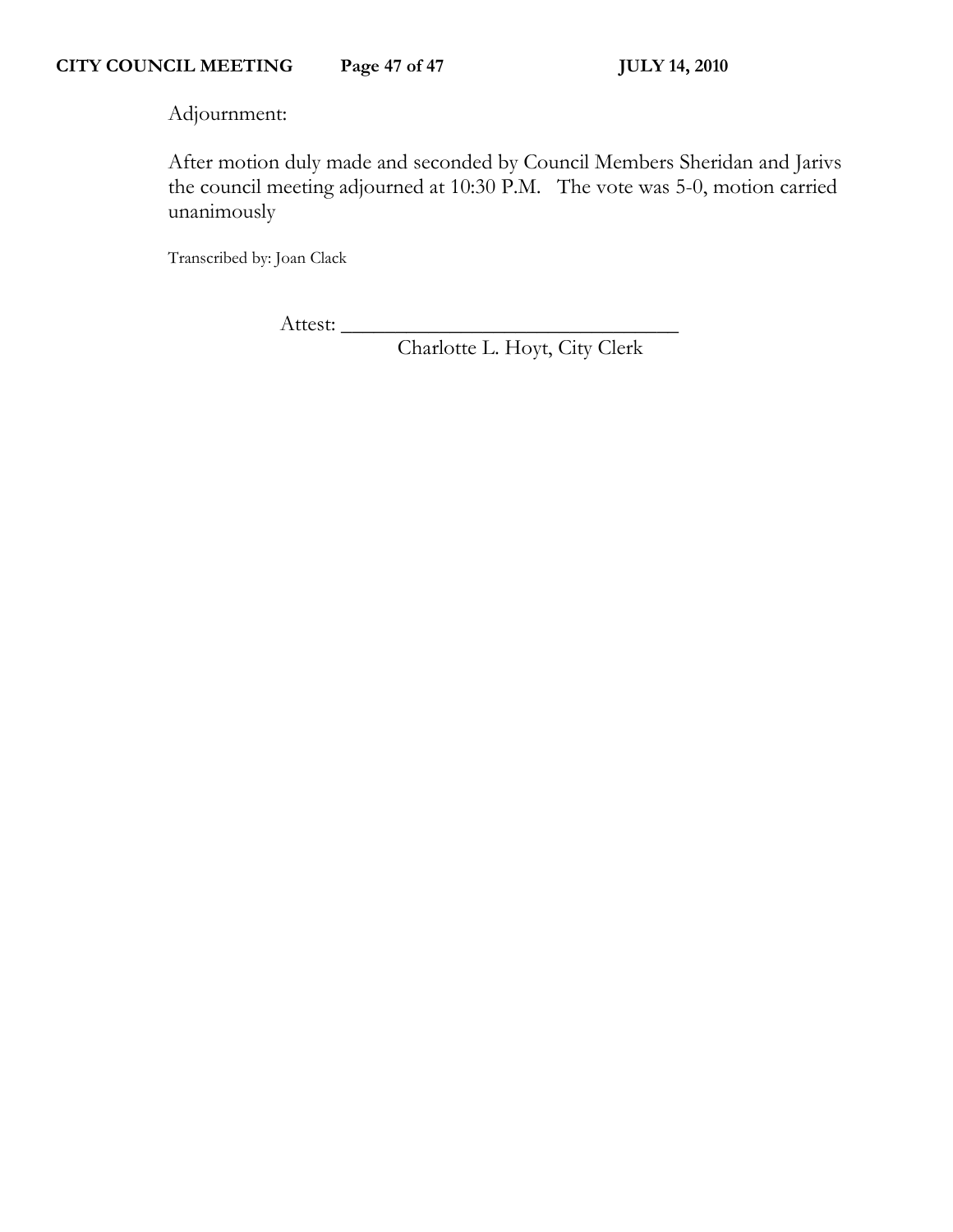Adjournment:

After motion duly made and seconded by Council Members Sheridan and Jarivs the council meeting adjourned at 10:30 P.M. The vote was 5-0, motion carried unanimously

Transcribed by: Joan Clack

Attest: ________________________________

Charlotte L. Hoyt, City Clerk